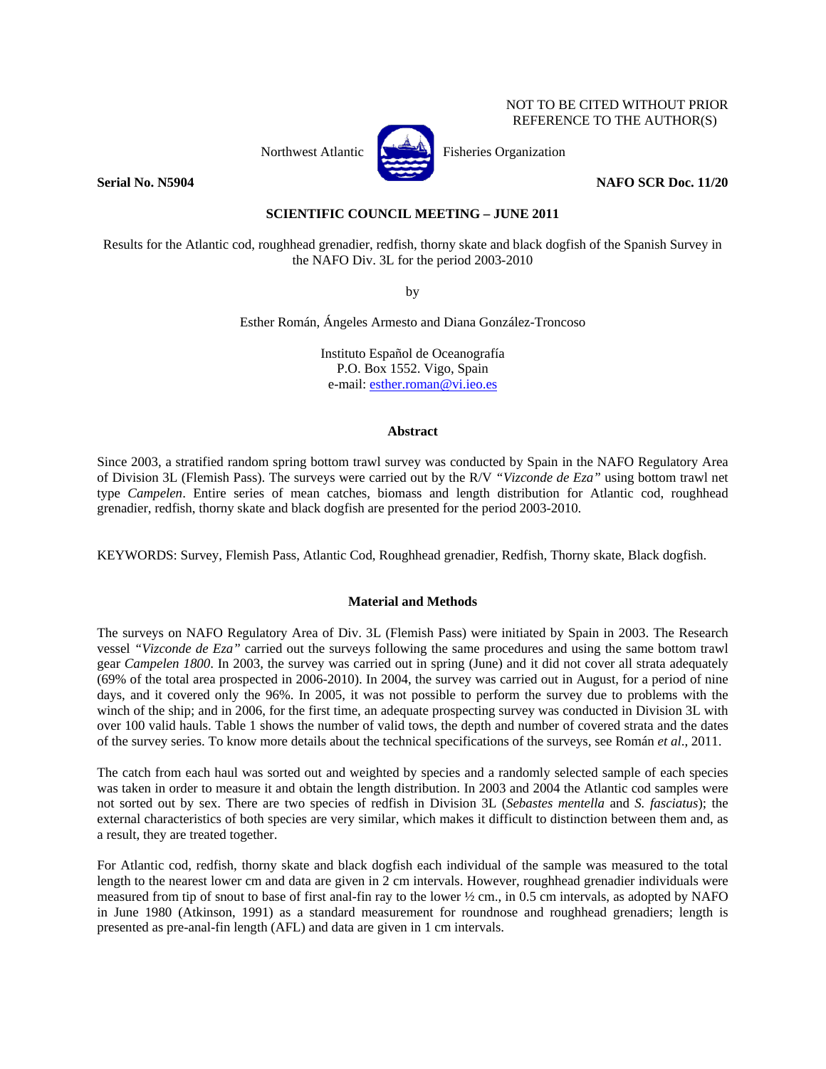NOT TO BE CITED WITHOUT PRIOR REFERENCE TO THE AUTHOR(S)

Northwest Atlantic Fisheries Organization

**Serial No. N5904** **NAFO SCR Doc. 11/20**

**SCIENTIFIC COUNCIL MEETING – JUNE 2011**

Results for the Atlantic cod, roughhead grenadier, redfish, thorny skate and black dogfish of the Spanish Survey in the NAFO Div. 3L for the period 2003-2010

by

Esther Román, Ángeles Armesto and Diana González-Troncoso

Instituto Español de Oceanografía
P.O. Box 1552. Vigo, Spain
e-mail: esther.roman@vi.ieo.es

## Abstract

Since 2003, a stratified random spring bottom trawl survey was conducted by Spain in the NAFO Regulatory Area of Division 3L (Flemish Pass). The surveys were carried out by the R/V *"Vizconde de Eza"* using bottom trawl net type *Campelen*. Entire series of mean catches, biomass and length distribution for Atlantic cod, roughhead grenadier, redfish, thorny skate and black dogfish are presented for the period 2003-2010.

KEYWORDS: Survey, Flemish Pass, Atlantic Cod, Roughhead grenadier, Redfish, Thorny skate, Black dogfish.

## Material and Methods

The surveys on NAFO Regulatory Area of Div. 3L (Flemish Pass) were initiated by Spain in 2003. The Research vessel *"Vizconde de Eza"* carried out the surveys following the same procedures and using the same bottom trawl gear *Campelen 1800*. In 2003, the survey was carried out in spring (June) and it did not cover all strata adequately (69% of the total area prospected in 2006-2010). In 2004, the survey was carried out in August, for a period of nine days, and it covered only the 96%. In 2005, it was not possible to perform the survey due to problems with the winch of the ship; and in 2006, for the first time, an adequate prospecting survey was conducted in Division 3L with over 100 valid hauls. Table 1 shows the number of valid tows, the depth and number of covered strata and the dates of the survey series. To know more details about the technical specifications of the surveys, see Román *et al*., 2011.

The catch from each haul was sorted out and weighted by species and a randomly selected sample of each species was taken in order to measure it and obtain the length distribution. In 2003 and 2004 the Atlantic cod samples were not sorted out by sex. There are two species of redfish in Division 3L (*Sebastes mentella* and *S. fasciatus*); the external characteristics of both species are very similar, which makes it difficult to distinction between them and, as a result, they are treated together.

For Atlantic cod, redfish, thorny skate and black dogfish each individual of the sample was measured to the total length to the nearest lower cm and data are given in 2 cm intervals. However, roughhead grenadier individuals were measured from tip of snout to base of first anal-fin ray to the lower ½ cm., in 0.5 cm intervals, as adopted by NAFO in June 1980 (Atkinson, 1991) as a standard measurement for roundnose and roughhead grenadiers; length is presented as pre-anal-fin length (AFL) and data are given in 1 cm intervals.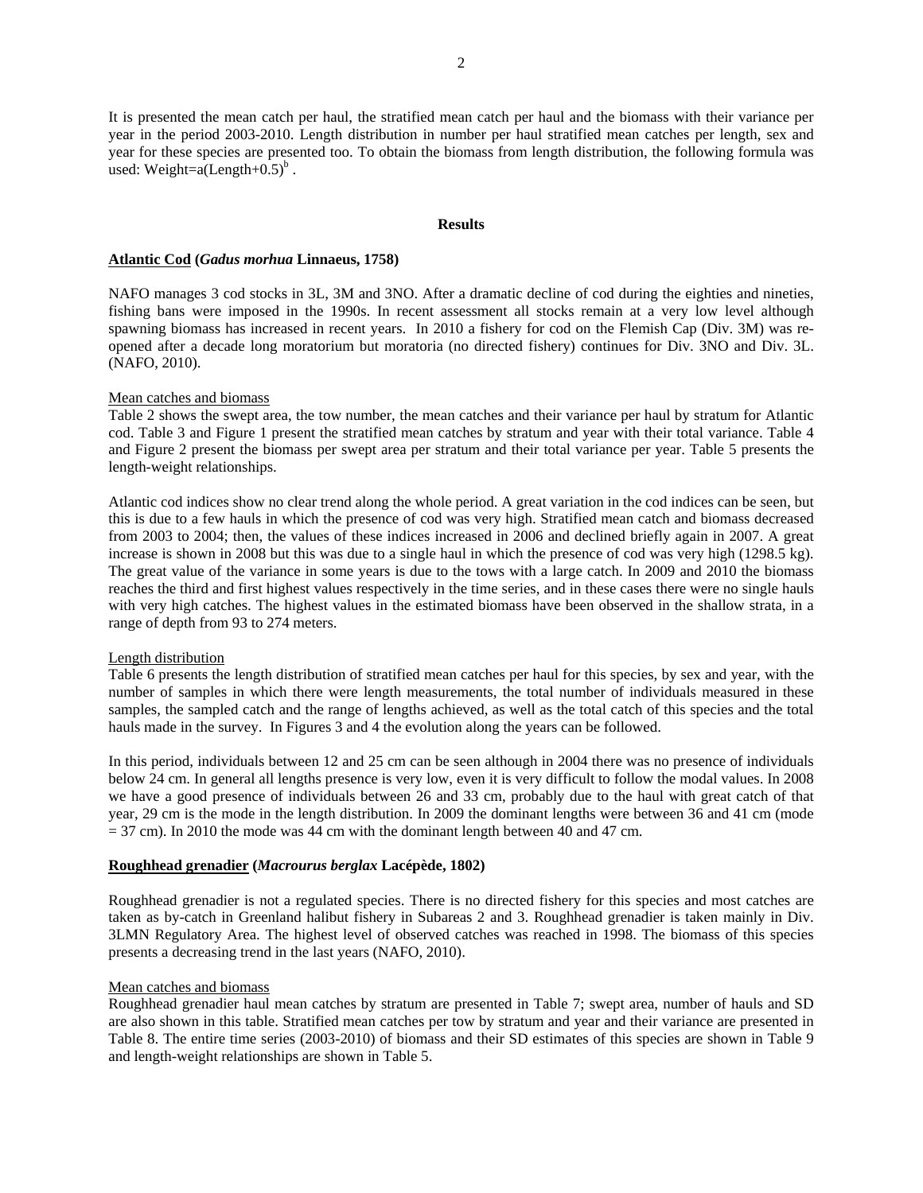It is presented the mean catch per haul, the stratified mean catch per haul and the biomass with their variance per year in the period 2003-2010. Length distribution in number per haul stratified mean catches per length, sex and year for these species are presented too. To obtain the biomass from length distribution, the following formula was used: Weight=$a(\text{Length}+0.5)^b$ .

## Results

### **Atlantic Cod** (*Gadus morhua* Linnaeus, 1758)

NAFO manages 3 cod stocks in 3L, 3M and 3NO. After a dramatic decline of cod during the eighties and nineties, fishing bans were imposed in the 1990s. In recent assessment all stocks remain at a very low level although spawning biomass has increased in recent years. In 2010 a fishery for cod on the Flemish Cap (Div. 3M) was re-opened after a decade long moratorium but moratoria (no directed fishery) continues for Div. 3NO and Div. 3L. (NAFO, 2010).

Mean catches and biomass

Table 2 shows the swept area, the tow number, the mean catches and their variance per haul by stratum for Atlantic cod. Table 3 and Figure 1 present the stratified mean catches by stratum and year with their total variance. Table 4 and Figure 2 present the biomass per swept area per stratum and their total variance per year. Table 5 presents the length-weight relationships.

Atlantic cod indices show no clear trend along the whole period. A great variation in the cod indices can be seen, but this is due to a few hauls in which the presence of cod was very high. Stratified mean catch and biomass decreased from 2003 to 2004; then, the values of these indices increased in 2006 and declined briefly again in 2007. A great increase is shown in 2008 but this was due to a single haul in which the presence of cod was very high (1298.5 kg). The great value of the variance in some years is due to the tows with a large catch. In 2009 and 2010 the biomass reaches the third and first highest values respectively in the time series, and in these cases there were no single hauls with very high catches. The highest values in the estimated biomass have been observed in the shallow strata, in a range of depth from 93 to 274 meters.

Length distribution

Table 6 presents the length distribution of stratified mean catches per haul for this species, by sex and year, with the number of samples in which there were length measurements, the total number of individuals measured in these samples, the sampled catch and the range of lengths achieved, as well as the total catch of this species and the total hauls made in the survey. In Figures 3 and 4 the evolution along the years can be followed.

In this period, individuals between 12 and 25 cm can be seen although in 2004 there was no presence of individuals below 24 cm. In general all lengths presence is very low, even it is very difficult to follow the modal values. In 2008 we have a good presence of individuals between 26 and 33 cm, probably due to the haul with great catch of that year, 29 cm is the mode in the length distribution. In 2009 the dominant lengths were between 36 and 41 cm (mode = 37 cm). In 2010 the mode was 44 cm with the dominant length between 40 and 47 cm.

### **Roughhead grenadier** (*Macrourus berglax* Lacépède, 1802)

Roughhead grenadier is not a regulated species. There is no directed fishery for this species and most catches are taken as by-catch in Greenland halibut fishery in Subareas 2 and 3. Roughhead grenadier is taken mainly in Div. 3LMN Regulatory Area. The highest level of observed catches was reached in 1998. The biomass of this species presents a decreasing trend in the last years (NAFO, 2010).

Mean catches and biomass

Roughhead grenadier haul mean catches by stratum are presented in Table 7; swept area, number of hauls and SD are also shown in this table. Stratified mean catches per tow by stratum and year and their variance are presented in Table 8. The entire time series (2003-2010) of biomass and their SD estimates of this species are shown in Table 9 and length-weight relationships are shown in Table 5.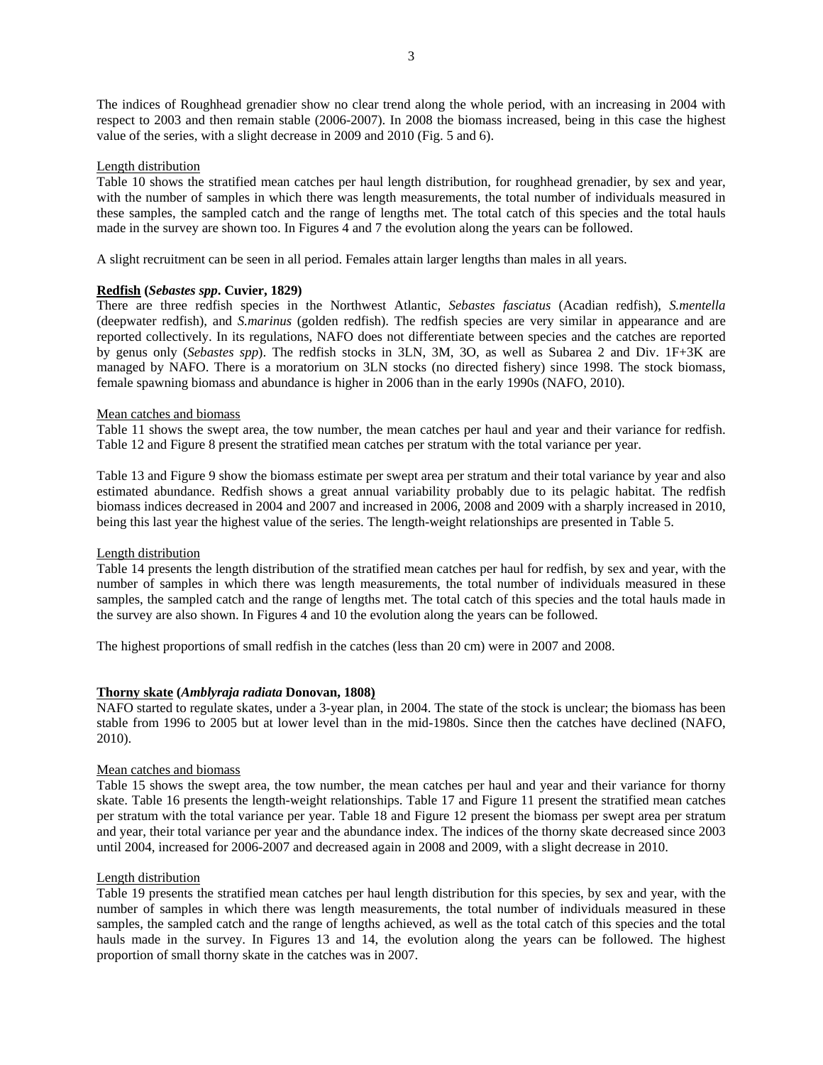The indices of Roughhead grenadier show no clear trend along the whole period, with an increasing in 2004 with respect to 2003 and then remain stable (2006-2007). In 2008 the biomass increased, being in this case the highest value of the series, with a slight decrease in 2009 and 2010 (Fig. 5 and 6).

Length distribution

Table 10 shows the stratified mean catches per haul length distribution, for roughhead grenadier, by sex and year, with the number of samples in which there was length measurements, the total number of individuals measured in these samples, the sampled catch and the range of lengths met. The total catch of this species and the total hauls made in the survey are shown too. In Figures 4 and 7 the evolution along the years can be followed.

A slight recruitment can be seen in all period. Females attain larger lengths than males in all years.

**Redfish (*Sebastes spp*. Cuvier, 1829)**

There are three redfish species in the Northwest Atlantic, *Sebastes fasciatus* (Acadian redfish), *S.mentella* (deepwater redfish), and *S.marinus* (golden redfish). The redfish species are very similar in appearance and are reported collectively. In its regulations, NAFO does not differentiate between species and the catches are reported by genus only (*Sebastes spp*). The redfish stocks in 3LN, 3M, 3O, as well as Subarea 2 and Div. 1F+3K are managed by NAFO. There is a moratorium on 3LN stocks (no directed fishery) since 1998. The stock biomass, female spawning biomass and abundance is higher in 2006 than in the early 1990s (NAFO, 2010).

Mean catches and biomass

Table 11 shows the swept area, the tow number, the mean catches per haul and year and their variance for redfish. Table 12 and Figure 8 present the stratified mean catches per stratum with the total variance per year.

Table 13 and Figure 9 show the biomass estimate per swept area per stratum and their total variance by year and also estimated abundance. Redfish shows a great annual variability probably due to its pelagic habitat. The redfish biomass indices decreased in 2004 and 2007 and increased in 2006, 2008 and 2009 with a sharply increased in 2010, being this last year the highest value of the series. The length-weight relationships are presented in Table 5.

Length distribution

Table 14 presents the length distribution of the stratified mean catches per haul for redfish, by sex and year, with the number of samples in which there was length measurements, the total number of individuals measured in these samples, the sampled catch and the range of lengths met. The total catch of this species and the total hauls made in the survey are also shown. In Figures 4 and 10 the evolution along the years can be followed.

The highest proportions of small redfish in the catches (less than 20 cm) were in 2007 and 2008.

**Thorny skate (*Amblyraja radiata* Donovan, 1808)**

NAFO started to regulate skates, under a 3-year plan, in 2004. The state of the stock is unclear; the biomass has been stable from 1996 to 2005 but at lower level than in the mid-1980s. Since then the catches have declined (NAFO, 2010).

Mean catches and biomass

Table 15 shows the swept area, the tow number, the mean catches per haul and year and their variance for thorny skate. Table 16 presents the length-weight relationships. Table 17 and Figure 11 present the stratified mean catches per stratum with the total variance per year. Table 18 and Figure 12 present the biomass per swept area per stratum and year, their total variance per year and the abundance index. The indices of the thorny skate decreased since 2003 until 2004, increased for 2006-2007 and decreased again in 2008 and 2009, with a slight decrease in 2010.

Length distribution

Table 19 presents the stratified mean catches per haul length distribution for this species, by sex and year, with the number of samples in which there was length measurements, the total number of individuals measured in these samples, the sampled catch and the range of lengths achieved, as well as the total catch of this species and the total hauls made in the survey. In Figures 13 and 14, the evolution along the years can be followed. The highest proportion of small thorny skate in the catches was in 2007.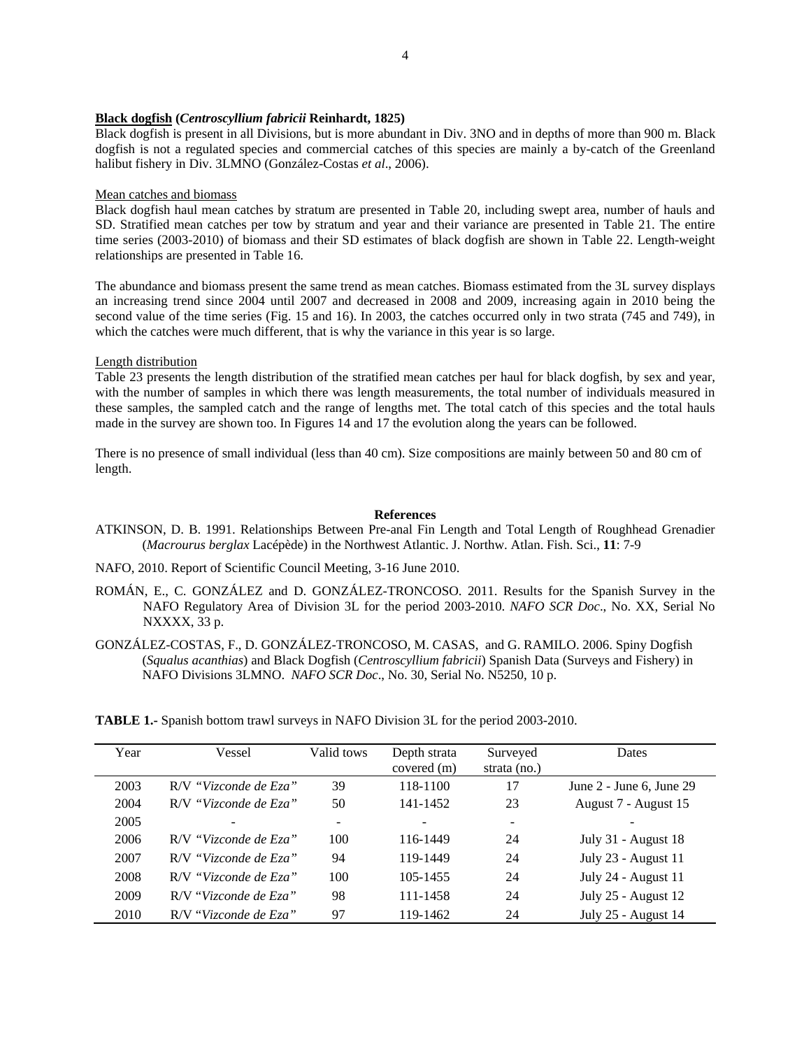### **Black dogfish** (*Centroscyllium fabricii* Reinhardt, 1825)

Black dogfish is present in all Divisions, but is more abundant in Div. 3NO and in depths of more than 900 m. Black dogfish is not a regulated species and commercial catches of this species are mainly a by-catch of the Greenland halibut fishery in Div. 3LMNO (González-Costas *et al*., 2006).

Mean catches and biomass

Black dogfish haul mean catches by stratum are presented in Table 20, including swept area, number of hauls and SD. Stratified mean catches per tow by stratum and year and their variance are presented in Table 21. The entire time series (2003-2010) of biomass and their SD estimates of black dogfish are shown in Table 22. Length-weight relationships are presented in Table 16.

The abundance and biomass present the same trend as mean catches. Biomass estimated from the 3L survey displays an increasing trend since 2004 until 2007 and decreased in 2008 and 2009, increasing again in 2010 being the second value of the time series (Fig. 15 and 16). In 2003, the catches occurred only in two strata (745 and 749), in which the catches were much different, that is why the variance in this year is so large.

Length distribution

Table 23 presents the length distribution of the stratified mean catches per haul for black dogfish, by sex and year, with the number of samples in which there was length measurements, the total number of individuals measured in these samples, the sampled catch and the range of lengths met. The total catch of this species and the total hauls made in the survey are shown too. In Figures 14 and 17 the evolution along the years can be followed.

There is no presence of small individual (less than 40 cm). Size compositions are mainly between 50 and 80 cm of length.

### References

ATKINSON, D. B. 1991. Relationships Between Pre-anal Fin Length and Total Length of Roughhead Grenadier (*Macrourus berglax* Lacépède) in the Northwest Atlantic. J. Northw. Atlan. Fish. Sci., **11**: 7-9

NAFO, 2010. Report of Scientific Council Meeting, 3-16 June 2010.

ROMÁN, E., C. GONZÁLEZ and D. GONZÁLEZ-TRONCOSO. 2011. Results for the Spanish Survey in the NAFO Regulatory Area of Division 3L for the period 2003-2010. *NAFO SCR Doc*., No. XX, Serial No NXXXX, 33 p.

GONZÁLEZ-COSTAS, F., D. GONZÁLEZ-TRONCOSO, M. CASAS, and G. RAMILO. 2006. Spiny Dogfish (*Squalus acanthias*) and Black Dogfish (*Centroscyllium fabricii*) Spanish Data (Surveys and Fishery) in NAFO Divisions 3LMNO. *NAFO SCR Doc*., No. 30, Serial No. N5250, 10 p.

**TABLE 1.**- Spanish bottom trawl surveys in NAFO Division 3L for the period 2003-2010.

| Year | Vessel | Valid tows | Depth strata covered (m) | Surveyed strata (no.) | Dates |
|---|---|---|---|---|---|
| 2003 | R/V *"Vizconde de Eza"* | 39 | 118-1100 | 17 | June 2 - June 6, June 29 |
| 2004 | R/V *"Vizconde de Eza"* | 50 | 141-1452 | 23 | August 7 - August 15 |
| 2005 | - | - | - | - | - |
| 2006 | R/V *"Vizconde de Eza"* | 100 | 116-1449 | 24 | July 31 - August 18 |
| 2007 | R/V *"Vizconde de Eza"* | 94 | 119-1449 | 24 | July 23 - August 11 |
| 2008 | R/V *"Vizconde de Eza"* | 100 | 105-1455 | 24 | July 24 - August 11 |
| 2009 | R/V *"Vizconde de Eza"* | 98 | 111-1458 | 24 | July 25 - August 12 |
| 2010 | R/V *"Vizconde de Eza"* | 97 | 119-1462 | 24 | July 25 - August 14 |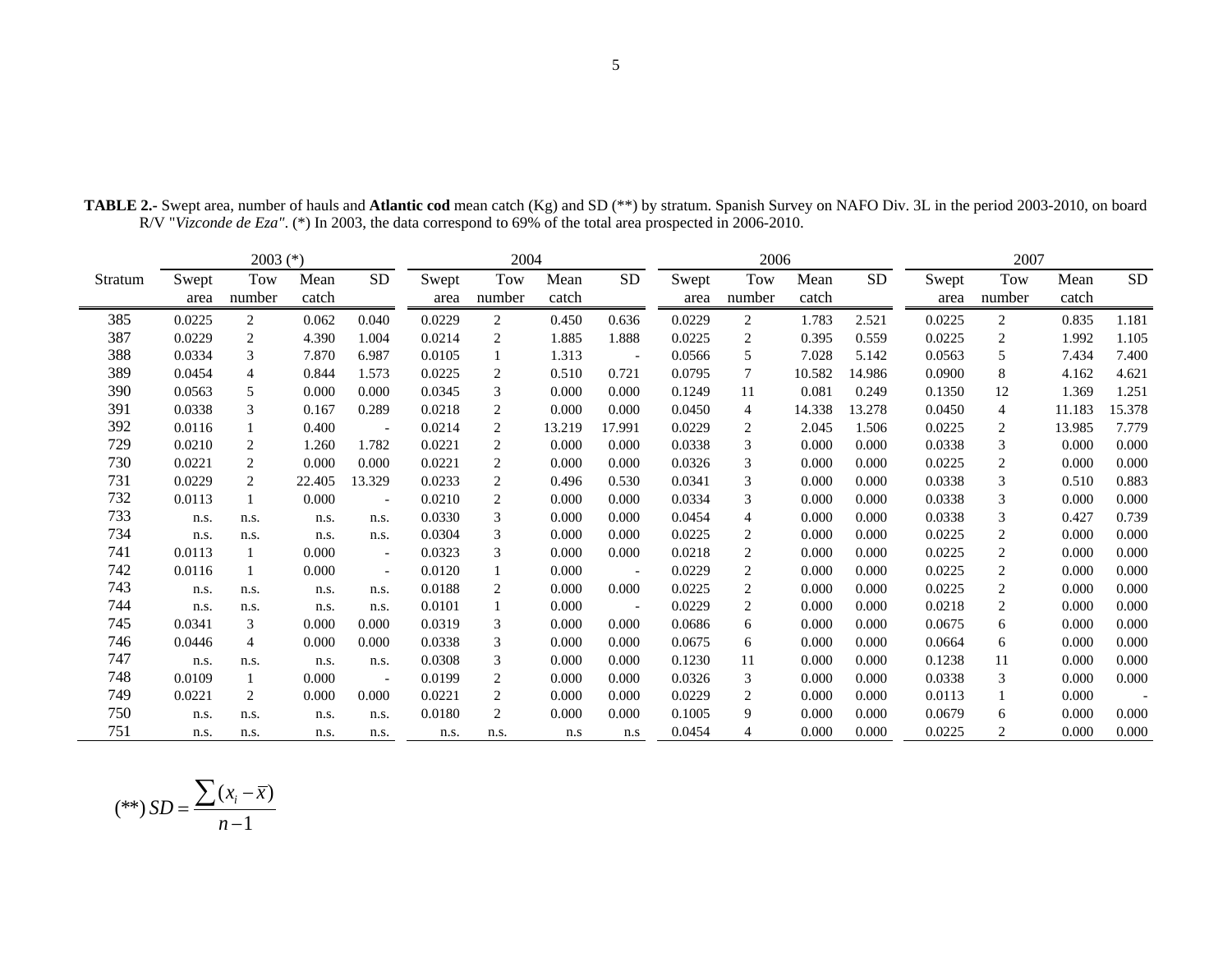**TABLE 2.-** Swept area, number of hauls and **Atlantic cod** mean catch (Kg) and SD (**) by stratum. Spanish Survey on NAFO Div. 3L in the period 2003-2010, on board R/V "*Vizconde de Eza*". (*) In 2003, the data correspond to 69% of the total area prospected in 2006-2010.

| | 2003 (*) | | | | 2004 | | | | 2006 | | | | 2007 | | | |
|---|---|---|---|---|---|---|---|---|---|---|---|---|---|---|---|---|
| Stratum | Swept area | Tow number | Mean catch | SD | Swept area | Tow number | Mean catch | SD | Swept area | Tow number | Mean catch | SD | Swept area | Tow number | Mean catch | SD |
| 385 | 0.0225 | 2 | 0.062 | 0.040 | 0.0229 | 2 | 0.450 | 0.636 | 0.0229 | 2 | 1.783 | 2.521 | 0.0225 | 2 | 0.835 | 1.181 |
| 387 | 0.0229 | 2 | 4.390 | 1.004 | 0.0214 | 2 | 1.885 | 1.888 | 0.0225 | 2 | 0.395 | 0.559 | 0.0225 | 2 | 1.992 | 1.105 |
| 388 | 0.0334 | 3 | 7.870 | 6.987 | 0.0105 | 1 | 1.313 | - | 0.0566 | 5 | 7.028 | 5.142 | 0.0563 | 5 | 7.434 | 7.400 |
| 389 | 0.0454 | 4 | 0.844 | 1.573 | 0.0225 | 2 | 0.510 | 0.721 | 0.0795 | 7 | 10.582 | 14.986 | 0.0900 | 8 | 4.162 | 4.621 |
| 390 | 0.0563 | 5 | 0.000 | 0.000 | 0.0345 | 3 | 0.000 | 0.000 | 0.1249 | 11 | 0.081 | 0.249 | 0.1350 | 12 | 1.369 | 1.251 |
| 391 | 0.0338 | 3 | 0.167 | 0.289 | 0.0218 | 2 | 0.000 | 0.000 | 0.0450 | 4 | 14.338 | 13.278 | 0.0450 | 4 | 11.183 | 15.378 |
| 392 | 0.0116 | 1 | 0.400 | - | 0.0214 | 2 | 13.219 | 17.991 | 0.0229 | 2 | 2.045 | 1.506 | 0.0225 | 2 | 13.985 | 7.779 |
| 729 | 0.0210 | 2 | 1.260 | 1.782 | 0.0221 | 2 | 0.000 | 0.000 | 0.0338 | 3 | 0.000 | 0.000 | 0.0338 | 3 | 0.000 | 0.000 |
| 730 | 0.0221 | 2 | 0.000 | 0.000 | 0.0221 | 2 | 0.000 | 0.000 | 0.0326 | 3 | 0.000 | 0.000 | 0.0225 | 2 | 0.000 | 0.000 |
| 731 | 0.0229 | 2 | 22.405 | 13.329 | 0.0233 | 2 | 0.496 | 0.530 | 0.0341 | 3 | 0.000 | 0.000 | 0.0338 | 3 | 0.510 | 0.883 |
| 732 | 0.0113 | 1 | 0.000 | - | 0.0210 | 2 | 0.000 | 0.000 | 0.0334 | 3 | 0.000 | 0.000 | 0.0338 | 3 | 0.000 | 0.000 |
| 733 | n.s. | n.s. | n.s. | n.s. | 0.0330 | 3 | 0.000 | 0.000 | 0.0454 | 4 | 0.000 | 0.000 | 0.0338 | 3 | 0.427 | 0.739 |
| 734 | n.s. | n.s. | n.s. | n.s. | 0.0304 | 3 | 0.000 | 0.000 | 0.0225 | 2 | 0.000 | 0.000 | 0.0225 | 2 | 0.000 | 0.000 |
| 741 | 0.0113 | 1 | 0.000 | - | 0.0323 | 3 | 0.000 | 0.000 | 0.0218 | 2 | 0.000 | 0.000 | 0.0225 | 2 | 0.000 | 0.000 |
| 742 | 0.0116 | 1 | 0.000 | - | 0.0120 | 1 | 0.000 | - | 0.0229 | 2 | 0.000 | 0.000 | 0.0225 | 2 | 0.000 | 0.000 |
| 743 | n.s. | n.s. | n.s. | n.s. | 0.0188 | 2 | 0.000 | 0.000 | 0.0225 | 2 | 0.000 | 0.000 | 0.0225 | 2 | 0.000 | 0.000 |
| 744 | n.s. | n.s. | n.s. | n.s. | 0.0101 | 1 | 0.000 | - | 0.0229 | 2 | 0.000 | 0.000 | 0.0218 | 2 | 0.000 | 0.000 |
| 745 | 0.0341 | 3 | 0.000 | 0.000 | 0.0319 | 3 | 0.000 | 0.000 | 0.0686 | 6 | 0.000 | 0.000 | 0.0675 | 6 | 0.000 | 0.000 |
| 746 | 0.0446 | 4 | 0.000 | 0.000 | 0.0338 | 3 | 0.000 | 0.000 | 0.0675 | 6 | 0.000 | 0.000 | 0.0664 | 6 | 0.000 | 0.000 |
| 747 | n.s. | n.s. | n.s. | n.s. | 0.0308 | 3 | 0.000 | 0.000 | 0.1230 | 11 | 0.000 | 0.000 | 0.1238 | 11 | 0.000 | 0.000 |
| 748 | 0.0109 | 1 | 0.000 | - | 0.0199 | 2 | 0.000 | 0.000 | 0.0326 | 3 | 0.000 | 0.000 | 0.0338 | 3 | 0.000 | 0.000 |
| 749 | 0.0221 | 2 | 0.000 | 0.000 | 0.0221 | 2 | 0.000 | 0.000 | 0.0229 | 2 | 0.000 | 0.000 | 0.0113 | 1 | 0.000 | - |
| 750 | n.s. | n.s. | n.s. | n.s. | 0.0180 | 2 | 0.000 | 0.000 | 0.1005 | 9 | 0.000 | 0.000 | 0.0679 | 6 | 0.000 | 0.000 |
| 751 | n.s. | n.s. | n.s. | n.s. | n.s. | n.s. | n.s | n.s | 0.0454 | 4 | 0.000 | 0.000 | 0.0225 | 2 | 0.000 | 0.000 |

$$(**)\ SD = \frac{\sum (x_i - \bar{x})}{n-1}$$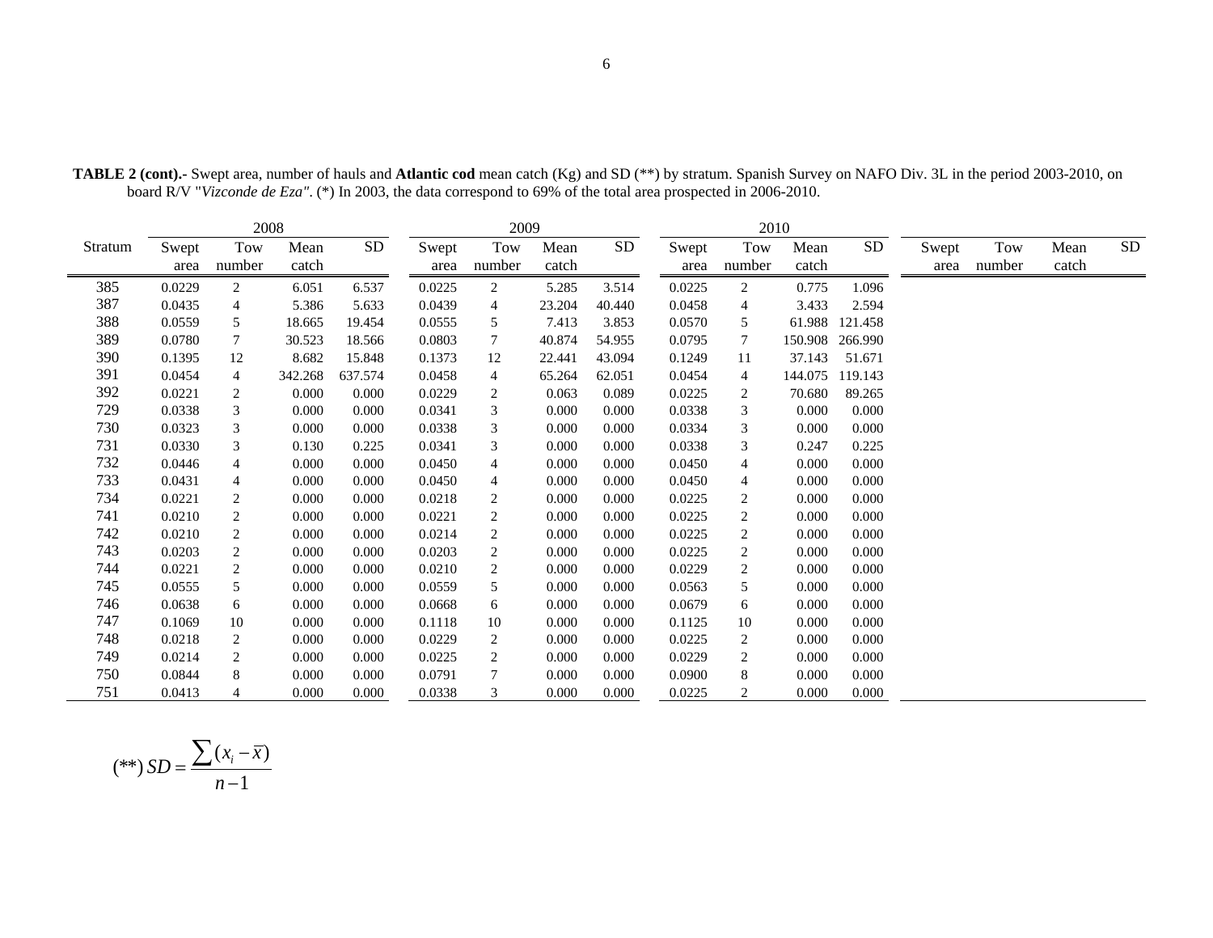**TABLE 2 (cont).-** Swept area, number of hauls and **Atlantic cod** mean catch (Kg) and SD (**) by stratum. Spanish Survey on NAFO Div. 3L in the period 2003-2010, on board R/V "*Vizconde de Eza"*. (*) In 2003, the data correspond to 69% of the total area prospected in 2006-2010.

| Stratum | 2008 | | | | 2009 | | | | 2010 | | | | | | | |
|---|---|---|---|---|---|---|---|---|---|---|---|---|---|---|---|---|
| | Swept area | Tow number | Mean catch | SD | Swept area | Tow number | Mean catch | SD | Swept area | Tow number | Mean catch | SD | Swept area | Tow number | Mean catch | SD |
| 385 | 0.0229 | 2 | 6.051 | 6.537 | 0.0225 | 2 | 5.285 | 3.514 | 0.0225 | 2 | 0.775 | 1.096 | | | | |
| 387 | 0.0435 | 4 | 5.386 | 5.633 | 0.0439 | 4 | 23.204 | 40.440 | 0.0458 | 4 | 3.433 | 2.594 | | | | |
| 388 | 0.0559 | 5 | 18.665 | 19.454 | 0.0555 | 5 | 7.413 | 3.853 | 0.0570 | 5 | 61.988 | 121.458 | | | | |
| 389 | 0.0780 | 7 | 30.523 | 18.566 | 0.0803 | 7 | 40.874 | 54.955 | 0.0795 | 7 | 150.908 | 266.990 | | | | |
| 390 | 0.1395 | 12 | 8.682 | 15.848 | 0.1373 | 12 | 22.441 | 43.094 | 0.1249 | 11 | 37.143 | 51.671 | | | | |
| 391 | 0.0454 | 4 | 342.268 | 637.574 | 0.0458 | 4 | 65.264 | 62.051 | 0.0454 | 4 | 144.075 | 119.143 | | | | |
| 392 | 0.0221 | 2 | 0.000 | 0.000 | 0.0229 | 2 | 0.063 | 0.089 | 0.0225 | 2 | 70.680 | 89.265 | | | | |
| 729 | 0.0338 | 3 | 0.000 | 0.000 | 0.0341 | 3 | 0.000 | 0.000 | 0.0338 | 3 | 0.000 | 0.000 | | | | |
| 730 | 0.0323 | 3 | 0.000 | 0.000 | 0.0338 | 3 | 0.000 | 0.000 | 0.0334 | 3 | 0.000 | 0.000 | | | | |
| 731 | 0.0330 | 3 | 0.130 | 0.225 | 0.0341 | 3 | 0.000 | 0.000 | 0.0338 | 3 | 0.247 | 0.225 | | | | |
| 732 | 0.0446 | 4 | 0.000 | 0.000 | 0.0450 | 4 | 0.000 | 0.000 | 0.0450 | 4 | 0.000 | 0.000 | | | | |
| 733 | 0.0431 | 4 | 0.000 | 0.000 | 0.0450 | 4 | 0.000 | 0.000 | 0.0450 | 4 | 0.000 | 0.000 | | | | |
| 734 | 0.0221 | 2 | 0.000 | 0.000 | 0.0218 | 2 | 0.000 | 0.000 | 0.0225 | 2 | 0.000 | 0.000 | | | | |
| 741 | 0.0210 | 2 | 0.000 | 0.000 | 0.0221 | 2 | 0.000 | 0.000 | 0.0225 | 2 | 0.000 | 0.000 | | | | |
| 742 | 0.0210 | 2 | 0.000 | 0.000 | 0.0214 | 2 | 0.000 | 0.000 | 0.0225 | 2 | 0.000 | 0.000 | | | | |
| 743 | 0.0203 | 2 | 0.000 | 0.000 | 0.0203 | 2 | 0.000 | 0.000 | 0.0225 | 2 | 0.000 | 0.000 | | | | |
| 744 | 0.0221 | 2 | 0.000 | 0.000 | 0.0210 | 2 | 0.000 | 0.000 | 0.0229 | 2 | 0.000 | 0.000 | | | | |
| 745 | 0.0555 | 5 | 0.000 | 0.000 | 0.0559 | 5 | 0.000 | 0.000 | 0.0563 | 5 | 0.000 | 0.000 | | | | |
| 746 | 0.0638 | 6 | 0.000 | 0.000 | 0.0668 | 6 | 0.000 | 0.000 | 0.0679 | 6 | 0.000 | 0.000 | | | | |
| 747 | 0.1069 | 10 | 0.000 | 0.000 | 0.1118 | 10 | 0.000 | 0.000 | 0.1125 | 10 | 0.000 | 0.000 | | | | |
| 748 | 0.0218 | 2 | 0.000 | 0.000 | 0.0229 | 2 | 0.000 | 0.000 | 0.0225 | 2 | 0.000 | 0.000 | | | | |
| 749 | 0.0214 | 2 | 0.000 | 0.000 | 0.0225 | 2 | 0.000 | 0.000 | 0.0229 | 2 | 0.000 | 0.000 | | | | |
| 750 | 0.0844 | 8 | 0.000 | 0.000 | 0.0791 | 7 | 0.000 | 0.000 | 0.0900 | 8 | 0.000 | 0.000 | | | | |
| 751 | 0.0413 | 4 | 0.000 | 0.000 | 0.0338 | 3 | 0.000 | 0.000 | 0.0225 | 2 | 0.000 | 0.000 | | | | |

$$(^{**})\, SD = \frac{\sum (x_i - \bar{x})}{n-1}$$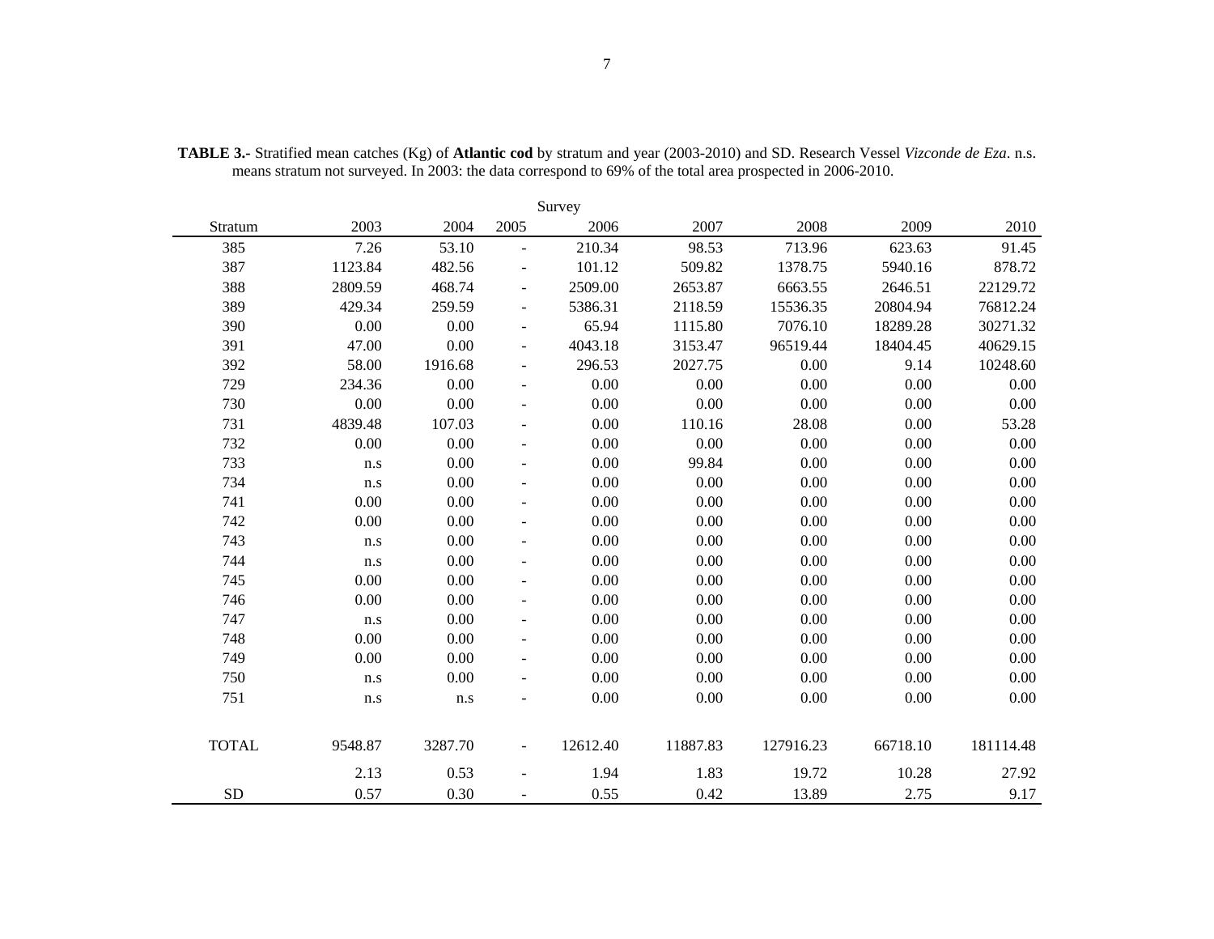**TABLE 3.-** Stratified mean catches (Kg) of **Atlantic cod** by stratum and year (2003-2010) and SD. Research Vessel *Vizconde de Eza*. n.s. means stratum not surveyed. In 2003: the data correspond to 69% of the total area prospected in 2006-2010.

| | Survey | | | | | | | |
|---|---|---|---|---|---|---|---|---|
| Stratum | 2003 | 2004 | 2005 | 2006 | 2007 | 2008 | 2009 | 2010 |
| 385 | 7.26 | 53.10 | - | 210.34 | 98.53 | 713.96 | 623.63 | 91.45 |
| 387 | 1123.84 | 482.56 | - | 101.12 | 509.82 | 1378.75 | 5940.16 | 878.72 |
| 388 | 2809.59 | 468.74 | - | 2509.00 | 2653.87 | 6663.55 | 2646.51 | 22129.72 |
| 389 | 429.34 | 259.59 | - | 5386.31 | 2118.59 | 15536.35 | 20804.94 | 76812.24 |
| 390 | 0.00 | 0.00 | - | 65.94 | 1115.80 | 7076.10 | 18289.28 | 30271.32 |
| 391 | 47.00 | 0.00 | - | 4043.18 | 3153.47 | 96519.44 | 18404.45 | 40629.15 |
| 392 | 58.00 | 1916.68 | - | 296.53 | 2027.75 | 0.00 | 9.14 | 10248.60 |
| 729 | 234.36 | 0.00 | - | 0.00 | 0.00 | 0.00 | 0.00 | 0.00 |
| 730 | 0.00 | 0.00 | - | 0.00 | 0.00 | 0.00 | 0.00 | 0.00 |
| 731 | 4839.48 | 107.03 | - | 0.00 | 110.16 | 28.08 | 0.00 | 53.28 |
| 732 | 0.00 | 0.00 | - | 0.00 | 0.00 | 0.00 | 0.00 | 0.00 |
| 733 | n.s | 0.00 | - | 0.00 | 99.84 | 0.00 | 0.00 | 0.00 |
| 734 | n.s | 0.00 | - | 0.00 | 0.00 | 0.00 | 0.00 | 0.00 |
| 741 | 0.00 | 0.00 | - | 0.00 | 0.00 | 0.00 | 0.00 | 0.00 |
| 742 | 0.00 | 0.00 | - | 0.00 | 0.00 | 0.00 | 0.00 | 0.00 |
| 743 | n.s | 0.00 | - | 0.00 | 0.00 | 0.00 | 0.00 | 0.00 |
| 744 | n.s | 0.00 | - | 0.00 | 0.00 | 0.00 | 0.00 | 0.00 |
| 745 | 0.00 | 0.00 | - | 0.00 | 0.00 | 0.00 | 0.00 | 0.00 |
| 746 | 0.00 | 0.00 | - | 0.00 | 0.00 | 0.00 | 0.00 | 0.00 |
| 747 | n.s | 0.00 | - | 0.00 | 0.00 | 0.00 | 0.00 | 0.00 |
| 748 | 0.00 | 0.00 | - | 0.00 | 0.00 | 0.00 | 0.00 | 0.00 |
| 749 | 0.00 | 0.00 | - | 0.00 | 0.00 | 0.00 | 0.00 | 0.00 |
| 750 | n.s | 0.00 | - | 0.00 | 0.00 | 0.00 | 0.00 | 0.00 |
| 751 | n.s | n.s | - | 0.00 | 0.00 | 0.00 | 0.00 | 0.00 |
| TOTAL | 9548.87 | 3287.70 | - | 12612.40 | 11887.83 | 127916.23 | 66718.10 | 181114.48 |
| | 2.13 | 0.53 | - | 1.94 | 1.83 | 19.72 | 10.28 | 27.92 |
| SD | 0.57 | 0.30 | - | 0.55 | 0.42 | 13.89 | 2.75 | 9.17 |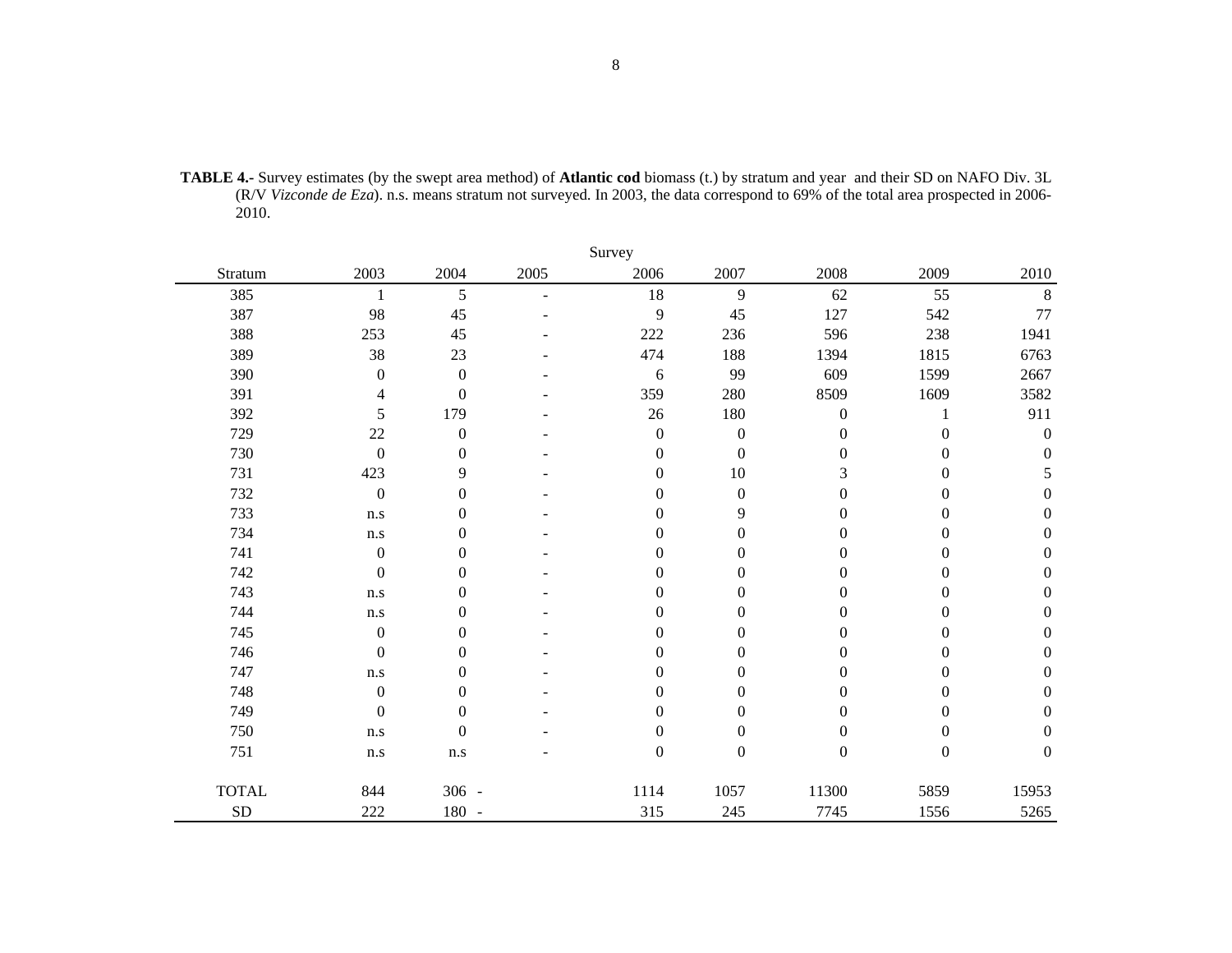**TABLE 4.-** Survey estimates (by the swept area method) of **Atlantic cod** biomass (t.) by stratum and year and their SD on NAFO Div. 3L (R/V *Vizconde de Eza*). n.s. means stratum not surveyed. In 2003, the data correspond to 69% of the total area prospected in 2006-2010.

| | Survey | | | | | | | |
|---|---|---|---|---|---|---|---|---|
| Stratum | 2003 | 2004 | 2005 | 2006 | 2007 | 2008 | 2009 | 2010 |
| 385 | 1 | 5 | - | 18 | 9 | 62 | 55 | 8 |
| 387 | 98 | 45 | - | 9 | 45 | 127 | 542 | 77 |
| 388 | 253 | 45 | - | 222 | 236 | 596 | 238 | 1941 |
| 389 | 38 | 23 | - | 474 | 188 | 1394 | 1815 | 6763 |
| 390 | 0 | 0 | - | 6 | 99 | 609 | 1599 | 2667 |
| 391 | 4 | 0 | - | 359 | 280 | 8509 | 1609 | 3582 |
| 392 | 5 | 179 | - | 26 | 180 | 0 | 1 | 911 |
| 729 | 22 | 0 | - | 0 | 0 | 0 | 0 | 0 |
| 730 | 0 | 0 | - | 0 | 0 | 0 | 0 | 0 |
| 731 | 423 | 9 | - | 0 | 10 | 3 | 0 | 5 |
| 732 | 0 | 0 | - | 0 | 0 | 0 | 0 | 0 |
| 733 | n.s | 0 | - | 0 | 9 | 0 | 0 | 0 |
| 734 | n.s | 0 | - | 0 | 0 | 0 | 0 | 0 |
| 741 | 0 | 0 | - | 0 | 0 | 0 | 0 | 0 |
| 742 | 0 | 0 | - | 0 | 0 | 0 | 0 | 0 |
| 743 | n.s | 0 | - | 0 | 0 | 0 | 0 | 0 |
| 744 | n.s | 0 | - | 0 | 0 | 0 | 0 | 0 |
| 745 | 0 | 0 | - | 0 | 0 | 0 | 0 | 0 |
| 746 | 0 | 0 | - | 0 | 0 | 0 | 0 | 0 |
| 747 | n.s | 0 | - | 0 | 0 | 0 | 0 | 0 |
| 748 | 0 | 0 | - | 0 | 0 | 0 | 0 | 0 |
| 749 | 0 | 0 | - | 0 | 0 | 0 | 0 | 0 |
| 750 | n.s | 0 | - | 0 | 0 | 0 | 0 | 0 |
| 751 | n.s | n.s | - | 0 | 0 | 0 | 0 | 0 |
| TOTAL | 844 | 306 | - | 1114 | 1057 | 11300 | 5859 | 15953 |
| SD | 222 | 180 | - | 315 | 245 | 7745 | 1556 | 5265 |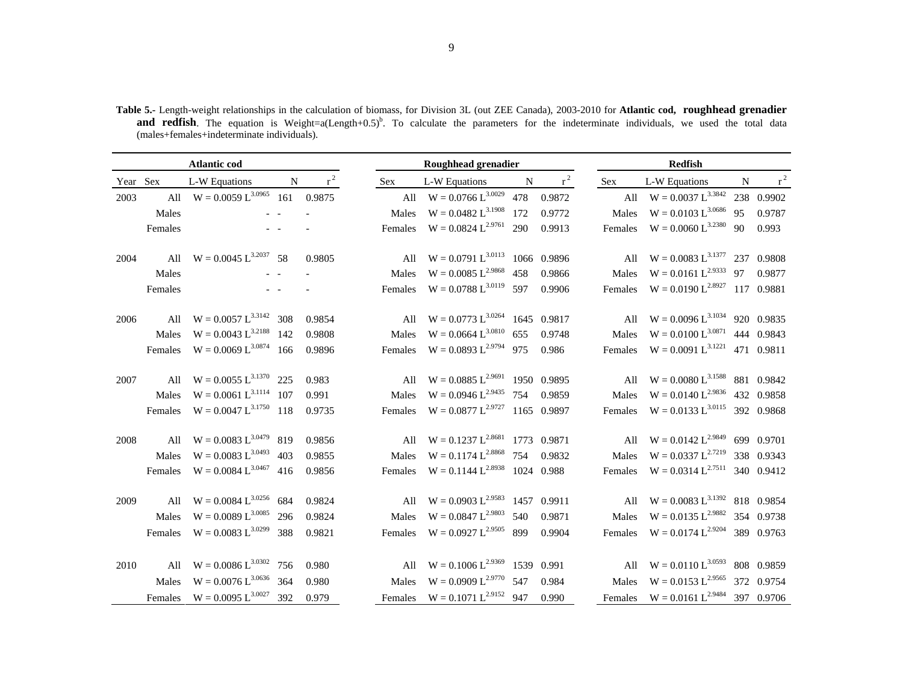**Table 5.-** Length-weight relationships in the calculation of biomass, for Division 3L (out ZEE Canada), 2003-2010 for **Atlantic cod, roughhead grenadier and redfish**. The equation is Weight=a(Length+0.5)$^b$. To calculate the parameters for the indeterminate individuals, we used the total data (males+females+indeterminate individuals).

| | | Atlantic cod | | | Roughhead grenadier | | | | Redfish | | | |
|---|---|---|---|---|---|---|---|---|---|---|---|---|
| Year | Sex | L-W Equations | N | $r^2$ | Sex | L-W Equations | N | $r^2$ | Sex | L-W Equations | N | $r^2$ |
| 2003 | All | $W = 0.0059\ L^{3.0965}$ | 161 | 0.9875 | All | $W = 0.0766\ L^{3.0029}$ | 478 | 0.9872 | All | $W = 0.0037\ L^{3.3842}$ | 238 | 0.9902 |
| | Males | - | - | - | Males | $W = 0.0482\ L^{3.1908}$ | 172 | 0.9772 | Males | $W = 0.0103\ L^{3.0686}$ | 95 | 0.9787 |
| | Females | - | - | - | Females | $W = 0.0824\ L^{2.9761}$ | 290 | 0.9913 | Females | $W = 0.0060\ L^{3.2380}$ | 90 | 0.993 |
| 2004 | All | $W = 0.0045\ L^{3.2037}$ | 58 | 0.9805 | All | $W = 0.0791\ L^{3.0113}$ | 1066 | 0.9896 | All | $W = 0.0083\ L^{3.1377}$ | 237 | 0.9808 |
| | Males | - | - | - | Males | $W = 0.0085\ L^{2.9868}$ | 458 | 0.9866 | Males | $W = 0.0161\ L^{2.9333}$ | 97 | 0.9877 |
| | Females | - | - | - | Females | $W = 0.0788\ L^{3.0119}$ | 597 | 0.9906 | Females | $W = 0.0190\ L^{2.8927}$ | 117 | 0.9881 |
| 2006 | All | $W = 0.0057\ L^{3.3142}$ | 308 | 0.9854 | All | $W = 0.0773\ L^{3.0264}$ | 1645 | 0.9817 | All | $W = 0.0096\ L^{3.1034}$ | 920 | 0.9835 |
| | Males | $W = 0.0043\ L^{3.2188}$ | 142 | 0.9808 | Males | $W = 0.0664\ L^{3.0810}$ | 655 | 0.9748 | Males | $W = 0.0100\ L^{3.0871}$ | 444 | 0.9843 |
| | Females | $W = 0.0069\ L^{3.0874}$ | 166 | 0.9896 | Females | $W = 0.0893\ L^{2.9794}$ | 975 | 0.986 | Females | $W = 0.0091\ L^{3.1221}$ | 471 | 0.9811 |
| 2007 | All | $W = 0.0055\ L^{3.1370}$ | 225 | 0.983 | All | $W = 0.0885\ L^{2.9691}$ | 1950 | 0.9895 | All | $W = 0.0080\ L^{3.1588}$ | 881 | 0.9842 |
| | Males | $W = 0.0061\ L^{3.1114}$ | 107 | 0.991 | Males | $W = 0.0946\ L^{2.9435}$ | 754 | 0.9859 | Males | $W = 0.0140\ L^{2.9836}$ | 432 | 0.9858 |
| | Females | $W = 0.0047\ L^{3.1750}$ | 118 | 0.9735 | Females | $W = 0.0877\ L^{2.9727}$ | 1165 | 0.9897 | Females | $W = 0.0133\ L^{3.0115}$ | 392 | 0.9868 |
| 2008 | All | $W = 0.0083\ L^{3.0479}$ | 819 | 0.9856 | All | $W = 0.1237\ L^{2.8681}$ | 1773 | 0.9871 | All | $W = 0.0142\ L^{2.9849}$ | 699 | 0.9701 |
| | Males | $W = 0.0083\ L^{3.0493}$ | 403 | 0.9855 | Males | $W = 0.1174\ L^{2.8868}$ | 754 | 0.9832 | Males | $W = 0.0337\ L^{2.7219}$ | 338 | 0.9343 |
| | Females | $W = 0.0084\ L^{3.0467}$ | 416 | 0.9856 | Females | $W = 0.1144\ L^{2.8938}$ | 1024 | 0.988 | Females | $W = 0.0314\ L^{2.7511}$ | 340 | 0.9412 |
| 2009 | All | $W = 0.0084\ L^{3.0256}$ | 684 | 0.9824 | All | $W = 0.0903\ L^{2.9583}$ | 1457 | 0.9911 | All | $W = 0.0083\ L^{3.1392}$ | 818 | 0.9854 |
| | Males | $W = 0.0089\ L^{3.0085}$ | 296 | 0.9824 | Males | $W = 0.0847\ L^{2.9803}$ | 540 | 0.9871 | Males | $W = 0.0135\ L^{2.9882}$ | 354 | 0.9738 |
| | Females | $W = 0.0083\ L^{3.0299}$ | 388 | 0.9821 | Females | $W = 0.0927\ L^{2.9505}$ | 899 | 0.9904 | Females | $W = 0.0174\ L^{2.9204}$ | 389 | 0.9763 |
| 2010 | All | $W = 0.0086\ L^{3.0302}$ | 756 | 0.980 | All | $W = 0.1006\ L^{2.9369}$ | 1539 | 0.991 | All | $W = 0.0110\ L^{3.0593}$ | 808 | 0.9859 |
| | Males | $W = 0.0076\ L^{3.0636}$ | 364 | 0.980 | Males | $W = 0.0909\ L^{2.9770}$ | 547 | 0.984 | Males | $W = 0.0153\ L^{2.9565}$ | 372 | 0.9754 |
| | Females | $W = 0.0095\ L^{3.0027}$ | 392 | 0.979 | Females | $W = 0.1071\ L^{2.9152}$ | 947 | 0.990 | Females | $W = 0.0161\ L^{2.9484}$ | 397 | 0.9706 |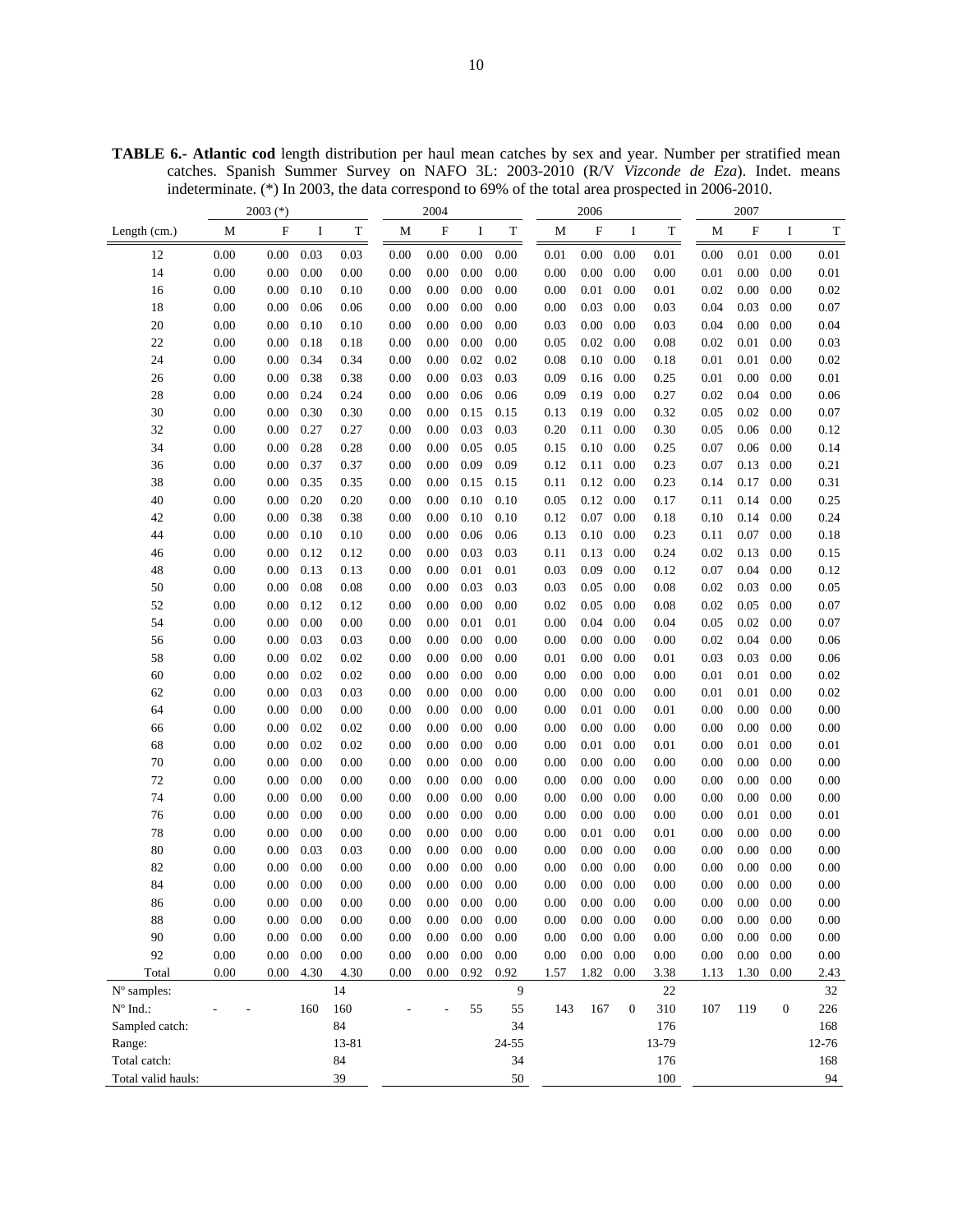**TABLE 6.- Atlantic cod** length distribution per haul mean catches by sex and year. Number per stratified mean catches. Spanish Summer Survey on NAFO 3L: 2003-2010 (R/V *Vizconde de Eza*). Indet. means indeterminate. (*) In 2003, the data correspond to 69% of the total area prospected in 2006-2010.

| | 2003 (*) | | | | 2004 | | | | 2006 | | | | 2007 | | | |
|---|---|---|---|---|---|---|---|---|---|---|---|---|---|---|---|---|
| Length (cm.) | M | F | I | T | M | F | I | T | M | F | I | T | M | F | I | T |
| 12 | 0.00 | 0.00 | 0.03 | 0.03 | 0.00 | 0.00 | 0.00 | 0.00 | 0.01 | 0.00 | 0.00 | 0.01 | 0.00 | 0.01 | 0.00 | 0.01 |
| 14 | 0.00 | 0.00 | 0.00 | 0.00 | 0.00 | 0.00 | 0.00 | 0.00 | 0.00 | 0.00 | 0.00 | 0.00 | 0.01 | 0.00 | 0.00 | 0.01 |
| 16 | 0.00 | 0.00 | 0.10 | 0.10 | 0.00 | 0.00 | 0.00 | 0.00 | 0.00 | 0.01 | 0.00 | 0.01 | 0.02 | 0.00 | 0.00 | 0.02 |
| 18 | 0.00 | 0.00 | 0.06 | 0.06 | 0.00 | 0.00 | 0.00 | 0.00 | 0.00 | 0.03 | 0.00 | 0.03 | 0.04 | 0.03 | 0.00 | 0.07 |
| 20 | 0.00 | 0.00 | 0.10 | 0.10 | 0.00 | 0.00 | 0.00 | 0.00 | 0.03 | 0.00 | 0.00 | 0.03 | 0.04 | 0.00 | 0.00 | 0.04 |
| 22 | 0.00 | 0.00 | 0.18 | 0.18 | 0.00 | 0.00 | 0.00 | 0.00 | 0.05 | 0.02 | 0.00 | 0.08 | 0.02 | 0.01 | 0.00 | 0.03 |
| 24 | 0.00 | 0.00 | 0.34 | 0.34 | 0.00 | 0.00 | 0.02 | 0.02 | 0.08 | 0.10 | 0.00 | 0.18 | 0.01 | 0.01 | 0.00 | 0.02 |
| 26 | 0.00 | 0.00 | 0.38 | 0.38 | 0.00 | 0.00 | 0.03 | 0.03 | 0.09 | 0.16 | 0.00 | 0.25 | 0.01 | 0.00 | 0.00 | 0.01 |
| 28 | 0.00 | 0.00 | 0.24 | 0.24 | 0.00 | 0.00 | 0.06 | 0.06 | 0.09 | 0.19 | 0.00 | 0.27 | 0.02 | 0.04 | 0.00 | 0.06 |
| 30 | 0.00 | 0.00 | 0.30 | 0.30 | 0.00 | 0.00 | 0.15 | 0.15 | 0.13 | 0.19 | 0.00 | 0.32 | 0.05 | 0.02 | 0.00 | 0.07 |
| 32 | 0.00 | 0.00 | 0.27 | 0.27 | 0.00 | 0.00 | 0.03 | 0.03 | 0.20 | 0.11 | 0.00 | 0.30 | 0.05 | 0.06 | 0.00 | 0.12 |
| 34 | 0.00 | 0.00 | 0.28 | 0.28 | 0.00 | 0.00 | 0.05 | 0.05 | 0.15 | 0.10 | 0.00 | 0.25 | 0.07 | 0.06 | 0.00 | 0.14 |
| 36 | 0.00 | 0.00 | 0.37 | 0.37 | 0.00 | 0.00 | 0.09 | 0.09 | 0.12 | 0.11 | 0.00 | 0.23 | 0.07 | 0.13 | 0.00 | 0.21 |
| 38 | 0.00 | 0.00 | 0.35 | 0.35 | 0.00 | 0.00 | 0.15 | 0.15 | 0.11 | 0.12 | 0.00 | 0.23 | 0.14 | 0.17 | 0.00 | 0.31 |
| 40 | 0.00 | 0.00 | 0.20 | 0.20 | 0.00 | 0.00 | 0.10 | 0.10 | 0.05 | 0.12 | 0.00 | 0.17 | 0.11 | 0.14 | 0.00 | 0.25 |
| 42 | 0.00 | 0.00 | 0.38 | 0.38 | 0.00 | 0.00 | 0.10 | 0.10 | 0.12 | 0.07 | 0.00 | 0.18 | 0.10 | 0.14 | 0.00 | 0.24 |
| 44 | 0.00 | 0.00 | 0.10 | 0.10 | 0.00 | 0.00 | 0.06 | 0.06 | 0.13 | 0.10 | 0.00 | 0.23 | 0.11 | 0.07 | 0.00 | 0.18 |
| 46 | 0.00 | 0.00 | 0.12 | 0.12 | 0.00 | 0.00 | 0.03 | 0.03 | 0.11 | 0.13 | 0.00 | 0.24 | 0.02 | 0.13 | 0.00 | 0.15 |
| 48 | 0.00 | 0.00 | 0.13 | 0.13 | 0.00 | 0.00 | 0.01 | 0.01 | 0.03 | 0.09 | 0.00 | 0.12 | 0.07 | 0.04 | 0.00 | 0.12 |
| 50 | 0.00 | 0.00 | 0.08 | 0.08 | 0.00 | 0.00 | 0.03 | 0.03 | 0.03 | 0.05 | 0.00 | 0.08 | 0.02 | 0.03 | 0.00 | 0.05 |
| 52 | 0.00 | 0.00 | 0.12 | 0.12 | 0.00 | 0.00 | 0.00 | 0.00 | 0.02 | 0.05 | 0.00 | 0.08 | 0.02 | 0.05 | 0.00 | 0.07 |
| 54 | 0.00 | 0.00 | 0.00 | 0.00 | 0.00 | 0.00 | 0.01 | 0.01 | 0.00 | 0.04 | 0.00 | 0.04 | 0.05 | 0.02 | 0.00 | 0.07 |
| 56 | 0.00 | 0.00 | 0.03 | 0.03 | 0.00 | 0.00 | 0.00 | 0.00 | 0.00 | 0.00 | 0.00 | 0.00 | 0.02 | 0.04 | 0.00 | 0.06 |
| 58 | 0.00 | 0.00 | 0.02 | 0.02 | 0.00 | 0.00 | 0.00 | 0.00 | 0.01 | 0.00 | 0.00 | 0.01 | 0.03 | 0.03 | 0.00 | 0.06 |
| 60 | 0.00 | 0.00 | 0.02 | 0.02 | 0.00 | 0.00 | 0.00 | 0.00 | 0.00 | 0.00 | 0.00 | 0.00 | 0.01 | 0.01 | 0.00 | 0.02 |
| 62 | 0.00 | 0.00 | 0.03 | 0.03 | 0.00 | 0.00 | 0.00 | 0.00 | 0.00 | 0.00 | 0.00 | 0.00 | 0.01 | 0.01 | 0.00 | 0.02 |
| 64 | 0.00 | 0.00 | 0.00 | 0.00 | 0.00 | 0.00 | 0.00 | 0.00 | 0.00 | 0.01 | 0.00 | 0.01 | 0.00 | 0.00 | 0.00 | 0.00 |
| 66 | 0.00 | 0.00 | 0.02 | 0.02 | 0.00 | 0.00 | 0.00 | 0.00 | 0.00 | 0.00 | 0.00 | 0.00 | 0.00 | 0.00 | 0.00 | 0.00 |
| 68 | 0.00 | 0.00 | 0.02 | 0.02 | 0.00 | 0.00 | 0.00 | 0.00 | 0.00 | 0.01 | 0.00 | 0.01 | 0.00 | 0.01 | 0.00 | 0.01 |
| 70 | 0.00 | 0.00 | 0.00 | 0.00 | 0.00 | 0.00 | 0.00 | 0.00 | 0.00 | 0.00 | 0.00 | 0.00 | 0.00 | 0.00 | 0.00 | 0.00 |
| 72 | 0.00 | 0.00 | 0.00 | 0.00 | 0.00 | 0.00 | 0.00 | 0.00 | 0.00 | 0.00 | 0.00 | 0.00 | 0.00 | 0.00 | 0.00 | 0.00 |
| 74 | 0.00 | 0.00 | 0.00 | 0.00 | 0.00 | 0.00 | 0.00 | 0.00 | 0.00 | 0.00 | 0.00 | 0.00 | 0.00 | 0.00 | 0.00 | 0.00 |
| 76 | 0.00 | 0.00 | 0.00 | 0.00 | 0.00 | 0.00 | 0.00 | 0.00 | 0.00 | 0.00 | 0.00 | 0.00 | 0.00 | 0.01 | 0.00 | 0.01 |
| 78 | 0.00 | 0.00 | 0.00 | 0.00 | 0.00 | 0.00 | 0.00 | 0.00 | 0.00 | 0.01 | 0.00 | 0.01 | 0.00 | 0.00 | 0.00 | 0.00 |
| 80 | 0.00 | 0.00 | 0.03 | 0.03 | 0.00 | 0.00 | 0.00 | 0.00 | 0.00 | 0.00 | 0.00 | 0.00 | 0.00 | 0.00 | 0.00 | 0.00 |
| 82 | 0.00 | 0.00 | 0.00 | 0.00 | 0.00 | 0.00 | 0.00 | 0.00 | 0.00 | 0.00 | 0.00 | 0.00 | 0.00 | 0.00 | 0.00 | 0.00 |
| 84 | 0.00 | 0.00 | 0.00 | 0.00 | 0.00 | 0.00 | 0.00 | 0.00 | 0.00 | 0.00 | 0.00 | 0.00 | 0.00 | 0.00 | 0.00 | 0.00 |
| 86 | 0.00 | 0.00 | 0.00 | 0.00 | 0.00 | 0.00 | 0.00 | 0.00 | 0.00 | 0.00 | 0.00 | 0.00 | 0.00 | 0.00 | 0.00 | 0.00 |
| 88 | 0.00 | 0.00 | 0.00 | 0.00 | 0.00 | 0.00 | 0.00 | 0.00 | 0.00 | 0.00 | 0.00 | 0.00 | 0.00 | 0.00 | 0.00 | 0.00 |
| 90 | 0.00 | 0.00 | 0.00 | 0.00 | 0.00 | 0.00 | 0.00 | 0.00 | 0.00 | 0.00 | 0.00 | 0.00 | 0.00 | 0.00 | 0.00 | 0.00 |
| 92 | 0.00 | 0.00 | 0.00 | 0.00 | 0.00 | 0.00 | 0.00 | 0.00 | 0.00 | 0.00 | 0.00 | 0.00 | 0.00 | 0.00 | 0.00 | 0.00 |
| Total | 0.00 | 0.00 | 4.30 | 4.30 | 0.00 | 0.00 | 0.92 | 0.92 | 1.57 | 1.82 | 0.00 | 3.38 | 1.13 | 1.30 | 0.00 | 2.43 |
| Nº samples: | | | | 14 | | | | 9 | | | | 22 | | | | 32 |
| Nº Ind.: | - | - | 160 | 160 | - | - | 55 | 55 | 143 | 167 | 0 | 310 | 107 | 119 | 0 | 226 |
| Sampled catch: | | | | 84 | | | | 34 | | | | 176 | | | | 168 |
| Range: | | | | 13-81 | | | | 24-55 | | | | 13-79 | | | | 12-76 |
| Total catch: | | | | 84 | | | | 34 | | | | 176 | | | | 168 |
| Total valid hauls: | | | | 39 | | | | 50 | | | | 100 | | | | 94 |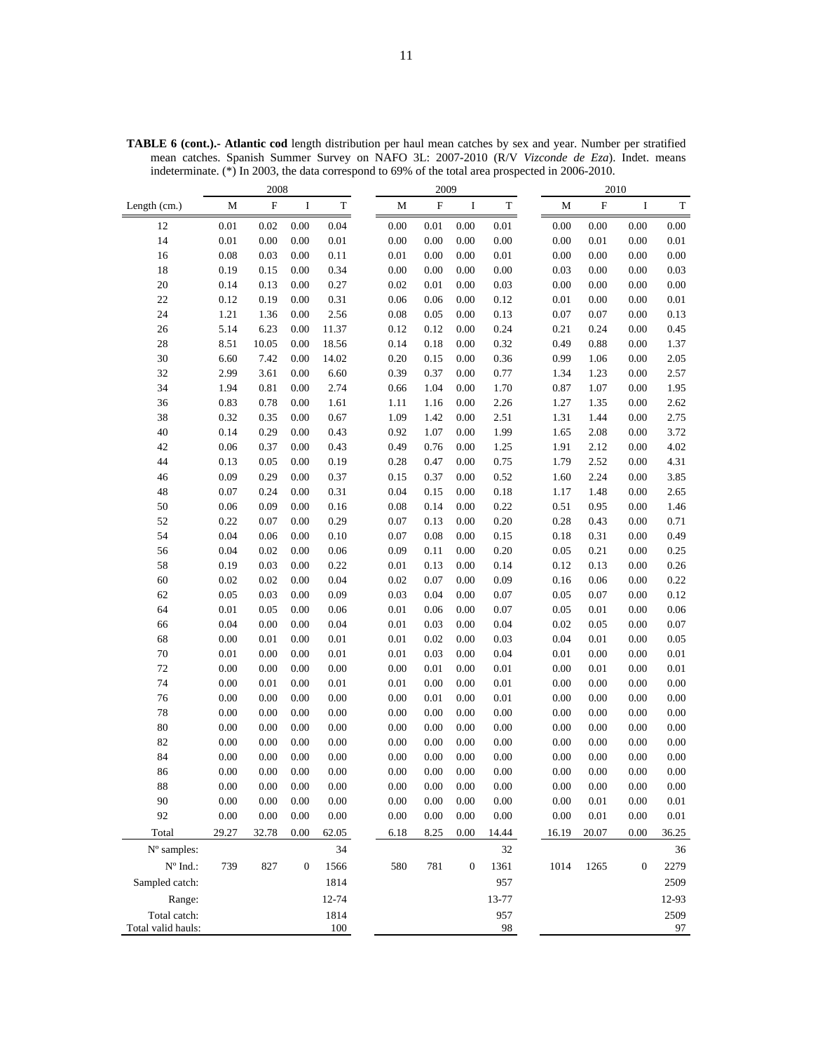**TABLE 6 (cont.).- Atlantic cod** length distribution per haul mean catches by sex and year. Number per stratified mean catches. Spanish Summer Survey on NAFO 3L: 2007-2010 (R/V *Vizconde de Eza*). Indet. means indeterminate. (*) In 2003, the data correspond to 69% of the total area prospected in 2006-2010.

| | 2008 | | | | 2009 | | | | 2010 | | | |
|---|---|---|---|---|---|---|---|---|---|---|---|---|
| Length (cm.) | M | F | I | T | M | F | I | T | M | F | I | T |
| 12 | 0.01 | 0.02 | 0.00 | 0.04 | 0.00 | 0.01 | 0.00 | 0.01 | 0.00 | 0.00 | 0.00 | 0.00 |
| 14 | 0.01 | 0.00 | 0.00 | 0.01 | 0.00 | 0.00 | 0.00 | 0.00 | 0.00 | 0.01 | 0.00 | 0.01 |
| 16 | 0.08 | 0.03 | 0.00 | 0.11 | 0.01 | 0.00 | 0.00 | 0.01 | 0.00 | 0.00 | 0.00 | 0.00 |
| 18 | 0.19 | 0.15 | 0.00 | 0.34 | 0.00 | 0.00 | 0.00 | 0.00 | 0.03 | 0.00 | 0.00 | 0.03 |
| 20 | 0.14 | 0.13 | 0.00 | 0.27 | 0.02 | 0.01 | 0.00 | 0.03 | 0.00 | 0.00 | 0.00 | 0.00 |
| 22 | 0.12 | 0.19 | 0.00 | 0.31 | 0.06 | 0.06 | 0.00 | 0.12 | 0.01 | 0.00 | 0.00 | 0.01 |
| 24 | 1.21 | 1.36 | 0.00 | 2.56 | 0.08 | 0.05 | 0.00 | 0.13 | 0.07 | 0.07 | 0.00 | 0.13 |
| 26 | 5.14 | 6.23 | 0.00 | 11.37 | 0.12 | 0.12 | 0.00 | 0.24 | 0.21 | 0.24 | 0.00 | 0.45 |
| 28 | 8.51 | 10.05 | 0.00 | 18.56 | 0.14 | 0.18 | 0.00 | 0.32 | 0.49 | 0.88 | 0.00 | 1.37 |
| 30 | 6.60 | 7.42 | 0.00 | 14.02 | 0.20 | 0.15 | 0.00 | 0.36 | 0.99 | 1.06 | 0.00 | 2.05 |
| 32 | 2.99 | 3.61 | 0.00 | 6.60 | 0.39 | 0.37 | 0.00 | 0.77 | 1.34 | 1.23 | 0.00 | 2.57 |
| 34 | 1.94 | 0.81 | 0.00 | 2.74 | 0.66 | 1.04 | 0.00 | 1.70 | 0.87 | 1.07 | 0.00 | 1.95 |
| 36 | 0.83 | 0.78 | 0.00 | 1.61 | 1.11 | 1.16 | 0.00 | 2.26 | 1.27 | 1.35 | 0.00 | 2.62 |
| 38 | 0.32 | 0.35 | 0.00 | 0.67 | 1.09 | 1.42 | 0.00 | 2.51 | 1.31 | 1.44 | 0.00 | 2.75 |
| 40 | 0.14 | 0.29 | 0.00 | 0.43 | 0.92 | 1.07 | 0.00 | 1.99 | 1.65 | 2.08 | 0.00 | 3.72 |
| 42 | 0.06 | 0.37 | 0.00 | 0.43 | 0.49 | 0.76 | 0.00 | 1.25 | 1.91 | 2.12 | 0.00 | 4.02 |
| 44 | 0.13 | 0.05 | 0.00 | 0.19 | 0.28 | 0.47 | 0.00 | 0.75 | 1.79 | 2.52 | 0.00 | 4.31 |
| 46 | 0.09 | 0.29 | 0.00 | 0.37 | 0.15 | 0.37 | 0.00 | 0.52 | 1.60 | 2.24 | 0.00 | 3.85 |
| 48 | 0.07 | 0.24 | 0.00 | 0.31 | 0.04 | 0.15 | 0.00 | 0.18 | 1.17 | 1.48 | 0.00 | 2.65 |
| 50 | 0.06 | 0.09 | 0.00 | 0.16 | 0.08 | 0.14 | 0.00 | 0.22 | 0.51 | 0.95 | 0.00 | 1.46 |
| 52 | 0.22 | 0.07 | 0.00 | 0.29 | 0.07 | 0.13 | 0.00 | 0.20 | 0.28 | 0.43 | 0.00 | 0.71 |
| 54 | 0.04 | 0.06 | 0.00 | 0.10 | 0.07 | 0.08 | 0.00 | 0.15 | 0.18 | 0.31 | 0.00 | 0.49 |
| 56 | 0.04 | 0.02 | 0.00 | 0.06 | 0.09 | 0.11 | 0.00 | 0.20 | 0.05 | 0.21 | 0.00 | 0.25 |
| 58 | 0.19 | 0.03 | 0.00 | 0.22 | 0.01 | 0.13 | 0.00 | 0.14 | 0.12 | 0.13 | 0.00 | 0.26 |
| 60 | 0.02 | 0.02 | 0.00 | 0.04 | 0.02 | 0.07 | 0.00 | 0.09 | 0.16 | 0.06 | 0.00 | 0.22 |
| 62 | 0.05 | 0.03 | 0.00 | 0.09 | 0.03 | 0.04 | 0.00 | 0.07 | 0.05 | 0.07 | 0.00 | 0.12 |
| 64 | 0.01 | 0.05 | 0.00 | 0.06 | 0.01 | 0.06 | 0.00 | 0.07 | 0.05 | 0.01 | 0.00 | 0.06 |
| 66 | 0.04 | 0.00 | 0.00 | 0.04 | 0.01 | 0.03 | 0.00 | 0.04 | 0.02 | 0.05 | 0.00 | 0.07 |
| 68 | 0.00 | 0.01 | 0.00 | 0.01 | 0.01 | 0.02 | 0.00 | 0.03 | 0.04 | 0.01 | 0.00 | 0.05 |
| 70 | 0.01 | 0.00 | 0.00 | 0.01 | 0.01 | 0.03 | 0.00 | 0.04 | 0.01 | 0.00 | 0.00 | 0.01 |
| 72 | 0.00 | 0.00 | 0.00 | 0.00 | 0.00 | 0.01 | 0.00 | 0.01 | 0.00 | 0.01 | 0.00 | 0.01 |
| 74 | 0.00 | 0.01 | 0.00 | 0.01 | 0.01 | 0.00 | 0.00 | 0.01 | 0.00 | 0.00 | 0.00 | 0.00 |
| 76 | 0.00 | 0.00 | 0.00 | 0.00 | 0.00 | 0.01 | 0.00 | 0.01 | 0.00 | 0.00 | 0.00 | 0.00 |
| 78 | 0.00 | 0.00 | 0.00 | 0.00 | 0.00 | 0.00 | 0.00 | 0.00 | 0.00 | 0.00 | 0.00 | 0.00 |
| 80 | 0.00 | 0.00 | 0.00 | 0.00 | 0.00 | 0.00 | 0.00 | 0.00 | 0.00 | 0.00 | 0.00 | 0.00 |
| 82 | 0.00 | 0.00 | 0.00 | 0.00 | 0.00 | 0.00 | 0.00 | 0.00 | 0.00 | 0.00 | 0.00 | 0.00 |
| 84 | 0.00 | 0.00 | 0.00 | 0.00 | 0.00 | 0.00 | 0.00 | 0.00 | 0.00 | 0.00 | 0.00 | 0.00 |
| 86 | 0.00 | 0.00 | 0.00 | 0.00 | 0.00 | 0.00 | 0.00 | 0.00 | 0.00 | 0.00 | 0.00 | 0.00 |
| 88 | 0.00 | 0.00 | 0.00 | 0.00 | 0.00 | 0.00 | 0.00 | 0.00 | 0.00 | 0.00 | 0.00 | 0.00 |
| 90 | 0.00 | 0.00 | 0.00 | 0.00 | 0.00 | 0.00 | 0.00 | 0.00 | 0.00 | 0.01 | 0.00 | 0.01 |
| 92 | 0.00 | 0.00 | 0.00 | 0.00 | 0.00 | 0.00 | 0.00 | 0.00 | 0.00 | 0.01 | 0.00 | 0.01 |
| Total | 29.27 | 32.78 | 0.00 | 62.05 | 6.18 | 8.25 | 0.00 | 14.44 | 16.19 | 20.07 | 0.00 | 36.25 |
| Nº samples: | | | | 34 | | | | 32 | | | | 36 |
| Nº Ind.: | 739 | 827 | 0 | 1566 | 580 | 781 | 0 | 1361 | 1014 | 1265 | 0 | 2279 |
| Sampled catch: | | | | 1814 | | | | 957 | | | | 2509 |
| Range: | | | | 12-74 | | | | 13-77 | | | | 12-93 |
| Total catch: | | | | 1814 | | | | 957 | | | | 2509 |
| Total valid hauls: | | | | 100 | | | | 98 | | | | 97 |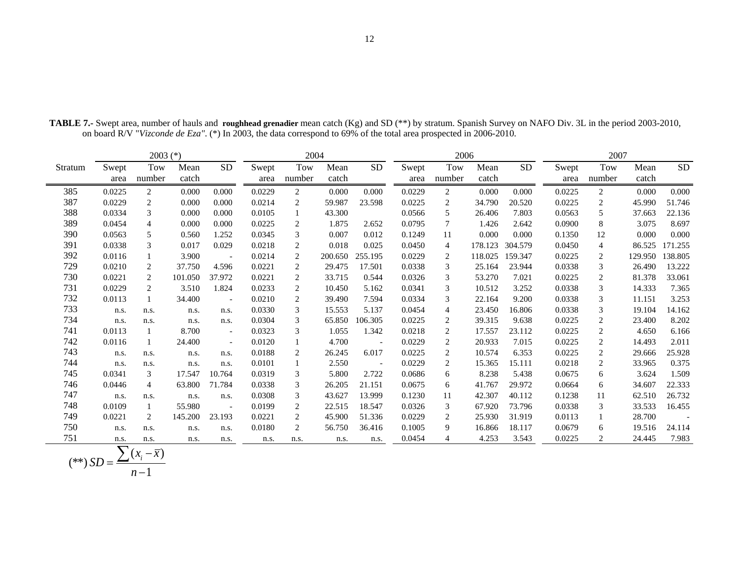**TABLE 7.-** Swept area, number of hauls and **roughhead grenadier** mean catch (Kg) and SD (**) by stratum. Spanish Survey on NAFO Div. 3L in the period 2003-2010, on board R/V "*Vizconde de Eza"*. (*) In 2003, the data correspond to 69% of the total area prospected in 2006-2010.

| Stratum | 2003 (*) | | | | 2004 | | | | 2006 | | | | 2007 | | | |
|---|---|---|---|---|---|---|---|---|---|---|---|---|---|---|---|---|
| | Swept area | Tow number | Mean catch | SD | Swept area | Tow number | Mean catch | SD | Swept area | Tow number | Mean catch | SD | Swept area | Tow number | Mean catch | SD |
| 385 | 0.0225 | 2 | 0.000 | 0.000 | 0.0229 | 2 | 0.000 | 0.000 | 0.0229 | 2 | 0.000 | 0.000 | 0.0225 | 2 | 0.000 | 0.000 |
| 387 | 0.0229 | 2 | 0.000 | 0.000 | 0.0214 | 2 | 59.987 | 23.598 | 0.0225 | 2 | 34.790 | 20.520 | 0.0225 | 2 | 45.990 | 51.746 |
| 388 | 0.0334 | 3 | 0.000 | 0.000 | 0.0105 | 1 | 43.300 | | 0.0566 | 5 | 26.406 | 7.803 | 0.0563 | 5 | 37.663 | 22.136 |
| 389 | 0.0454 | 4 | 0.000 | 0.000 | 0.0225 | 2 | 1.875 | 2.652 | 0.0795 | 7 | 1.426 | 2.642 | 0.0900 | 8 | 3.075 | 8.697 |
| 390 | 0.0563 | 5 | 0.560 | 1.252 | 0.0345 | 3 | 0.007 | 0.012 | 0.1249 | 11 | 0.000 | 0.000 | 0.1350 | 12 | 0.000 | 0.000 |
| 391 | 0.0338 | 3 | 0.017 | 0.029 | 0.0218 | 2 | 0.018 | 0.025 | 0.0450 | 4 | 178.123 | 304.579 | 0.0450 | 4 | 86.525 | 171.255 |
| 392 | 0.0116 | 1 | 3.900 | - | 0.0214 | 2 | 200.650 | 255.195 | 0.0229 | 2 | 118.025 | 159.347 | 0.0225 | 2 | 129.950 | 138.805 |
| 729 | 0.0210 | 2 | 37.750 | 4.596 | 0.0221 | 2 | 29.475 | 17.501 | 0.0338 | 3 | 25.164 | 23.944 | 0.0338 | 3 | 26.490 | 13.222 |
| 730 | 0.0221 | 2 | 101.050 | 37.972 | 0.0221 | 2 | 33.715 | 0.544 | 0.0326 | 3 | 53.270 | 7.021 | 0.0225 | 2 | 81.378 | 33.061 |
| 731 | 0.0229 | 2 | 3.510 | 1.824 | 0.0233 | 2 | 10.450 | 5.162 | 0.0341 | 3 | 10.512 | 3.252 | 0.0338 | 3 | 14.333 | 7.365 |
| 732 | 0.0113 | 1 | 34.400 | - | 0.0210 | 2 | 39.490 | 7.594 | 0.0334 | 3 | 22.164 | 9.200 | 0.0338 | 3 | 11.151 | 3.253 |
| 733 | n.s. | n.s. | n.s. | n.s. | 0.0330 | 3 | 15.553 | 5.137 | 0.0454 | 4 | 23.450 | 16.806 | 0.0338 | 3 | 19.104 | 14.162 |
| 734 | n.s. | n.s. | n.s. | n.s. | 0.0304 | 3 | 65.850 | 106.305 | 0.0225 | 2 | 39.315 | 9.638 | 0.0225 | 2 | 23.400 | 8.202 |
| 741 | 0.0113 | 1 | 8.700 | - | 0.0323 | 3 | 1.055 | 1.342 | 0.0218 | 2 | 17.557 | 23.112 | 0.0225 | 2 | 4.650 | 6.166 |
| 742 | 0.0116 | 1 | 24.400 | - | 0.0120 | 1 | 4.700 | - | 0.0229 | 2 | 20.933 | 7.015 | 0.0225 | 2 | 14.493 | 2.011 |
| 743 | n.s. | n.s. | n.s. | n.s. | 0.0188 | 2 | 26.245 | 6.017 | 0.0225 | 2 | 10.574 | 6.353 | 0.0225 | 2 | 29.666 | 25.928 |
| 744 | n.s. | n.s. | n.s. | n.s. | 0.0101 | 1 | 2.550 | - | 0.0229 | 2 | 15.365 | 15.111 | 0.0218 | 2 | 33.965 | 0.375 |
| 745 | 0.0341 | 3 | 17.547 | 10.764 | 0.0319 | 3 | 5.800 | 2.722 | 0.0686 | 6 | 8.238 | 5.438 | 0.0675 | 6 | 3.624 | 1.509 |
| 746 | 0.0446 | 4 | 63.800 | 71.784 | 0.0338 | 3 | 26.205 | 21.151 | 0.0675 | 6 | 41.767 | 29.972 | 0.0664 | 6 | 34.607 | 22.333 |
| 747 | n.s. | n.s. | n.s. | n.s. | 0.0308 | 3 | 43.627 | 13.999 | 0.1230 | 11 | 42.307 | 40.112 | 0.1238 | 11 | 62.510 | 26.732 |
| 748 | 0.0109 | 1 | 55.980 | - | 0.0199 | 2 | 22.515 | 18.547 | 0.0326 | 3 | 67.920 | 73.796 | 0.0338 | 3 | 33.533 | 16.455 |
| 749 | 0.0221 | 2 | 145.200 | 23.193 | 0.0221 | 2 | 45.900 | 51.336 | 0.0229 | 2 | 25.930 | 31.919 | 0.0113 | 1 | 28.700 | - |
| 750 | n.s. | n.s. | n.s. | n.s. | 0.0180 | 2 | 56.750 | 36.416 | 0.1005 | 9 | 16.866 | 18.117 | 0.0679 | 6 | 19.516 | 24.114 |
| 751 | n.s. | n.s. | n.s. | n.s. | n.s. | n.s. | n.s. | n.s. | 0.0454 | 4 | 4.253 | 3.543 | 0.0225 | 2 | 24.445 | 7.983 |

$$(**)\ SD = \frac{\sum (x_i - \overline{x})}{n-1}$$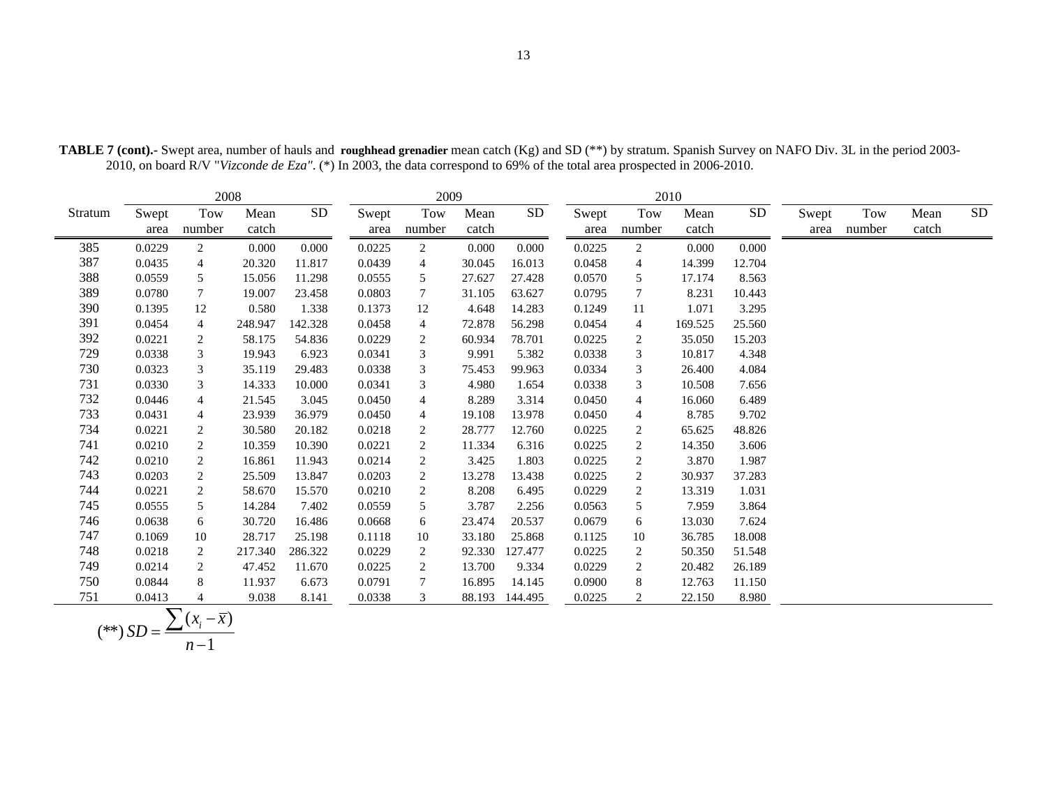**TABLE 7 (cont).-** Swept area, number of hauls and **roughhead grenadier** mean catch (Kg) and SD (**) by stratum. Spanish Survey on NAFO Div. 3L in the period 2003-2010, on board R/V "*Vizconde de Eza"*. (*) In 2003, the data correspond to 69% of the total area prospected in 2006-2010.

| | 2008 | | | | 2009 | | | | 2010 | | | | | | | |
|---|---|---|---|---|---|---|---|---|---|---|---|---|---|---|---|---|
| Stratum | Swept area | Tow number | Mean catch | SD | Swept area | Tow number | Mean catch | SD | Swept area | Tow number | Mean catch | SD | Swept area | Tow number | Mean catch | SD |
| 385 | 0.0229 | 2 | 0.000 | 0.000 | 0.0225 | 2 | 0.000 | 0.000 | 0.0225 | 2 | 0.000 | 0.000 | | | | |
| 387 | 0.0435 | 4 | 20.320 | 11.817 | 0.0439 | 4 | 30.045 | 16.013 | 0.0458 | 4 | 14.399 | 12.704 | | | | |
| 388 | 0.0559 | 5 | 15.056 | 11.298 | 0.0555 | 5 | 27.627 | 27.428 | 0.0570 | 5 | 17.174 | 8.563 | | | | |
| 389 | 0.0780 | 7 | 19.007 | 23.458 | 0.0803 | 7 | 31.105 | 63.627 | 0.0795 | 7 | 8.231 | 10.443 | | | | |
| 390 | 0.1395 | 12 | 0.580 | 1.338 | 0.1373 | 12 | 4.648 | 14.283 | 0.1249 | 11 | 1.071 | 3.295 | | | | |
| 391 | 0.0454 | 4 | 248.947 | 142.328 | 0.0458 | 4 | 72.878 | 56.298 | 0.0454 | 4 | 169.525 | 25.560 | | | | |
| 392 | 0.0221 | 2 | 58.175 | 54.836 | 0.0229 | 2 | 60.934 | 78.701 | 0.0225 | 2 | 35.050 | 15.203 | | | | |
| 729 | 0.0338 | 3 | 19.943 | 6.923 | 0.0341 | 3 | 9.991 | 5.382 | 0.0338 | 3 | 10.817 | 4.348 | | | | |
| 730 | 0.0323 | 3 | 35.119 | 29.483 | 0.0338 | 3 | 75.453 | 99.963 | 0.0334 | 3 | 26.400 | 4.084 | | | | |
| 731 | 0.0330 | 3 | 14.333 | 10.000 | 0.0341 | 3 | 4.980 | 1.654 | 0.0338 | 3 | 10.508 | 7.656 | | | | |
| 732 | 0.0446 | 4 | 21.545 | 3.045 | 0.0450 | 4 | 8.289 | 3.314 | 0.0450 | 4 | 16.060 | 6.489 | | | | |
| 733 | 0.0431 | 4 | 23.939 | 36.979 | 0.0450 | 4 | 19.108 | 13.978 | 0.0450 | 4 | 8.785 | 9.702 | | | | |
| 734 | 0.0221 | 2 | 30.580 | 20.182 | 0.0218 | 2 | 28.777 | 12.760 | 0.0225 | 2 | 65.625 | 48.826 | | | | |
| 741 | 0.0210 | 2 | 10.359 | 10.390 | 0.0221 | 2 | 11.334 | 6.316 | 0.0225 | 2 | 14.350 | 3.606 | | | | |
| 742 | 0.0210 | 2 | 16.861 | 11.943 | 0.0214 | 2 | 3.425 | 1.803 | 0.0225 | 2 | 3.870 | 1.987 | | | | |
| 743 | 0.0203 | 2 | 25.509 | 13.847 | 0.0203 | 2 | 13.278 | 13.438 | 0.0225 | 2 | 30.937 | 37.283 | | | | |
| 744 | 0.0221 | 2 | 58.670 | 15.570 | 0.0210 | 2 | 8.208 | 6.495 | 0.0229 | 2 | 13.319 | 1.031 | | | | |
| 745 | 0.0555 | 5 | 14.284 | 7.402 | 0.0559 | 5 | 3.787 | 2.256 | 0.0563 | 5 | 7.959 | 3.864 | | | | |
| 746 | 0.0638 | 6 | 30.720 | 16.486 | 0.0668 | 6 | 23.474 | 20.537 | 0.0679 | 6 | 13.030 | 7.624 | | | | |
| 747 | 0.1069 | 10 | 28.717 | 25.198 | 0.1118 | 10 | 33.180 | 25.868 | 0.1125 | 10 | 36.785 | 18.008 | | | | |
| 748 | 0.0218 | 2 | 217.340 | 286.322 | 0.0229 | 2 | 92.330 | 127.477 | 0.0225 | 2 | 50.350 | 51.548 | | | | |
| 749 | 0.0214 | 2 | 47.452 | 11.670 | 0.0225 | 2 | 13.700 | 9.334 | 0.0229 | 2 | 20.482 | 26.189 | | | | |
| 750 | 0.0844 | 8 | 11.937 | 6.673 | 0.0791 | 7 | 16.895 | 14.145 | 0.0900 | 8 | 12.763 | 11.150 | | | | |
| 751 | 0.0413 | 4 | 9.038 | 8.141 | 0.0338 | 3 | 88.193 | 144.495 | 0.0225 | 2 | 22.150 | 8.980 | | | | |

$$(^{**})\ SD = \frac{\sum (x_i - \bar{x})}{n-1}$$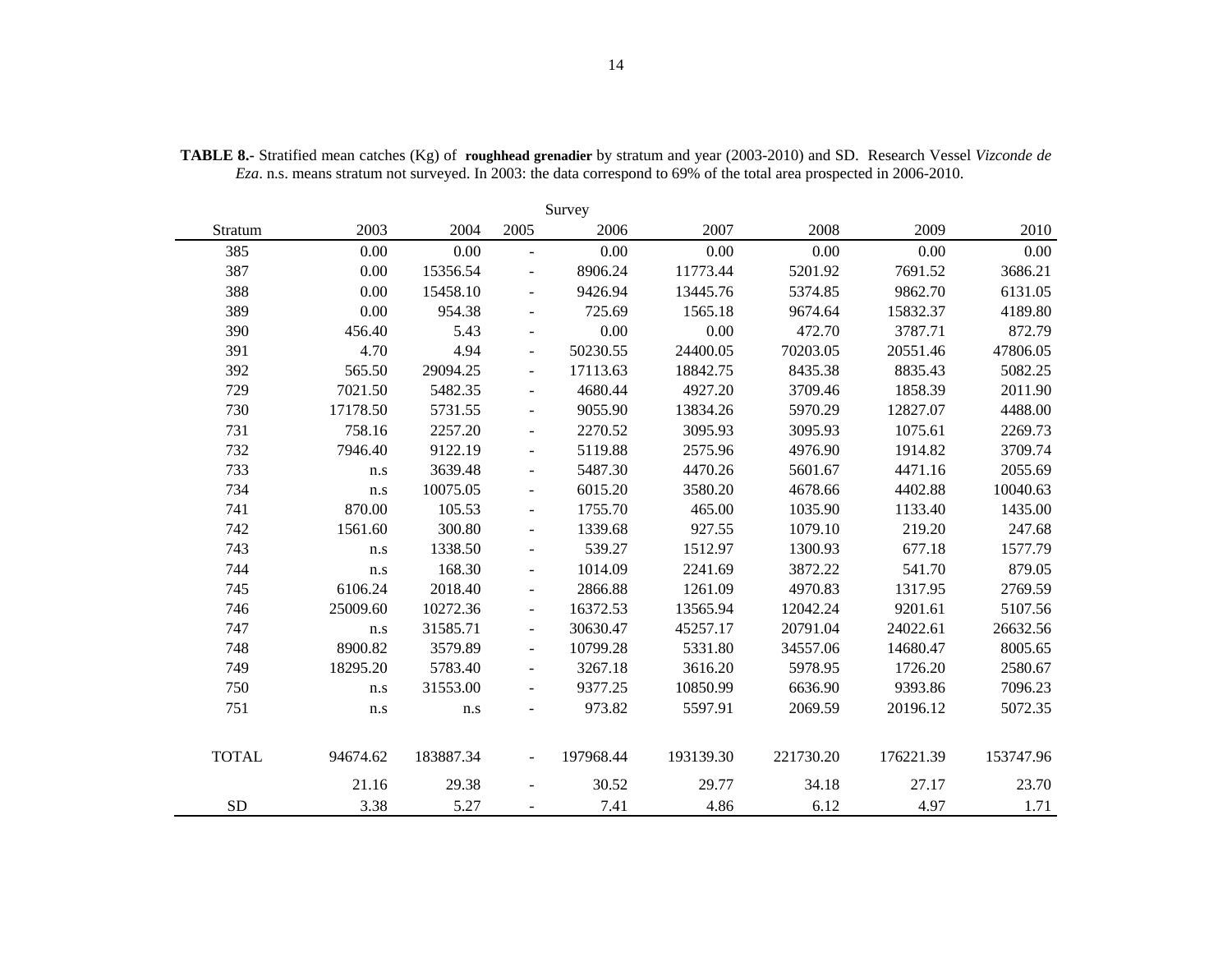**TABLE 8.-** Stratified mean catches (Kg) of **roughhead grenadier** by stratum and year (2003-2010) and SD. Research Vessel *Vizconde de Eza*. n.s. means stratum not surveyed. In 2003: the data correspond to 69% of the total area prospected in 2006-2010.

| | Survey | | | | | | | |
|---|---|---|---|---|---|---|---|---|
| Stratum | 2003 | 2004 | 2005 | 2006 | 2007 | 2008 | 2009 | 2010 |
| 385 | 0.00 | 0.00 | - | 0.00 | 0.00 | 0.00 | 0.00 | 0.00 |
| 387 | 0.00 | 15356.54 | - | 8906.24 | 11773.44 | 5201.92 | 7691.52 | 3686.21 |
| 388 | 0.00 | 15458.10 | - | 9426.94 | 13445.76 | 5374.85 | 9862.70 | 6131.05 |
| 389 | 0.00 | 954.38 | - | 725.69 | 1565.18 | 9674.64 | 15832.37 | 4189.80 |
| 390 | 456.40 | 5.43 | - | 0.00 | 0.00 | 472.70 | 3787.71 | 872.79 |
| 391 | 4.70 | 4.94 | - | 50230.55 | 24400.05 | 70203.05 | 20551.46 | 47806.05 |
| 392 | 565.50 | 29094.25 | - | 17113.63 | 18842.75 | 8435.38 | 8835.43 | 5082.25 |
| 729 | 7021.50 | 5482.35 | - | 4680.44 | 4927.20 | 3709.46 | 1858.39 | 2011.90 |
| 730 | 17178.50 | 5731.55 | - | 9055.90 | 13834.26 | 5970.29 | 12827.07 | 4488.00 |
| 731 | 758.16 | 2257.20 | - | 2270.52 | 3095.93 | 3095.93 | 1075.61 | 2269.73 |
| 732 | 7946.40 | 9122.19 | - | 5119.88 | 2575.96 | 4976.90 | 1914.82 | 3709.74 |
| 733 | n.s | 3639.48 | - | 5487.30 | 4470.26 | 5601.67 | 4471.16 | 2055.69 |
| 734 | n.s | 10075.05 | - | 6015.20 | 3580.20 | 4678.66 | 4402.88 | 10040.63 |
| 741 | 870.00 | 105.53 | - | 1755.70 | 465.00 | 1035.90 | 1133.40 | 1435.00 |
| 742 | 1561.60 | 300.80 | - | 1339.68 | 927.55 | 1079.10 | 219.20 | 247.68 |
| 743 | n.s | 1338.50 | - | 539.27 | 1512.97 | 1300.93 | 677.18 | 1577.79 |
| 744 | n.s | 168.30 | - | 1014.09 | 2241.69 | 3872.22 | 541.70 | 879.05 |
| 745 | 6106.24 | 2018.40 | - | 2866.88 | 1261.09 | 4970.83 | 1317.95 | 2769.59 |
| 746 | 25009.60 | 10272.36 | - | 16372.53 | 13565.94 | 12042.24 | 9201.61 | 5107.56 |
| 747 | n.s | 31585.71 | - | 30630.47 | 45257.17 | 20791.04 | 24022.61 | 26632.56 |
| 748 | 8900.82 | 3579.89 | - | 10799.28 | 5331.80 | 34557.06 | 14680.47 | 8005.65 |
| 749 | 18295.20 | 5783.40 | - | 3267.18 | 3616.20 | 5978.95 | 1726.20 | 2580.67 |
| 750 | n.s | 31553.00 | - | 9377.25 | 10850.99 | 6636.90 | 9393.86 | 7096.23 |
| 751 | n.s | n.s | - | 973.82 | 5597.91 | 2069.59 | 20196.12 | 5072.35 |
| TOTAL | 94674.62 | 183887.34 | - | 197968.44 | 193139.30 | 221730.20 | 176221.39 | 153747.96 |
| | 21.16 | 29.38 | - | 30.52 | 29.77 | 34.18 | 27.17 | 23.70 |
| SD | 3.38 | 5.27 | - | 7.41 | 4.86 | 6.12 | 4.97 | 1.71 |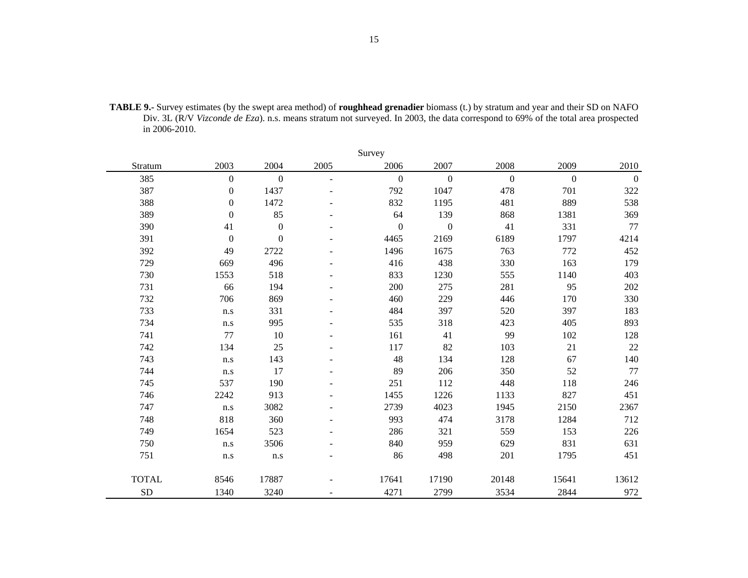**TABLE 9.-** Survey estimates (by the swept area method) of **roughhead grenadier** biomass (t.) by stratum and year and their SD on NAFO Div. 3L (R/V *Vizconde de Eza*). n.s. means stratum not surveyed. In 2003, the data correspond to 69% of the total area prospected in 2006-2010.

| | Survey | | | | | | | |
|---|---|---|---|---|---|---|---|---|
| Stratum | 2003 | 2004 | 2005 | 2006 | 2007 | 2008 | 2009 | 2010 |
| 385 | 0 | 0 | - | 0 | 0 | 0 | 0 | 0 |
| 387 | 0 | 1437 | - | 792 | 1047 | 478 | 701 | 322 |
| 388 | 0 | 1472 | - | 832 | 1195 | 481 | 889 | 538 |
| 389 | 0 | 85 | - | 64 | 139 | 868 | 1381 | 369 |
| 390 | 41 | 0 | - | 0 | 0 | 41 | 331 | 77 |
| 391 | 0 | 0 | - | 4465 | 2169 | 6189 | 1797 | 4214 |
| 392 | 49 | 2722 | - | 1496 | 1675 | 763 | 772 | 452 |
| 729 | 669 | 496 | - | 416 | 438 | 330 | 163 | 179 |
| 730 | 1553 | 518 | - | 833 | 1230 | 555 | 1140 | 403 |
| 731 | 66 | 194 | - | 200 | 275 | 281 | 95 | 202 |
| 732 | 706 | 869 | - | 460 | 229 | 446 | 170 | 330 |
| 733 | n.s | 331 | - | 484 | 397 | 520 | 397 | 183 |
| 734 | n.s | 995 | - | 535 | 318 | 423 | 405 | 893 |
| 741 | 77 | 10 | - | 161 | 41 | 99 | 102 | 128 |
| 742 | 134 | 25 | - | 117 | 82 | 103 | 21 | 22 |
| 743 | n.s | 143 | - | 48 | 134 | 128 | 67 | 140 |
| 744 | n.s | 17 | - | 89 | 206 | 350 | 52 | 77 |
| 745 | 537 | 190 | - | 251 | 112 | 448 | 118 | 246 |
| 746 | 2242 | 913 | - | 1455 | 1226 | 1133 | 827 | 451 |
| 747 | n.s | 3082 | - | 2739 | 4023 | 1945 | 2150 | 2367 |
| 748 | 818 | 360 | - | 993 | 474 | 3178 | 1284 | 712 |
| 749 | 1654 | 523 | - | 286 | 321 | 559 | 153 | 226 |
| 750 | n.s | 3506 | - | 840 | 959 | 629 | 831 | 631 |
| 751 | n.s | n.s | - | 86 | 498 | 201 | 1795 | 451 |
| TOTAL | 8546 | 17887 | - | 17641 | 17190 | 20148 | 15641 | 13612 |
| SD | 1340 | 3240 | - | 4271 | 2799 | 3534 | 2844 | 972 |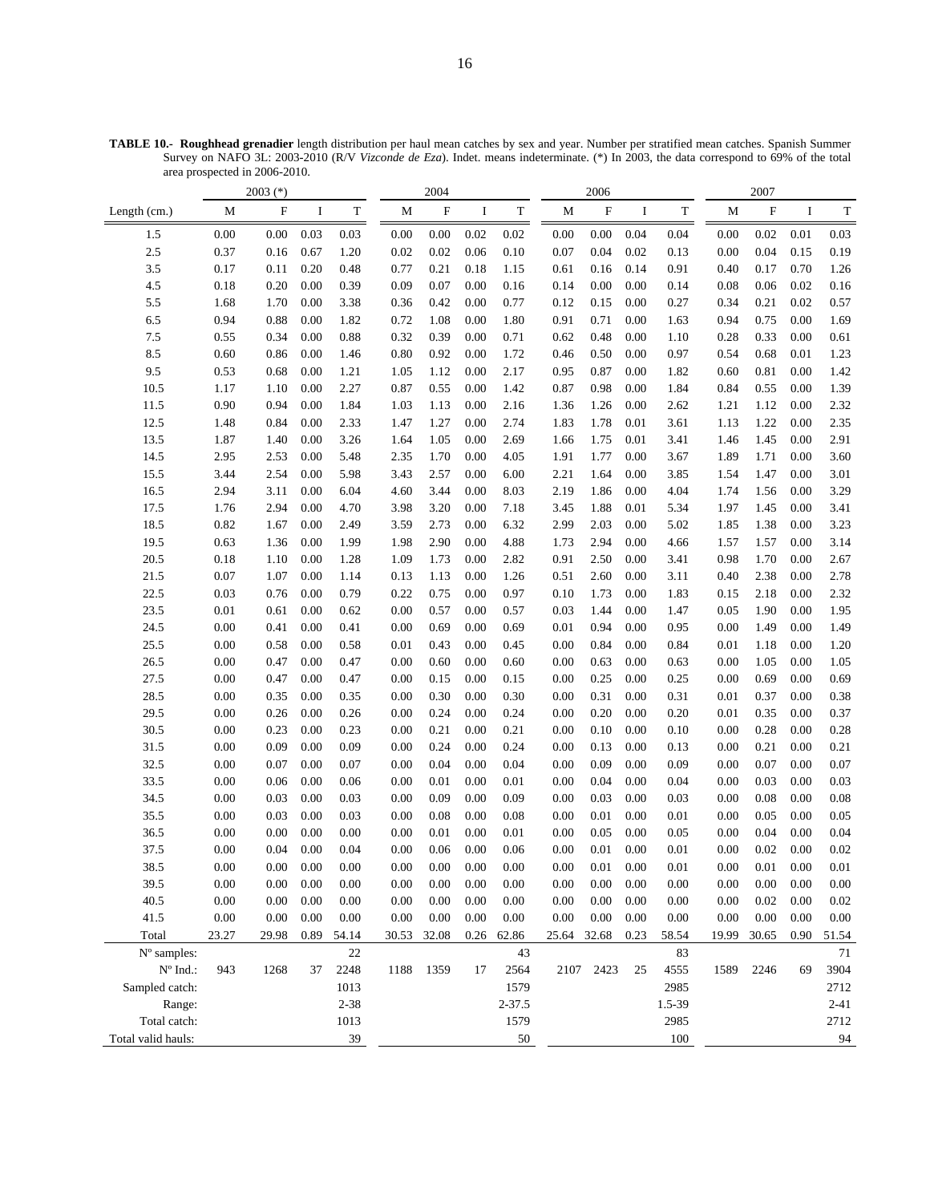**TABLE 10.- Roughhead grenadier** length distribution per haul mean catches by sex and year. Number per stratified mean catches. Spanish Summer Survey on NAFO 3L: 2003-2010 (R/V *Vizconde de Eza*). Indet. means indeterminate. (*) In 2003, the data correspond to 69% of the total area prospected in 2006-2010.

| | 2003 (*) | | | | 2004 | | | | 2006 | | | | 2007 | | | |
|---|---|---|---|---|---|---|---|---|---|---|---|---|---|---|---|---|
| Length (cm.) | M | F | I | T | M | F | I | T | M | F | I | T | M | F | I | T |
| 1.5 | 0.00 | 0.00 | 0.03 | 0.03 | 0.00 | 0.00 | 0.02 | 0.02 | 0.00 | 0.00 | 0.04 | 0.04 | 0.00 | 0.02 | 0.01 | 0.03 |
| 2.5 | 0.37 | 0.16 | 0.67 | 1.20 | 0.02 | 0.02 | 0.06 | 0.10 | 0.07 | 0.04 | 0.02 | 0.13 | 0.00 | 0.04 | 0.15 | 0.19 |
| 3.5 | 0.17 | 0.11 | 0.20 | 0.48 | 0.77 | 0.21 | 0.18 | 1.15 | 0.61 | 0.16 | 0.14 | 0.91 | 0.40 | 0.17 | 0.70 | 1.26 |
| 4.5 | 0.18 | 0.20 | 0.00 | 0.39 | 0.09 | 0.07 | 0.00 | 0.16 | 0.14 | 0.00 | 0.00 | 0.14 | 0.08 | 0.06 | 0.02 | 0.16 |
| 5.5 | 1.68 | 1.70 | 0.00 | 3.38 | 0.36 | 0.42 | 0.00 | 0.77 | 0.12 | 0.15 | 0.00 | 0.27 | 0.34 | 0.21 | 0.02 | 0.57 |
| 6.5 | 0.94 | 0.88 | 0.00 | 1.82 | 0.72 | 1.08 | 0.00 | 1.80 | 0.91 | 0.71 | 0.00 | 1.63 | 0.94 | 0.75 | 0.00 | 1.69 |
| 7.5 | 0.55 | 0.34 | 0.00 | 0.88 | 0.32 | 0.39 | 0.00 | 0.71 | 0.62 | 0.48 | 0.00 | 1.10 | 0.28 | 0.33 | 0.00 | 0.61 |
| 8.5 | 0.60 | 0.86 | 0.00 | 1.46 | 0.80 | 0.92 | 0.00 | 1.72 | 0.46 | 0.50 | 0.00 | 0.97 | 0.54 | 0.68 | 0.01 | 1.23 |
| 9.5 | 0.53 | 0.68 | 0.00 | 1.21 | 1.05 | 1.12 | 0.00 | 2.17 | 0.95 | 0.87 | 0.00 | 1.82 | 0.60 | 0.81 | 0.00 | 1.42 |
| 10.5 | 1.17 | 1.10 | 0.00 | 2.27 | 0.87 | 0.55 | 0.00 | 1.42 | 0.87 | 0.98 | 0.00 | 1.84 | 0.84 | 0.55 | 0.00 | 1.39 |
| 11.5 | 0.90 | 0.94 | 0.00 | 1.84 | 1.03 | 1.13 | 0.00 | 2.16 | 1.36 | 1.26 | 0.00 | 2.62 | 1.21 | 1.12 | 0.00 | 2.32 |
| 12.5 | 1.48 | 0.84 | 0.00 | 2.33 | 1.47 | 1.27 | 0.00 | 2.74 | 1.83 | 1.78 | 0.01 | 3.61 | 1.13 | 1.22 | 0.00 | 2.35 |
| 13.5 | 1.87 | 1.40 | 0.00 | 3.26 | 1.64 | 1.05 | 0.00 | 2.69 | 1.66 | 1.75 | 0.01 | 3.41 | 1.46 | 1.45 | 0.00 | 2.91 |
| 14.5 | 2.95 | 2.53 | 0.00 | 5.48 | 2.35 | 1.70 | 0.00 | 4.05 | 1.91 | 1.77 | 0.00 | 3.67 | 1.89 | 1.71 | 0.00 | 3.60 |
| 15.5 | 3.44 | 2.54 | 0.00 | 5.98 | 3.43 | 2.57 | 0.00 | 6.00 | 2.21 | 1.64 | 0.00 | 3.85 | 1.54 | 1.47 | 0.00 | 3.01 |
| 16.5 | 2.94 | 3.11 | 0.00 | 6.04 | 4.60 | 3.44 | 0.00 | 8.03 | 2.19 | 1.86 | 0.00 | 4.04 | 1.74 | 1.56 | 0.00 | 3.29 |
| 17.5 | 1.76 | 2.94 | 0.00 | 4.70 | 3.98 | 3.20 | 0.00 | 7.18 | 3.45 | 1.88 | 0.01 | 5.34 | 1.97 | 1.45 | 0.00 | 3.41 |
| 18.5 | 0.82 | 1.67 | 0.00 | 2.49 | 3.59 | 2.73 | 0.00 | 6.32 | 2.99 | 2.03 | 0.00 | 5.02 | 1.85 | 1.38 | 0.00 | 3.23 |
| 19.5 | 0.63 | 1.36 | 0.00 | 1.99 | 1.98 | 2.90 | 0.00 | 4.88 | 1.73 | 2.94 | 0.00 | 4.66 | 1.57 | 1.57 | 0.00 | 3.14 |
| 20.5 | 0.18 | 1.10 | 0.00 | 1.28 | 1.09 | 1.73 | 0.00 | 2.82 | 0.91 | 2.50 | 0.00 | 3.41 | 0.98 | 1.70 | 0.00 | 2.67 |
| 21.5 | 0.07 | 1.07 | 0.00 | 1.14 | 0.13 | 1.13 | 0.00 | 1.26 | 0.51 | 2.60 | 0.00 | 3.11 | 0.40 | 2.38 | 0.00 | 2.78 |
| 22.5 | 0.03 | 0.76 | 0.00 | 0.79 | 0.22 | 0.75 | 0.00 | 0.97 | 0.10 | 1.73 | 0.00 | 1.83 | 0.15 | 2.18 | 0.00 | 2.32 |
| 23.5 | 0.01 | 0.61 | 0.00 | 0.62 | 0.00 | 0.57 | 0.00 | 0.57 | 0.03 | 1.44 | 0.00 | 1.47 | 0.05 | 1.90 | 0.00 | 1.95 |
| 24.5 | 0.00 | 0.41 | 0.00 | 0.41 | 0.00 | 0.69 | 0.00 | 0.69 | 0.01 | 0.94 | 0.00 | 0.95 | 0.00 | 1.49 | 0.00 | 1.49 |
| 25.5 | 0.00 | 0.58 | 0.00 | 0.58 | 0.01 | 0.43 | 0.00 | 0.45 | 0.00 | 0.84 | 0.00 | 0.84 | 0.01 | 1.18 | 0.00 | 1.20 |
| 26.5 | 0.00 | 0.47 | 0.00 | 0.47 | 0.00 | 0.60 | 0.00 | 0.60 | 0.00 | 0.63 | 0.00 | 0.63 | 0.00 | 1.05 | 0.00 | 1.05 |
| 27.5 | 0.00 | 0.47 | 0.00 | 0.47 | 0.00 | 0.15 | 0.00 | 0.15 | 0.00 | 0.25 | 0.00 | 0.25 | 0.00 | 0.69 | 0.00 | 0.69 |
| 28.5 | 0.00 | 0.35 | 0.00 | 0.35 | 0.00 | 0.30 | 0.00 | 0.30 | 0.00 | 0.31 | 0.00 | 0.31 | 0.01 | 0.37 | 0.00 | 0.38 |
| 29.5 | 0.00 | 0.26 | 0.00 | 0.26 | 0.00 | 0.24 | 0.00 | 0.24 | 0.00 | 0.20 | 0.00 | 0.20 | 0.01 | 0.35 | 0.00 | 0.37 |
| 30.5 | 0.00 | 0.23 | 0.00 | 0.23 | 0.00 | 0.21 | 0.00 | 0.21 | 0.00 | 0.10 | 0.00 | 0.10 | 0.00 | 0.28 | 0.00 | 0.28 |
| 31.5 | 0.00 | 0.09 | 0.00 | 0.09 | 0.00 | 0.24 | 0.00 | 0.24 | 0.00 | 0.13 | 0.00 | 0.13 | 0.00 | 0.21 | 0.00 | 0.21 |
| 32.5 | 0.00 | 0.07 | 0.00 | 0.07 | 0.00 | 0.04 | 0.00 | 0.04 | 0.00 | 0.09 | 0.00 | 0.09 | 0.00 | 0.07 | 0.00 | 0.07 |
| 33.5 | 0.00 | 0.06 | 0.00 | 0.06 | 0.00 | 0.01 | 0.00 | 0.01 | 0.00 | 0.04 | 0.00 | 0.04 | 0.00 | 0.03 | 0.00 | 0.03 |
| 34.5 | 0.00 | 0.03 | 0.00 | 0.03 | 0.00 | 0.09 | 0.00 | 0.09 | 0.00 | 0.03 | 0.00 | 0.03 | 0.00 | 0.08 | 0.00 | 0.08 |
| 35.5 | 0.00 | 0.03 | 0.00 | 0.03 | 0.00 | 0.08 | 0.00 | 0.08 | 0.00 | 0.01 | 0.00 | 0.01 | 0.00 | 0.05 | 0.00 | 0.05 |
| 36.5 | 0.00 | 0.00 | 0.00 | 0.00 | 0.00 | 0.01 | 0.00 | 0.01 | 0.00 | 0.05 | 0.00 | 0.05 | 0.00 | 0.04 | 0.00 | 0.04 |
| 37.5 | 0.00 | 0.04 | 0.00 | 0.04 | 0.00 | 0.06 | 0.00 | 0.06 | 0.00 | 0.01 | 0.00 | 0.01 | 0.00 | 0.02 | 0.00 | 0.02 |
| 38.5 | 0.00 | 0.00 | 0.00 | 0.00 | 0.00 | 0.00 | 0.00 | 0.00 | 0.00 | 0.01 | 0.00 | 0.01 | 0.00 | 0.01 | 0.00 | 0.01 |
| 39.5 | 0.00 | 0.00 | 0.00 | 0.00 | 0.00 | 0.00 | 0.00 | 0.00 | 0.00 | 0.00 | 0.00 | 0.00 | 0.00 | 0.00 | 0.00 | 0.00 |
| 40.5 | 0.00 | 0.00 | 0.00 | 0.00 | 0.00 | 0.00 | 0.00 | 0.00 | 0.00 | 0.00 | 0.00 | 0.00 | 0.00 | 0.02 | 0.00 | 0.02 |
| 41.5 | 0.00 | 0.00 | 0.00 | 0.00 | 0.00 | 0.00 | 0.00 | 0.00 | 0.00 | 0.00 | 0.00 | 0.00 | 0.00 | 0.00 | 0.00 | 0.00 |
| Total | 23.27 | 29.98 | 0.89 | 54.14 | 30.53 | 32.08 | 0.26 | 62.86 | 25.64 | 32.68 | 0.23 | 58.54 | 19.99 | 30.65 | 0.90 | 51.54 |
| Nº samples: | | | | 22 | | | | 43 | | | | 83 | | | | 71 |
| Nº Ind.: | 943 | 1268 | 37 | 2248 | 1188 | 1359 | 17 | 2564 | 2107 | 2423 | 25 | 4555 | 1589 | 2246 | 69 | 3904 |
| Sampled catch: | | | | 1013 | | | | 1579 | | | | 2985 | | | | 2712 |
| Range: | | | | 2-38 | | | | 2-37.5 | | | | 1.5-39 | | | | 2-41 |
| Total catch: | | | | 1013 | | | | 1579 | | | | 2985 | | | | 2712 |
| Total valid hauls: | | | | 39 | | | | 50 | | | | 100 | | | | 94 |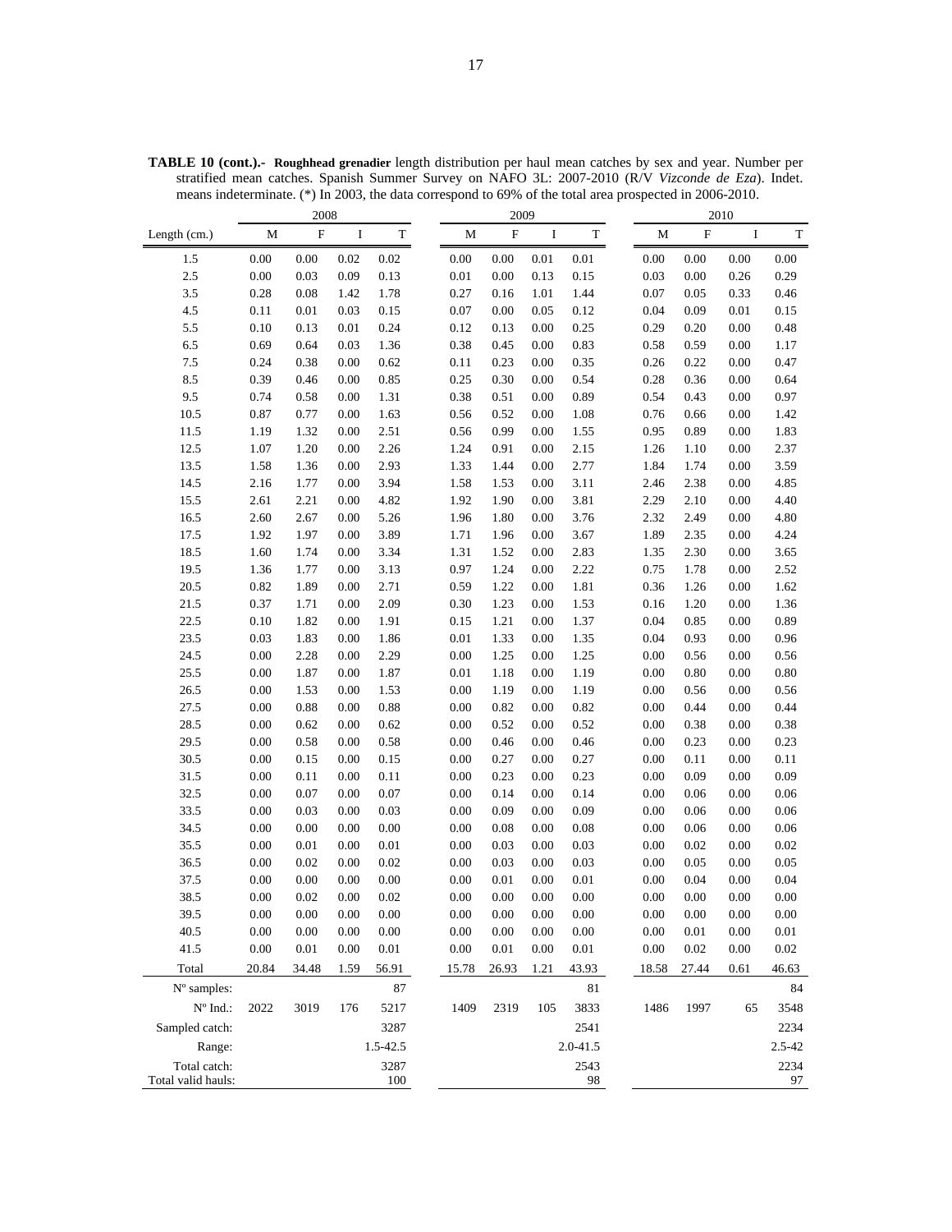**TABLE 10 (cont.).- Roughhead grenadier** length distribution per haul mean catches by sex and year. Number per stratified mean catches. Spanish Summer Survey on NAFO 3L: 2007-2010 (R/V *Vizconde de Eza*). Indet. means indeterminate. (*) In 2003, the data correspond to 69% of the total area prospected in 2006-2010.

| | 2008 | | | | 2009 | | | | 2010 | | | |
|---|---|---|---|---|---|---|---|---|---|---|---|---|
| Length (cm.) | M | F | I | T | M | F | I | T | M | F | I | T |
| 1.5 | 0.00 | 0.00 | 0.02 | 0.02 | 0.00 | 0.00 | 0.01 | 0.01 | 0.00 | 0.00 | 0.00 | 0.00 |
| 2.5 | 0.00 | 0.03 | 0.09 | 0.13 | 0.01 | 0.00 | 0.13 | 0.15 | 0.03 | 0.00 | 0.26 | 0.29 |
| 3.5 | 0.28 | 0.08 | 1.42 | 1.78 | 0.27 | 0.16 | 1.01 | 1.44 | 0.07 | 0.05 | 0.33 | 0.46 |
| 4.5 | 0.11 | 0.01 | 0.03 | 0.15 | 0.07 | 0.00 | 0.05 | 0.12 | 0.04 | 0.09 | 0.01 | 0.15 |
| 5.5 | 0.10 | 0.13 | 0.01 | 0.24 | 0.12 | 0.13 | 0.00 | 0.25 | 0.29 | 0.20 | 0.00 | 0.48 |
| 6.5 | 0.69 | 0.64 | 0.03 | 1.36 | 0.38 | 0.45 | 0.00 | 0.83 | 0.58 | 0.59 | 0.00 | 1.17 |
| 7.5 | 0.24 | 0.38 | 0.00 | 0.62 | 0.11 | 0.23 | 0.00 | 0.35 | 0.26 | 0.22 | 0.00 | 0.47 |
| 8.5 | 0.39 | 0.46 | 0.00 | 0.85 | 0.25 | 0.30 | 0.00 | 0.54 | 0.28 | 0.36 | 0.00 | 0.64 |
| 9.5 | 0.74 | 0.58 | 0.00 | 1.31 | 0.38 | 0.51 | 0.00 | 0.89 | 0.54 | 0.43 | 0.00 | 0.97 |
| 10.5 | 0.87 | 0.77 | 0.00 | 1.63 | 0.56 | 0.52 | 0.00 | 1.08 | 0.76 | 0.66 | 0.00 | 1.42 |
| 11.5 | 1.19 | 1.32 | 0.00 | 2.51 | 0.56 | 0.99 | 0.00 | 1.55 | 0.95 | 0.89 | 0.00 | 1.83 |
| 12.5 | 1.07 | 1.20 | 0.00 | 2.26 | 1.24 | 0.91 | 0.00 | 2.15 | 1.26 | 1.10 | 0.00 | 2.37 |
| 13.5 | 1.58 | 1.36 | 0.00 | 2.93 | 1.33 | 1.44 | 0.00 | 2.77 | 1.84 | 1.74 | 0.00 | 3.59 |
| 14.5 | 2.16 | 1.77 | 0.00 | 3.94 | 1.58 | 1.53 | 0.00 | 3.11 | 2.46 | 2.38 | 0.00 | 4.85 |
| 15.5 | 2.61 | 2.21 | 0.00 | 4.82 | 1.92 | 1.90 | 0.00 | 3.81 | 2.29 | 2.10 | 0.00 | 4.40 |
| 16.5 | 2.60 | 2.67 | 0.00 | 5.26 | 1.96 | 1.80 | 0.00 | 3.76 | 2.32 | 2.49 | 0.00 | 4.80 |
| 17.5 | 1.92 | 1.97 | 0.00 | 3.89 | 1.71 | 1.96 | 0.00 | 3.67 | 1.89 | 2.35 | 0.00 | 4.24 |
| 18.5 | 1.60 | 1.74 | 0.00 | 3.34 | 1.31 | 1.52 | 0.00 | 2.83 | 1.35 | 2.30 | 0.00 | 3.65 |
| 19.5 | 1.36 | 1.77 | 0.00 | 3.13 | 0.97 | 1.24 | 0.00 | 2.22 | 0.75 | 1.78 | 0.00 | 2.52 |
| 20.5 | 0.82 | 1.89 | 0.00 | 2.71 | 0.59 | 1.22 | 0.00 | 1.81 | 0.36 | 1.26 | 0.00 | 1.62 |
| 21.5 | 0.37 | 1.71 | 0.00 | 2.09 | 0.30 | 1.23 | 0.00 | 1.53 | 0.16 | 1.20 | 0.00 | 1.36 |
| 22.5 | 0.10 | 1.82 | 0.00 | 1.91 | 0.15 | 1.21 | 0.00 | 1.37 | 0.04 | 0.85 | 0.00 | 0.89 |
| 23.5 | 0.03 | 1.83 | 0.00 | 1.86 | 0.01 | 1.33 | 0.00 | 1.35 | 0.04 | 0.93 | 0.00 | 0.96 |
| 24.5 | 0.00 | 2.28 | 0.00 | 2.29 | 0.00 | 1.25 | 0.00 | 1.25 | 0.00 | 0.56 | 0.00 | 0.56 |
| 25.5 | 0.00 | 1.87 | 0.00 | 1.87 | 0.01 | 1.18 | 0.00 | 1.19 | 0.00 | 0.80 | 0.00 | 0.80 |
| 26.5 | 0.00 | 1.53 | 0.00 | 1.53 | 0.00 | 1.19 | 0.00 | 1.19 | 0.00 | 0.56 | 0.00 | 0.56 |
| 27.5 | 0.00 | 0.88 | 0.00 | 0.88 | 0.00 | 0.82 | 0.00 | 0.82 | 0.00 | 0.44 | 0.00 | 0.44 |
| 28.5 | 0.00 | 0.62 | 0.00 | 0.62 | 0.00 | 0.52 | 0.00 | 0.52 | 0.00 | 0.38 | 0.00 | 0.38 |
| 29.5 | 0.00 | 0.58 | 0.00 | 0.58 | 0.00 | 0.46 | 0.00 | 0.46 | 0.00 | 0.23 | 0.00 | 0.23 |
| 30.5 | 0.00 | 0.15 | 0.00 | 0.15 | 0.00 | 0.27 | 0.00 | 0.27 | 0.00 | 0.11 | 0.00 | 0.11 |
| 31.5 | 0.00 | 0.11 | 0.00 | 0.11 | 0.00 | 0.23 | 0.00 | 0.23 | 0.00 | 0.09 | 0.00 | 0.09 |
| 32.5 | 0.00 | 0.07 | 0.00 | 0.07 | 0.00 | 0.14 | 0.00 | 0.14 | 0.00 | 0.06 | 0.00 | 0.06 |
| 33.5 | 0.00 | 0.03 | 0.00 | 0.03 | 0.00 | 0.09 | 0.00 | 0.09 | 0.00 | 0.06 | 0.00 | 0.06 |
| 34.5 | 0.00 | 0.00 | 0.00 | 0.00 | 0.00 | 0.08 | 0.00 | 0.08 | 0.00 | 0.06 | 0.00 | 0.06 |
| 35.5 | 0.00 | 0.01 | 0.00 | 0.01 | 0.00 | 0.03 | 0.00 | 0.03 | 0.00 | 0.02 | 0.00 | 0.02 |
| 36.5 | 0.00 | 0.02 | 0.00 | 0.02 | 0.00 | 0.03 | 0.00 | 0.03 | 0.00 | 0.05 | 0.00 | 0.05 |
| 37.5 | 0.00 | 0.00 | 0.00 | 0.00 | 0.00 | 0.01 | 0.00 | 0.01 | 0.00 | 0.04 | 0.00 | 0.04 |
| 38.5 | 0.00 | 0.02 | 0.00 | 0.02 | 0.00 | 0.00 | 0.00 | 0.00 | 0.00 | 0.00 | 0.00 | 0.00 |
| 39.5 | 0.00 | 0.00 | 0.00 | 0.00 | 0.00 | 0.00 | 0.00 | 0.00 | 0.00 | 0.00 | 0.00 | 0.00 |
| 40.5 | 0.00 | 0.00 | 0.00 | 0.00 | 0.00 | 0.00 | 0.00 | 0.00 | 0.00 | 0.01 | 0.00 | 0.01 |
| 41.5 | 0.00 | 0.01 | 0.00 | 0.01 | 0.00 | 0.01 | 0.00 | 0.01 | 0.00 | 0.02 | 0.00 | 0.02 |
| Total | 20.84 | 34.48 | 1.59 | 56.91 | 15.78 | 26.93 | 1.21 | 43.93 | 18.58 | 27.44 | 0.61 | 46.63 |
| Nº samples: | | | | 87 | | | | 81 | | | | 84 |
| Nº Ind.: | 2022 | 3019 | 176 | 5217 | 1409 | 2319 | 105 | 3833 | 1486 | 1997 | 65 | 3548 |
| Sampled catch: | | | | 3287 | | | | 2541 | | | | 2234 |
| Range: | | | | 1.5-42.5 | | | | 2.0-41.5 | | | | 2.5-42 |
| Total catch: | | | | 3287 | | | | 2543 | | | | 2234 |
| Total valid hauls: | | | | 100 | | | | 98 | | | | 97 |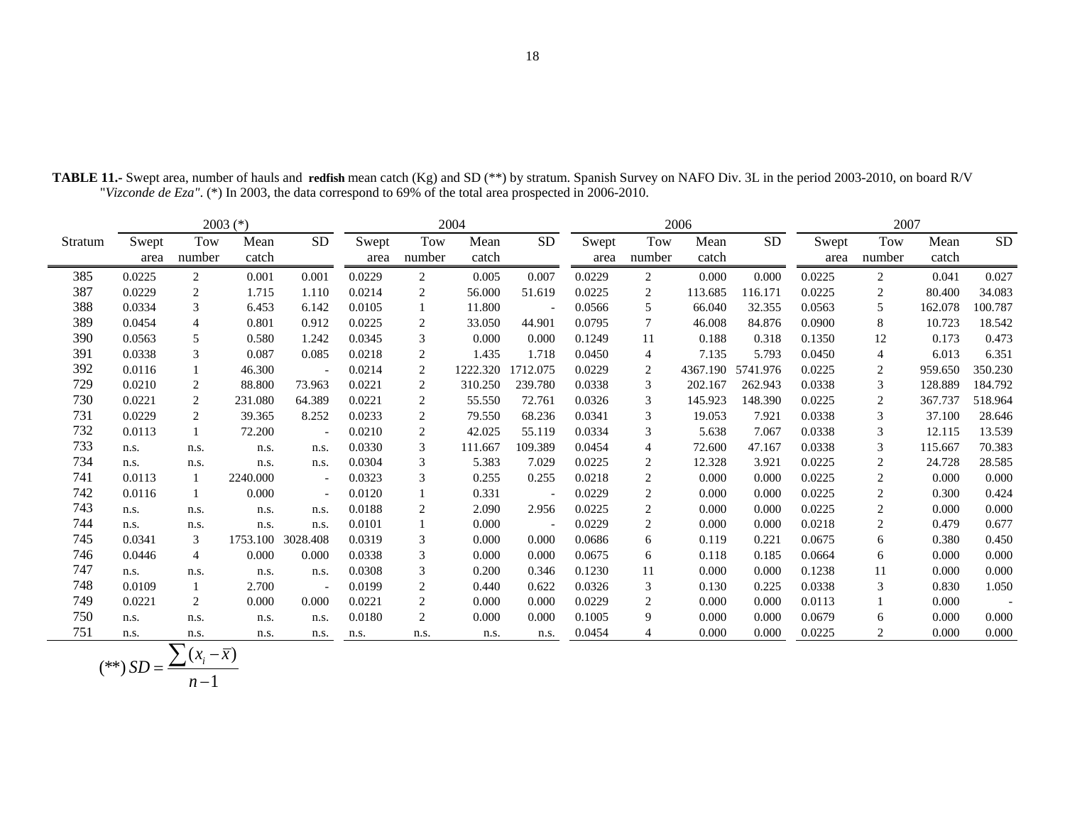**TABLE 11.-** Swept area, number of hauls and **redfish** mean catch (Kg) and SD (**) by stratum. Spanish Survey on NAFO Div. 3L in the period 2003-2010, on board R/V "*Vizconde de Eza"*. (*) In 2003, the data correspond to 69% of the total area prospected in 2006-2010.

| | 2003 (*) | | | | 2004 | | | | 2006 | | | | 2007 | | | |
|---|---|---|---|---|---|---|---|---|---|---|---|---|---|---|---|---|
| Stratum | Swept area | Tow number | Mean catch | SD | Swept area | Tow number | Mean catch | SD | Swept area | Tow number | Mean catch | SD | Swept area | Tow number | Mean catch | SD |
| 385 | 0.0225 | 2 | 0.001 | 0.001 | 0.0229 | 2 | 0.005 | 0.007 | 0.0229 | 2 | 0.000 | 0.000 | 0.0225 | 2 | 0.041 | 0.027 |
| 387 | 0.0229 | 2 | 1.715 | 1.110 | 0.0214 | 2 | 56.000 | 51.619 | 0.0225 | 2 | 113.685 | 116.171 | 0.0225 | 2 | 80.400 | 34.083 |
| 388 | 0.0334 | 3 | 6.453 | 6.142 | 0.0105 | 1 | 11.800 | - | 0.0566 | 5 | 66.040 | 32.355 | 0.0563 | 5 | 162.078 | 100.787 |
| 389 | 0.0454 | 4 | 0.801 | 0.912 | 0.0225 | 2 | 33.050 | 44.901 | 0.0795 | 7 | 46.008 | 84.876 | 0.0900 | 8 | 10.723 | 18.542 |
| 390 | 0.0563 | 5 | 0.580 | 1.242 | 0.0345 | 3 | 0.000 | 0.000 | 0.1249 | 11 | 0.188 | 0.318 | 0.1350 | 12 | 0.173 | 0.473 |
| 391 | 0.0338 | 3 | 0.087 | 0.085 | 0.0218 | 2 | 1.435 | 1.718 | 0.0450 | 4 | 7.135 | 5.793 | 0.0450 | 4 | 6.013 | 6.351 |
| 392 | 0.0116 | 1 | 46.300 | - | 0.0214 | 2 | 1222.320 | 1712.075 | 0.0229 | 2 | 4367.190 | 5741.976 | 0.0225 | 2 | 959.650 | 350.230 |
| 729 | 0.0210 | 2 | 88.800 | 73.963 | 0.0221 | 2 | 310.250 | 239.780 | 0.0338 | 3 | 202.167 | 262.943 | 0.0338 | 3 | 128.889 | 184.792 |
| 730 | 0.0221 | 2 | 231.080 | 64.389 | 0.0221 | 2 | 55.550 | 72.761 | 0.0326 | 3 | 145.923 | 148.390 | 0.0225 | 2 | 367.737 | 518.964 |
| 731 | 0.0229 | 2 | 39.365 | 8.252 | 0.0233 | 2 | 79.550 | 68.236 | 0.0341 | 3 | 19.053 | 7.921 | 0.0338 | 3 | 37.100 | 28.646 |
| 732 | 0.0113 | 1 | 72.200 | - | 0.0210 | 2 | 42.025 | 55.119 | 0.0334 | 3 | 5.638 | 7.067 | 0.0338 | 3 | 12.115 | 13.539 |
| 733 | n.s. | n.s. | n.s. | n.s. | 0.0330 | 3 | 111.667 | 109.389 | 0.0454 | 4 | 72.600 | 47.167 | 0.0338 | 3 | 115.667 | 70.383 |
| 734 | n.s. | n.s. | n.s. | n.s. | 0.0304 | 3 | 5.383 | 7.029 | 0.0225 | 2 | 12.328 | 3.921 | 0.0225 | 2 | 24.728 | 28.585 |
| 741 | 0.0113 | 1 | 2240.000 | - | 0.0323 | 3 | 0.255 | 0.255 | 0.0218 | 2 | 0.000 | 0.000 | 0.0225 | 2 | 0.000 | 0.000 |
| 742 | 0.0116 | 1 | 0.000 | - | 0.0120 | 1 | 0.331 | - | 0.0229 | 2 | 0.000 | 0.000 | 0.0225 | 2 | 0.300 | 0.424 |
| 743 | n.s. | n.s. | n.s. | n.s. | 0.0188 | 2 | 2.090 | 2.956 | 0.0225 | 2 | 0.000 | 0.000 | 0.0225 | 2 | 0.000 | 0.000 |
| 744 | n.s. | n.s. | n.s. | n.s. | 0.0101 | 1 | 0.000 | - | 0.0229 | 2 | 0.000 | 0.000 | 0.0218 | 2 | 0.479 | 0.677 |
| 745 | 0.0341 | 3 | 1753.100 | 3028.408 | 0.0319 | 3 | 0.000 | 0.000 | 0.0686 | 6 | 0.119 | 0.221 | 0.0675 | 6 | 0.380 | 0.450 |
| 746 | 0.0446 | 4 | 0.000 | 0.000 | 0.0338 | 3 | 0.000 | 0.000 | 0.0675 | 6 | 0.118 | 0.185 | 0.0664 | 6 | 0.000 | 0.000 |
| 747 | n.s. | n.s. | n.s. | n.s. | 0.0308 | 3 | 0.200 | 0.346 | 0.1230 | 11 | 0.000 | 0.000 | 0.1238 | 11 | 0.000 | 0.000 |
| 748 | 0.0109 | 1 | 2.700 | - | 0.0199 | 2 | 0.440 | 0.622 | 0.0326 | 3 | 0.130 | 0.225 | 0.0338 | 3 | 0.830 | 1.050 |
| 749 | 0.0221 | 2 | 0.000 | 0.000 | 0.0221 | 2 | 0.000 | 0.000 | 0.0229 | 2 | 0.000 | 0.000 | 0.0113 | 1 | 0.000 | - |
| 750 | n.s. | n.s. | n.s. | n.s. | 0.0180 | 2 | 0.000 | 0.000 | 0.1005 | 9 | 0.000 | 0.000 | 0.0679 | 6 | 0.000 | 0.000 |
| 751 | n.s. | n.s. | n.s. | n.s. | n.s. | n.s. | n.s. | n.s. | 0.0454 | 4 | 0.000 | 0.000 | 0.0225 | 2 | 0.000 | 0.000 |

$$(**)\ SD = \frac{\sum (x_i - \bar{x})}{n-1}$$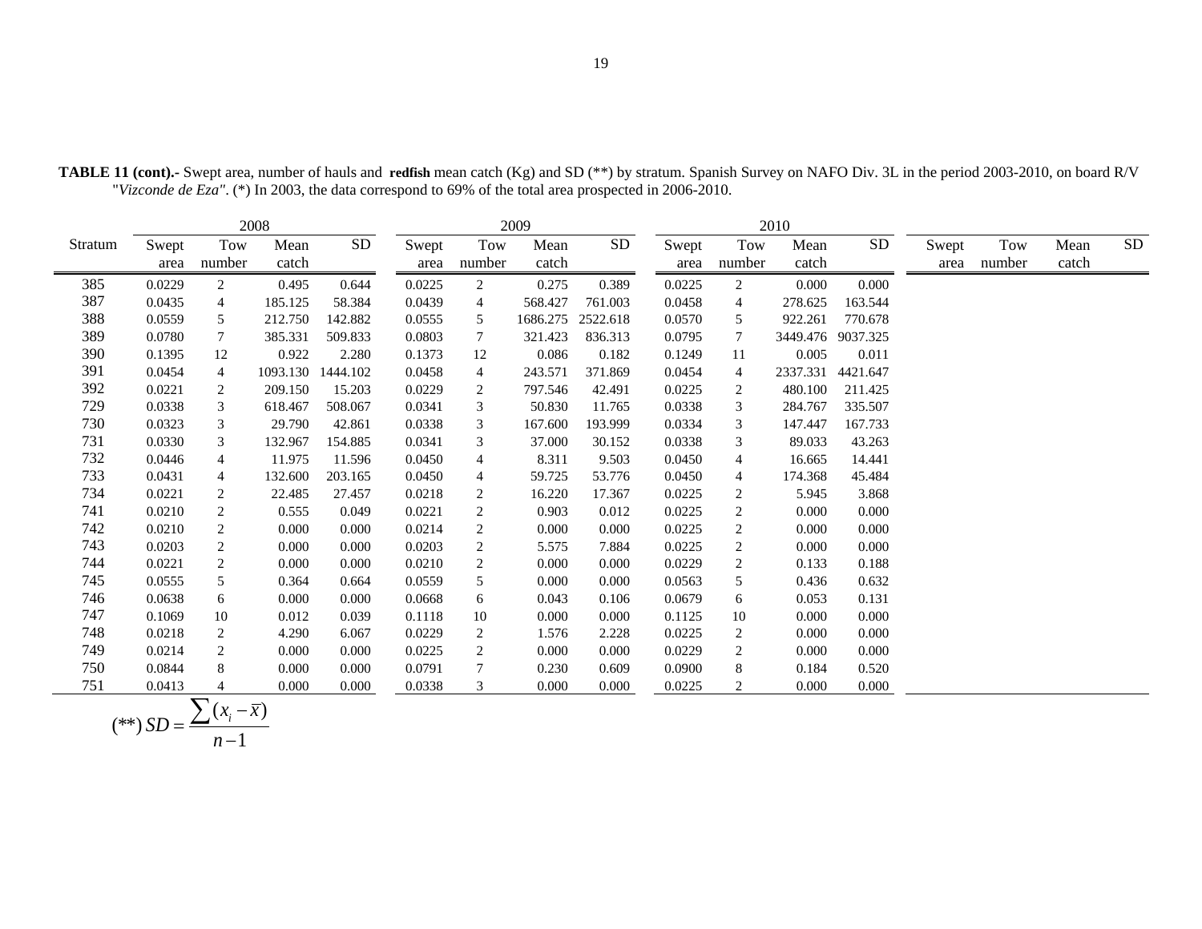**TABLE 11 (cont).-** Swept area, number of hauls and **redfish** mean catch (Kg) and SD (**) by stratum. Spanish Survey on NAFO Div. 3L in the period 2003-2010, on board R/V "*Vizconde de Eza"*. (*) In 2003, the data correspond to 69% of the total area prospected in 2006-2010.

| | 2008 | | | | 2009 | | | | 2010 | | | | | | | |
|---|---|---|---|---|---|---|---|---|---|---|---|---|---|---|---|---|
| Stratum | Swept area | Tow number | Mean catch | SD | Swept area | Tow number | Mean catch | SD | Swept area | Tow number | Mean catch | SD | Swept area | Tow number | Mean catch | SD |
| 385 | 0.0229 | 2 | 0.495 | 0.644 | 0.0225 | 2 | 0.275 | 0.389 | 0.0225 | 2 | 0.000 | 0.000 | | | | |
| 387 | 0.0435 | 4 | 185.125 | 58.384 | 0.0439 | 4 | 568.427 | 761.003 | 0.0458 | 4 | 278.625 | 163.544 | | | | |
| 388 | 0.0559 | 5 | 212.750 | 142.882 | 0.0555 | 5 | 1686.275 | 2522.618 | 0.0570 | 5 | 922.261 | 770.678 | | | | |
| 389 | 0.0780 | 7 | 385.331 | 509.833 | 0.0803 | 7 | 321.423 | 836.313 | 0.0795 | 7 | 3449.476 | 9037.325 | | | | |
| 390 | 0.1395 | 12 | 0.922 | 2.280 | 0.1373 | 12 | 0.086 | 0.182 | 0.1249 | 11 | 0.005 | 0.011 | | | | |
| 391 | 0.0454 | 4 | 1093.130 | 1444.102 | 0.0458 | 4 | 243.571 | 371.869 | 0.0454 | 4 | 2337.331 | 4421.647 | | | | |
| 392 | 0.0221 | 2 | 209.150 | 15.203 | 0.0229 | 2 | 797.546 | 42.491 | 0.0225 | 2 | 480.100 | 211.425 | | | | |
| 729 | 0.0338 | 3 | 618.467 | 508.067 | 0.0341 | 3 | 50.830 | 11.765 | 0.0338 | 3 | 284.767 | 335.507 | | | | |
| 730 | 0.0323 | 3 | 29.790 | 42.861 | 0.0338 | 3 | 167.600 | 193.999 | 0.0334 | 3 | 147.447 | 167.733 | | | | |
| 731 | 0.0330 | 3 | 132.967 | 154.885 | 0.0341 | 3 | 37.000 | 30.152 | 0.0338 | 3 | 89.033 | 43.263 | | | | |
| 732 | 0.0446 | 4 | 11.975 | 11.596 | 0.0450 | 4 | 8.311 | 9.503 | 0.0450 | 4 | 16.665 | 14.441 | | | | |
| 733 | 0.0431 | 4 | 132.600 | 203.165 | 0.0450 | 4 | 59.725 | 53.776 | 0.0450 | 4 | 174.368 | 45.484 | | | | |
| 734 | 0.0221 | 2 | 22.485 | 27.457 | 0.0218 | 2 | 16.220 | 17.367 | 0.0225 | 2 | 5.945 | 3.868 | | | | |
| 741 | 0.0210 | 2 | 0.555 | 0.049 | 0.0221 | 2 | 0.903 | 0.012 | 0.0225 | 2 | 0.000 | 0.000 | | | | |
| 742 | 0.0210 | 2 | 0.000 | 0.000 | 0.0214 | 2 | 0.000 | 0.000 | 0.0225 | 2 | 0.000 | 0.000 | | | | |
| 743 | 0.0203 | 2 | 0.000 | 0.000 | 0.0203 | 2 | 5.575 | 7.884 | 0.0225 | 2 | 0.000 | 0.000 | | | | |
| 744 | 0.0221 | 2 | 0.000 | 0.000 | 0.0210 | 2 | 0.000 | 0.000 | 0.0229 | 2 | 0.133 | 0.188 | | | | |
| 745 | 0.0555 | 5 | 0.364 | 0.664 | 0.0559 | 5 | 0.000 | 0.000 | 0.0563 | 5 | 0.436 | 0.632 | | | | |
| 746 | 0.0638 | 6 | 0.000 | 0.000 | 0.0668 | 6 | 0.043 | 0.106 | 0.0679 | 6 | 0.053 | 0.131 | | | | |
| 747 | 0.1069 | 10 | 0.012 | 0.039 | 0.1118 | 10 | 0.000 | 0.000 | 0.1125 | 10 | 0.000 | 0.000 | | | | |
| 748 | 0.0218 | 2 | 4.290 | 6.067 | 0.0229 | 2 | 1.576 | 2.228 | 0.0225 | 2 | 0.000 | 0.000 | | | | |
| 749 | 0.0214 | 2 | 0.000 | 0.000 | 0.0225 | 2 | 0.000 | 0.000 | 0.0229 | 2 | 0.000 | 0.000 | | | | |
| 750 | 0.0844 | 8 | 0.000 | 0.000 | 0.0791 | 7 | 0.230 | 0.609 | 0.0900 | 8 | 0.184 | 0.520 | | | | |
| 751 | 0.0413 | 4 | 0.000 | 0.000 | 0.0338 | 3 | 0.000 | 0.000 | 0.0225 | 2 | 0.000 | 0.000 | | | | |

$$(^{**})\ SD = \frac{\sum (x_i - \overline{x})}{n-1}$$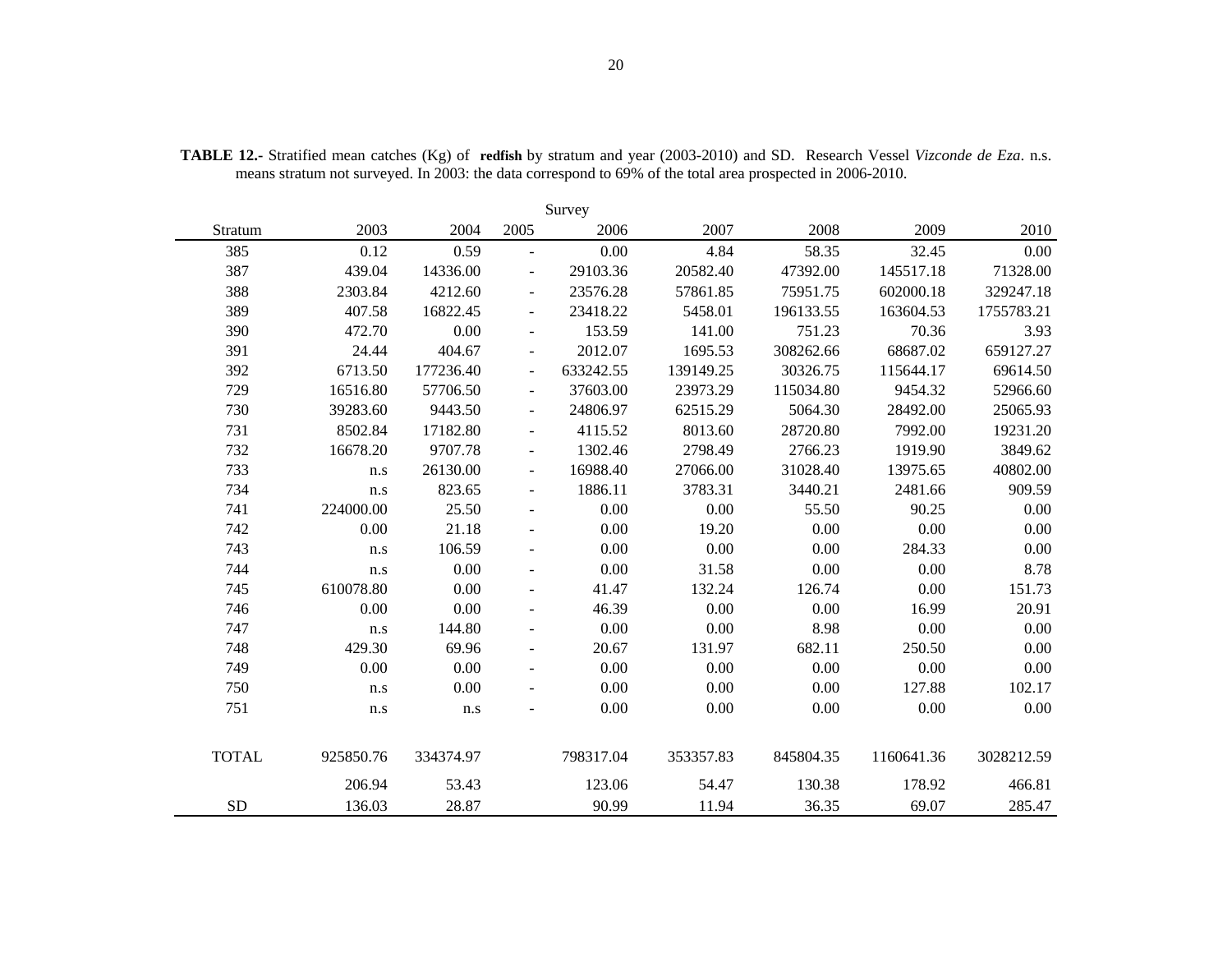**TABLE 12.-** Stratified mean catches (Kg) of **redfish** by stratum and year (2003-2010) and SD. Research Vessel *Vizconde de Eza*. n.s. means stratum not surveyed. In 2003: the data correspond to 69% of the total area prospected in 2006-2010.

| | Survey | | | | | | | |
|---|---|---|---|---|---|---|---|---|
| Stratum | 2003 | 2004 | 2005 | 2006 | 2007 | 2008 | 2009 | 2010 |
| 385 | 0.12 | 0.59 | - | 0.00 | 4.84 | 58.35 | 32.45 | 0.00 |
| 387 | 439.04 | 14336.00 | - | 29103.36 | 20582.40 | 47392.00 | 145517.18 | 71328.00 |
| 388 | 2303.84 | 4212.60 | - | 23576.28 | 57861.85 | 75951.75 | 602000.18 | 329247.18 |
| 389 | 407.58 | 16822.45 | - | 23418.22 | 5458.01 | 196133.55 | 163604.53 | 1755783.21 |
| 390 | 472.70 | 0.00 | - | 153.59 | 141.00 | 751.23 | 70.36 | 3.93 |
| 391 | 24.44 | 404.67 | - | 2012.07 | 1695.53 | 308262.66 | 68687.02 | 659127.27 |
| 392 | 6713.50 | 177236.40 | - | 633242.55 | 139149.25 | 30326.75 | 115644.17 | 69614.50 |
| 729 | 16516.80 | 57706.50 | - | 37603.00 | 23973.29 | 115034.80 | 9454.32 | 52966.60 |
| 730 | 39283.60 | 9443.50 | - | 24806.97 | 62515.29 | 5064.30 | 28492.00 | 25065.93 |
| 731 | 8502.84 | 17182.80 | - | 4115.52 | 8013.60 | 28720.80 | 7992.00 | 19231.20 |
| 732 | 16678.20 | 9707.78 | - | 1302.46 | 2798.49 | 2766.23 | 1919.90 | 3849.62 |
| 733 | n.s | 26130.00 | - | 16988.40 | 27066.00 | 31028.40 | 13975.65 | 40802.00 |
| 734 | n.s | 823.65 | - | 1886.11 | 3783.31 | 3440.21 | 2481.66 | 909.59 |
| 741 | 224000.00 | 25.50 | - | 0.00 | 0.00 | 55.50 | 90.25 | 0.00 |
| 742 | 0.00 | 21.18 | - | 0.00 | 19.20 | 0.00 | 0.00 | 0.00 |
| 743 | n.s | 106.59 | - | 0.00 | 0.00 | 0.00 | 284.33 | 0.00 |
| 744 | n.s | 0.00 | - | 0.00 | 31.58 | 0.00 | 0.00 | 8.78 |
| 745 | 610078.80 | 0.00 | - | 41.47 | 132.24 | 126.74 | 0.00 | 151.73 |
| 746 | 0.00 | 0.00 | - | 46.39 | 0.00 | 0.00 | 16.99 | 20.91 |
| 747 | n.s | 144.80 | - | 0.00 | 0.00 | 8.98 | 0.00 | 0.00 |
| 748 | 429.30 | 69.96 | - | 20.67 | 131.97 | 682.11 | 250.50 | 0.00 |
| 749 | 0.00 | 0.00 | - | 0.00 | 0.00 | 0.00 | 0.00 | 0.00 |
| 750 | n.s | 0.00 | - | 0.00 | 0.00 | 0.00 | 127.88 | 102.17 |
| 751 | n.s | n.s | - | 0.00 | 0.00 | 0.00 | 0.00 | 0.00 |
| TOTAL | 925850.76 | 334374.97 | | 798317.04 | 353357.83 | 845804.35 | 1160641.36 | 3028212.59 |
| | 206.94 | 53.43 | | 123.06 | 54.47 | 130.38 | 178.92 | 466.81 |
| SD | 136.03 | 28.87 | | 90.99 | 11.94 | 36.35 | 69.07 | 285.47 |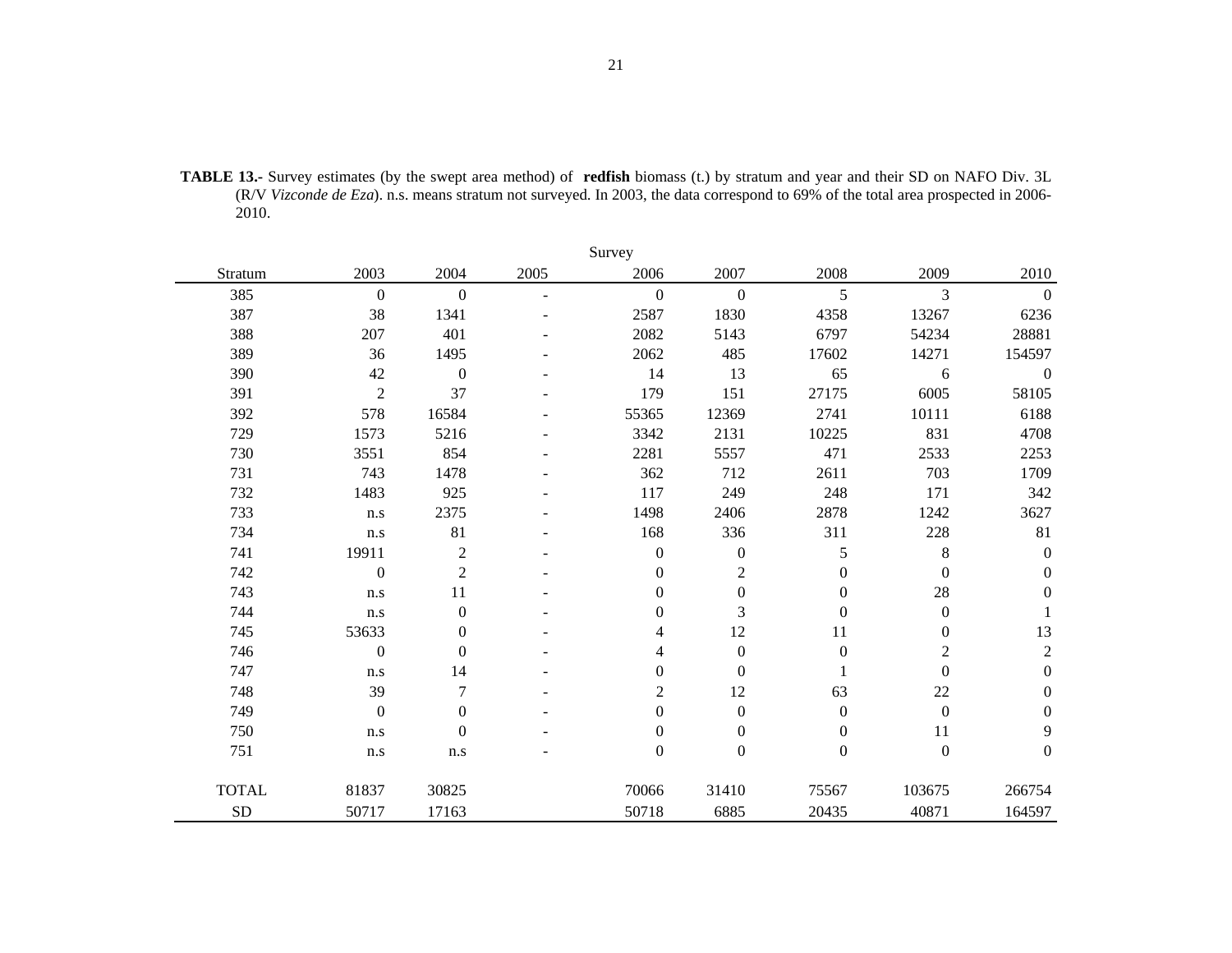**TABLE 13.-** Survey estimates (by the swept area method) of **redfish** biomass (t.) by stratum and year and their SD on NAFO Div. 3L (R/V *Vizconde de Eza*). n.s. means stratum not surveyed. In 2003, the data correspond to 69% of the total area prospected in 2006-2010.

| | Survey | | | | | | | |
|---|---|---|---|---|---|---|---|---|
| Stratum | 2003 | 2004 | 2005 | 2006 | 2007 | 2008 | 2009 | 2010 |
| 385 | 0 | 0 | - | 0 | 0 | 5 | 3 | 0 |
| 387 | 38 | 1341 | - | 2587 | 1830 | 4358 | 13267 | 6236 |
| 388 | 207 | 401 | - | 2082 | 5143 | 6797 | 54234 | 28881 |
| 389 | 36 | 1495 | - | 2062 | 485 | 17602 | 14271 | 154597 |
| 390 | 42 | 0 | - | 14 | 13 | 65 | 6 | 0 |
| 391 | 2 | 37 | - | 179 | 151 | 27175 | 6005 | 58105 |
| 392 | 578 | 16584 | - | 55365 | 12369 | 2741 | 10111 | 6188 |
| 729 | 1573 | 5216 | - | 3342 | 2131 | 10225 | 831 | 4708 |
| 730 | 3551 | 854 | - | 2281 | 5557 | 471 | 2533 | 2253 |
| 731 | 743 | 1478 | - | 362 | 712 | 2611 | 703 | 1709 |
| 732 | 1483 | 925 | - | 117 | 249 | 248 | 171 | 342 |
| 733 | n.s | 2375 | - | 1498 | 2406 | 2878 | 1242 | 3627 |
| 734 | n.s | 81 | - | 168 | 336 | 311 | 228 | 81 |
| 741 | 19911 | 2 | - | 0 | 0 | 5 | 8 | 0 |
| 742 | 0 | 2 | - | 0 | 2 | 0 | 0 | 0 |
| 743 | n.s | 11 | - | 0 | 0 | 0 | 28 | 0 |
| 744 | n.s | 0 | - | 0 | 3 | 0 | 0 | 1 |
| 745 | 53633 | 0 | - | 4 | 12 | 11 | 0 | 13 |
| 746 | 0 | 0 | - | 4 | 0 | 0 | 2 | 2 |
| 747 | n.s | 14 | - | 0 | 0 | 1 | 0 | 0 |
| 748 | 39 | 7 | - | 2 | 12 | 63 | 22 | 0 |
| 749 | 0 | 0 | - | 0 | 0 | 0 | 0 | 0 |
| 750 | n.s | 0 | - | 0 | 0 | 0 | 11 | 9 |
| 751 | n.s | n.s | - | 0 | 0 | 0 | 0 | 0 |
| TOTAL | 81837 | 30825 | | 70066 | 31410 | 75567 | 103675 | 266754 |
| SD | 50717 | 17163 | | 50718 | 6885 | 20435 | 40871 | 164597 |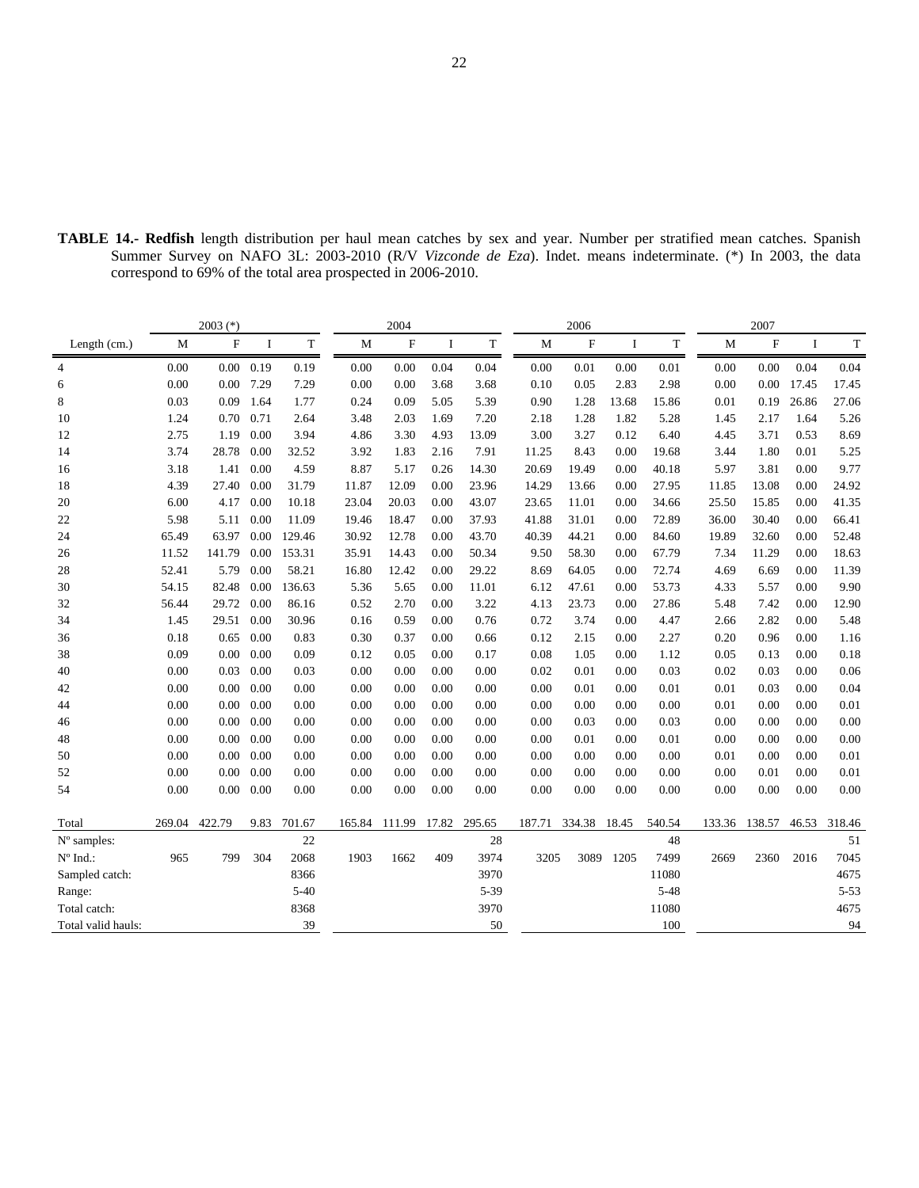**TABLE 14.- Redfish** length distribution per haul mean catches by sex and year. Number per stratified mean catches. Spanish Summer Survey on NAFO 3L: 2003-2010 (R/V *Vizconde de Eza*). Indet. means indeterminate. (*) In 2003, the data correspond to 69% of the total area prospected in 2006-2010.

| | 2003 (*) | | | | 2004 | | | | 2006 | | | | 2007 | | | |
|---|---|---|---|---|---|---|---|---|---|---|---|---|---|---|---|---|
| Length (cm.) | M | F | I | T | M | F | I | T | M | F | I | T | M | F | I | T |
| 4 | 0.00 | 0.00 | 0.19 | 0.19 | 0.00 | 0.00 | 0.04 | 0.04 | 0.00 | 0.01 | 0.00 | 0.01 | 0.00 | 0.00 | 0.04 | 0.04 |
| 6 | 0.00 | 0.00 | 7.29 | 7.29 | 0.00 | 0.00 | 3.68 | 3.68 | 0.10 | 0.05 | 2.83 | 2.98 | 0.00 | 0.00 | 17.45 | 17.45 |
| 8 | 0.03 | 0.09 | 1.64 | 1.77 | 0.24 | 0.09 | 5.05 | 5.39 | 0.90 | 1.28 | 13.68 | 15.86 | 0.01 | 0.19 | 26.86 | 27.06 |
| 10 | 1.24 | 0.70 | 0.71 | 2.64 | 3.48 | 2.03 | 1.69 | 7.20 | 2.18 | 1.28 | 1.82 | 5.28 | 1.45 | 2.17 | 1.64 | 5.26 |
| 12 | 2.75 | 1.19 | 0.00 | 3.94 | 4.86 | 3.30 | 4.93 | 13.09 | 3.00 | 3.27 | 0.12 | 6.40 | 4.45 | 3.71 | 0.53 | 8.69 |
| 14 | 3.74 | 28.78 | 0.00 | 32.52 | 3.92 | 1.83 | 2.16 | 7.91 | 11.25 | 8.43 | 0.00 | 19.68 | 3.44 | 1.80 | 0.01 | 5.25 |
| 16 | 3.18 | 1.41 | 0.00 | 4.59 | 8.87 | 5.17 | 0.26 | 14.30 | 20.69 | 19.49 | 0.00 | 40.18 | 5.97 | 3.81 | 0.00 | 9.77 |
| 18 | 4.39 | 27.40 | 0.00 | 31.79 | 11.87 | 12.09 | 0.00 | 23.96 | 14.29 | 13.66 | 0.00 | 27.95 | 11.85 | 13.08 | 0.00 | 24.92 |
| 20 | 6.00 | 4.17 | 0.00 | 10.18 | 23.04 | 20.03 | 0.00 | 43.07 | 23.65 | 11.01 | 0.00 | 34.66 | 25.50 | 15.85 | 0.00 | 41.35 |
| 22 | 5.98 | 5.11 | 0.00 | 11.09 | 19.46 | 18.47 | 0.00 | 37.93 | 41.88 | 31.01 | 0.00 | 72.89 | 36.00 | 30.40 | 0.00 | 66.41 |
| 24 | 65.49 | 63.97 | 0.00 | 129.46 | 30.92 | 12.78 | 0.00 | 43.70 | 40.39 | 44.21 | 0.00 | 84.60 | 19.89 | 32.60 | 0.00 | 52.48 |
| 26 | 11.52 | 141.79 | 0.00 | 153.31 | 35.91 | 14.43 | 0.00 | 50.34 | 9.50 | 58.30 | 0.00 | 67.79 | 7.34 | 11.29 | 0.00 | 18.63 |
| 28 | 52.41 | 5.79 | 0.00 | 58.21 | 16.80 | 12.42 | 0.00 | 29.22 | 8.69 | 64.05 | 0.00 | 72.74 | 4.69 | 6.69 | 0.00 | 11.39 |
| 30 | 54.15 | 82.48 | 0.00 | 136.63 | 5.36 | 5.65 | 0.00 | 11.01 | 6.12 | 47.61 | 0.00 | 53.73 | 4.33 | 5.57 | 0.00 | 9.90 |
| 32 | 56.44 | 29.72 | 0.00 | 86.16 | 0.52 | 2.70 | 0.00 | 3.22 | 4.13 | 23.73 | 0.00 | 27.86 | 5.48 | 7.42 | 0.00 | 12.90 |
| 34 | 1.45 | 29.51 | 0.00 | 30.96 | 0.16 | 0.59 | 0.00 | 0.76 | 0.72 | 3.74 | 0.00 | 4.47 | 2.66 | 2.82 | 0.00 | 5.48 |
| 36 | 0.18 | 0.65 | 0.00 | 0.83 | 0.30 | 0.37 | 0.00 | 0.66 | 0.12 | 2.15 | 0.00 | 2.27 | 0.20 | 0.96 | 0.00 | 1.16 |
| 38 | 0.09 | 0.00 | 0.00 | 0.09 | 0.12 | 0.05 | 0.00 | 0.17 | 0.08 | 1.05 | 0.00 | 1.12 | 0.05 | 0.13 | 0.00 | 0.18 |
| 40 | 0.00 | 0.03 | 0.00 | 0.03 | 0.00 | 0.00 | 0.00 | 0.00 | 0.02 | 0.01 | 0.00 | 0.03 | 0.02 | 0.03 | 0.00 | 0.06 |
| 42 | 0.00 | 0.00 | 0.00 | 0.00 | 0.00 | 0.00 | 0.00 | 0.00 | 0.00 | 0.01 | 0.00 | 0.01 | 0.01 | 0.03 | 0.00 | 0.04 |
| 44 | 0.00 | 0.00 | 0.00 | 0.00 | 0.00 | 0.00 | 0.00 | 0.00 | 0.00 | 0.00 | 0.00 | 0.00 | 0.01 | 0.00 | 0.00 | 0.01 |
| 46 | 0.00 | 0.00 | 0.00 | 0.00 | 0.00 | 0.00 | 0.00 | 0.00 | 0.00 | 0.03 | 0.00 | 0.03 | 0.00 | 0.00 | 0.00 | 0.00 |
| 48 | 0.00 | 0.00 | 0.00 | 0.00 | 0.00 | 0.00 | 0.00 | 0.00 | 0.00 | 0.01 | 0.00 | 0.01 | 0.00 | 0.00 | 0.00 | 0.00 |
| 50 | 0.00 | 0.00 | 0.00 | 0.00 | 0.00 | 0.00 | 0.00 | 0.00 | 0.00 | 0.00 | 0.00 | 0.00 | 0.01 | 0.00 | 0.00 | 0.01 |
| 52 | 0.00 | 0.00 | 0.00 | 0.00 | 0.00 | 0.00 | 0.00 | 0.00 | 0.00 | 0.00 | 0.00 | 0.00 | 0.00 | 0.01 | 0.00 | 0.01 |
| 54 | 0.00 | 0.00 | 0.00 | 0.00 | 0.00 | 0.00 | 0.00 | 0.00 | 0.00 | 0.00 | 0.00 | 0.00 | 0.00 | 0.00 | 0.00 | 0.00 |
| Total | 269.04 | 422.79 | 9.83 | 701.67 | 165.84 | 111.99 | 17.82 | 295.65 | 187.71 | 334.38 | 18.45 | 540.54 | 133.36 | 138.57 | 46.53 | 318.46 |
| Nº samples: | | | | 22 | | | | 28 | | | | 48 | | | | 51 |
| Nº Ind.: | 965 | 799 | 304 | 2068 | 1903 | 1662 | 409 | 3974 | 3205 | 3089 | 1205 | 7499 | 2669 | 2360 | 2016 | 7045 |
| Sampled catch: | | | | 8366 | | | | 3970 | | | | 11080 | | | | 4675 |
| Range: | | | | 5-40 | | | | 5-39 | | | | 5-48 | | | | 5-53 |
| Total catch: | | | | 8368 | | | | 3970 | | | | 11080 | | | | 4675 |
| Total valid hauls: | | | | 39 | | | | 50 | | | | 100 | | | | 94 |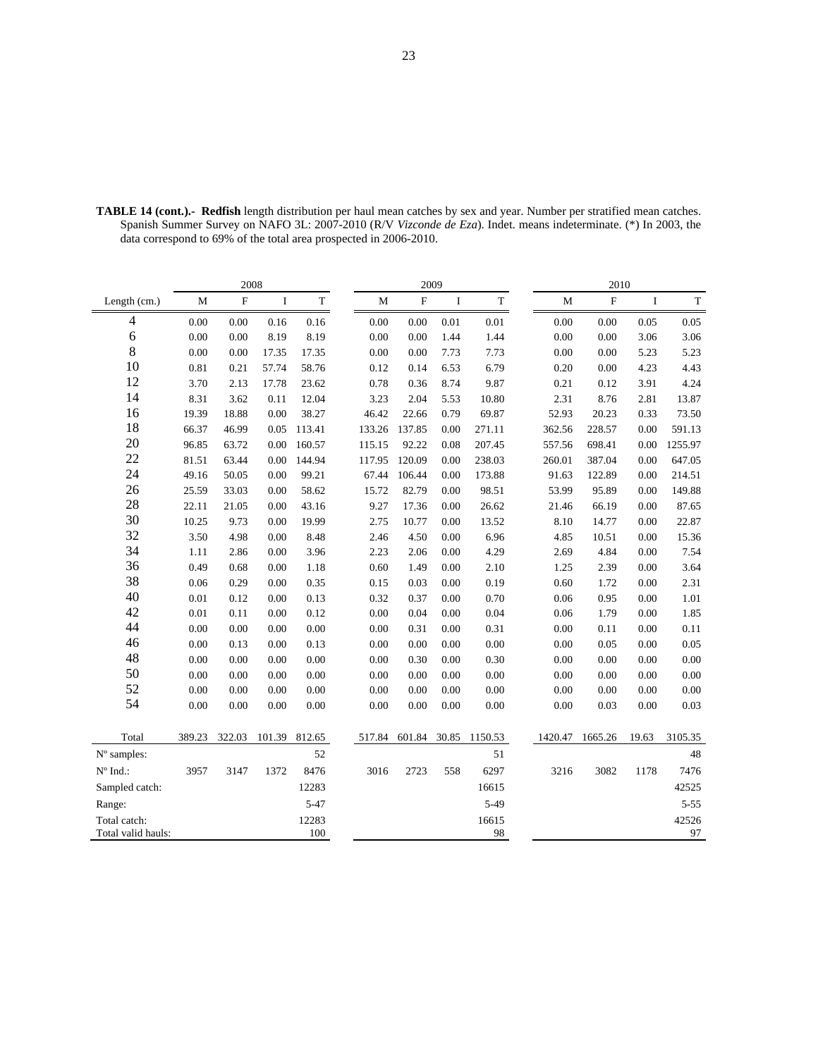**TABLE 14 (cont.).- Redfish** length distribution per haul mean catches by sex and year. Number per stratified mean catches. Spanish Summer Survey on NAFO 3L: 2007-2010 (R/V *Vizconde de Eza*). Indet. means indeterminate. (*) In 2003, the data correspond to 69% of the total area prospected in 2006-2010.

| | 2008 | | | | 2009 | | | | 2010 | | | |
|---|---|---|---|---|---|---|---|---|---|---|---|---|
| Length (cm.) | M | F | I | T | M | F | I | T | M | F | I | T |
| 4 | 0.00 | 0.00 | 0.16 | 0.16 | 0.00 | 0.00 | 0.01 | 0.01 | 0.00 | 0.00 | 0.05 | 0.05 |
| 6 | 0.00 | 0.00 | 8.19 | 8.19 | 0.00 | 0.00 | 1.44 | 1.44 | 0.00 | 0.00 | 3.06 | 3.06 |
| 8 | 0.00 | 0.00 | 17.35 | 17.35 | 0.00 | 0.00 | 7.73 | 7.73 | 0.00 | 0.00 | 5.23 | 5.23 |
| 10 | 0.81 | 0.21 | 57.74 | 58.76 | 0.12 | 0.14 | 6.53 | 6.79 | 0.20 | 0.00 | 4.23 | 4.43 |
| 12 | 3.70 | 2.13 | 17.78 | 23.62 | 0.78 | 0.36 | 8.74 | 9.87 | 0.21 | 0.12 | 3.91 | 4.24 |
| 14 | 8.31 | 3.62 | 0.11 | 12.04 | 3.23 | 2.04 | 5.53 | 10.80 | 2.31 | 8.76 | 2.81 | 13.87 |
| 16 | 19.39 | 18.88 | 0.00 | 38.27 | 46.42 | 22.66 | 0.79 | 69.87 | 52.93 | 20.23 | 0.33 | 73.50 |
| 18 | 66.37 | 46.99 | 0.05 | 113.41 | 133.26 | 137.85 | 0.00 | 271.11 | 362.56 | 228.57 | 0.00 | 591.13 |
| 20 | 96.85 | 63.72 | 0.00 | 160.57 | 115.15 | 92.22 | 0.08 | 207.45 | 557.56 | 698.41 | 0.00 | 1255.97 |
| 22 | 81.51 | 63.44 | 0.00 | 144.94 | 117.95 | 120.09 | 0.00 | 238.03 | 260.01 | 387.04 | 0.00 | 647.05 |
| 24 | 49.16 | 50.05 | 0.00 | 99.21 | 67.44 | 106.44 | 0.00 | 173.88 | 91.63 | 122.89 | 0.00 | 214.51 |
| 26 | 25.59 | 33.03 | 0.00 | 58.62 | 15.72 | 82.79 | 0.00 | 98.51 | 53.99 | 95.89 | 0.00 | 149.88 |
| 28 | 22.11 | 21.05 | 0.00 | 43.16 | 9.27 | 17.36 | 0.00 | 26.62 | 21.46 | 66.19 | 0.00 | 87.65 |
| 30 | 10.25 | 9.73 | 0.00 | 19.99 | 2.75 | 10.77 | 0.00 | 13.52 | 8.10 | 14.77 | 0.00 | 22.87 |
| 32 | 3.50 | 4.98 | 0.00 | 8.48 | 2.46 | 4.50 | 0.00 | 6.96 | 4.85 | 10.51 | 0.00 | 15.36 |
| 34 | 1.11 | 2.86 | 0.00 | 3.96 | 2.23 | 2.06 | 0.00 | 4.29 | 2.69 | 4.84 | 0.00 | 7.54 |
| 36 | 0.49 | 0.68 | 0.00 | 1.18 | 0.60 | 1.49 | 0.00 | 2.10 | 1.25 | 2.39 | 0.00 | 3.64 |
| 38 | 0.06 | 0.29 | 0.00 | 0.35 | 0.15 | 0.03 | 0.00 | 0.19 | 0.60 | 1.72 | 0.00 | 2.31 |
| 40 | 0.01 | 0.12 | 0.00 | 0.13 | 0.32 | 0.37 | 0.00 | 0.70 | 0.06 | 0.95 | 0.00 | 1.01 |
| 42 | 0.01 | 0.11 | 0.00 | 0.12 | 0.00 | 0.04 | 0.00 | 0.04 | 0.06 | 1.79 | 0.00 | 1.85 |
| 44 | 0.00 | 0.00 | 0.00 | 0.00 | 0.00 | 0.31 | 0.00 | 0.31 | 0.00 | 0.11 | 0.00 | 0.11 |
| 46 | 0.00 | 0.13 | 0.00 | 0.13 | 0.00 | 0.00 | 0.00 | 0.00 | 0.00 | 0.05 | 0.00 | 0.05 |
| 48 | 0.00 | 0.00 | 0.00 | 0.00 | 0.00 | 0.30 | 0.00 | 0.30 | 0.00 | 0.00 | 0.00 | 0.00 |
| 50 | 0.00 | 0.00 | 0.00 | 0.00 | 0.00 | 0.00 | 0.00 | 0.00 | 0.00 | 0.00 | 0.00 | 0.00 |
| 52 | 0.00 | 0.00 | 0.00 | 0.00 | 0.00 | 0.00 | 0.00 | 0.00 | 0.00 | 0.00 | 0.00 | 0.00 |
| 54 | 0.00 | 0.00 | 0.00 | 0.00 | 0.00 | 0.00 | 0.00 | 0.00 | 0.00 | 0.03 | 0.00 | 0.03 |
| Total | 389.23 | 322.03 | 101.39 | 812.65 | 517.84 | 601.84 | 30.85 | 1150.53 | 1420.47 | 1665.26 | 19.63 | 3105.35 |
| Nº samples: | | | | 52 | | | | 51 | | | | 48 |
| Nº Ind.: | 3957 | 3147 | 1372 | 8476 | 3016 | 2723 | 558 | 6297 | 3216 | 3082 | 1178 | 7476 |
| Sampled catch: | | | | 12283 | | | | 16615 | | | | 42525 |
| Range: | | | | 5-47 | | | | 5-49 | | | | 5-55 |
| Total catch: | | | | 12283 | | | | 16615 | | | | 42526 |
| Total valid hauls: | | | | 100 | | | | 98 | | | | 97 |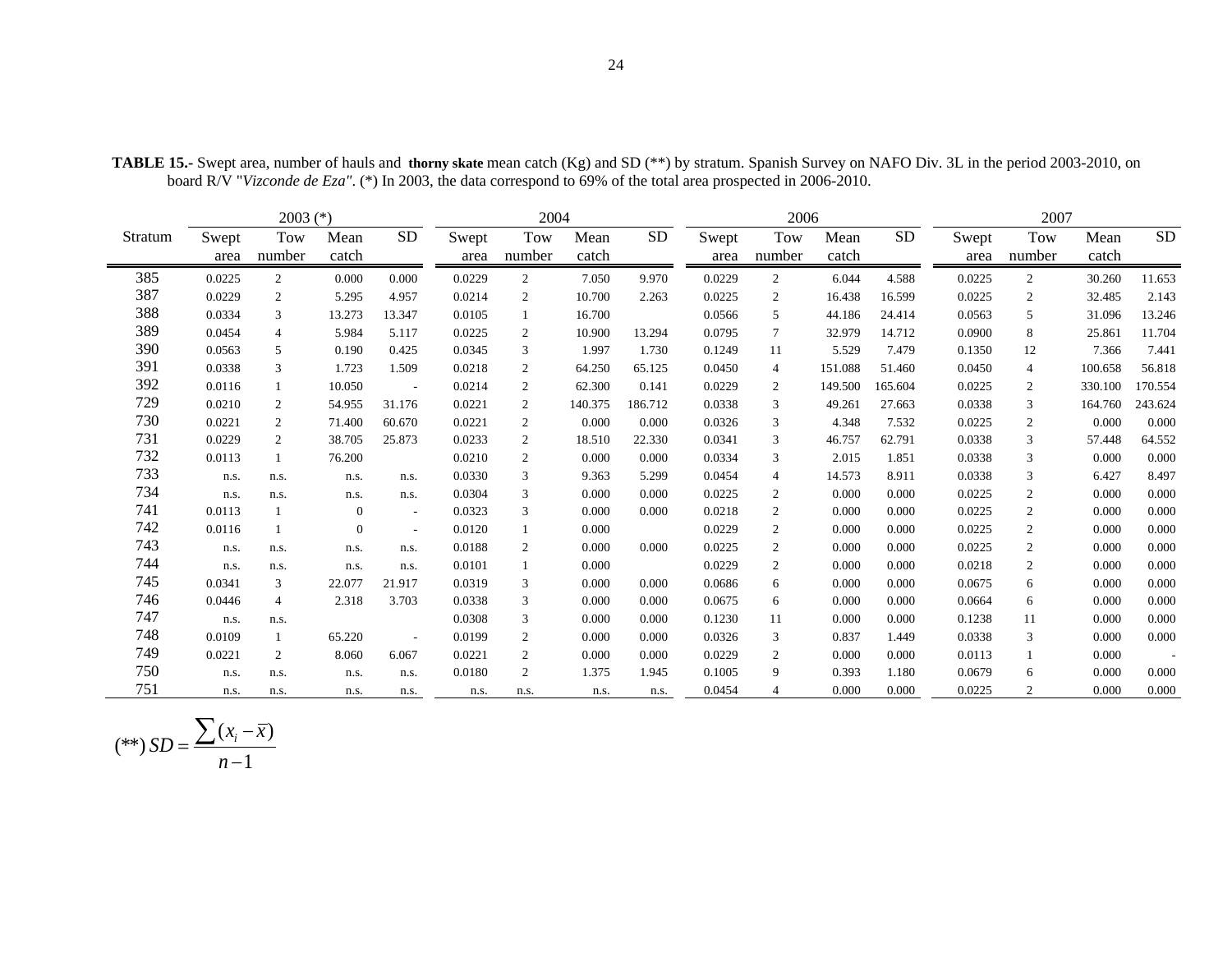**TABLE 15.-** Swept area, number of hauls and **thorny skate** mean catch (Kg) and SD (**) by stratum. Spanish Survey on NAFO Div. 3L in the period 2003-2010, on board R/V "*Vizconde de Eza*". (*) In 2003, the data correspond to 69% of the total area prospected in 2006-2010.

| Stratum | 2003 (*) | | | | 2004 | | | | 2006 | | | | 2007 | | | |
|---|---|---|---|---|---|---|---|---|---|---|---|---|---|---|---|---|
| | Swept area | Tow number | Mean catch | SD | Swept area | Tow number | Mean catch | SD | Swept area | Tow number | Mean catch | SD | Swept area | Tow number | Mean catch | SD |
| 385 | 0.0225 | 2 | 0.000 | 0.000 | 0.0229 | 2 | 7.050 | 9.970 | 0.0229 | 2 | 6.044 | 4.588 | 0.0225 | 2 | 30.260 | 11.653 |
| 387 | 0.0229 | 2 | 5.295 | 4.957 | 0.0214 | 2 | 10.700 | 2.263 | 0.0225 | 2 | 16.438 | 16.599 | 0.0225 | 2 | 32.485 | 2.143 |
| 388 | 0.0334 | 3 | 13.273 | 13.347 | 0.0105 | 1 | 16.700 | | 0.0566 | 5 | 44.186 | 24.414 | 0.0563 | 5 | 31.096 | 13.246 |
| 389 | 0.0454 | 4 | 5.984 | 5.117 | 0.0225 | 2 | 10.900 | 13.294 | 0.0795 | 7 | 32.979 | 14.712 | 0.0900 | 8 | 25.861 | 11.704 |
| 390 | 0.0563 | 5 | 0.190 | 0.425 | 0.0345 | 3 | 1.997 | 1.730 | 0.1249 | 11 | 5.529 | 7.479 | 0.1350 | 12 | 7.366 | 7.441 |
| 391 | 0.0338 | 3 | 1.723 | 1.509 | 0.0218 | 2 | 64.250 | 65.125 | 0.0450 | 4 | 151.088 | 51.460 | 0.0450 | 4 | 100.658 | 56.818 |
| 392 | 0.0116 | 1 | 10.050 | - | 0.0214 | 2 | 62.300 | 0.141 | 0.0229 | 2 | 149.500 | 165.604 | 0.0225 | 2 | 330.100 | 170.554 |
| 729 | 0.0210 | 2 | 54.955 | 31.176 | 0.0221 | 2 | 140.375 | 186.712 | 0.0338 | 3 | 49.261 | 27.663 | 0.0338 | 3 | 164.760 | 243.624 |
| 730 | 0.0221 | 2 | 71.400 | 60.670 | 0.0221 | 2 | 0.000 | 0.000 | 0.0326 | 3 | 4.348 | 7.532 | 0.0225 | 2 | 0.000 | 0.000 |
| 731 | 0.0229 | 2 | 38.705 | 25.873 | 0.0233 | 2 | 18.510 | 22.330 | 0.0341 | 3 | 46.757 | 62.791 | 0.0338 | 3 | 57.448 | 64.552 |
| 732 | 0.0113 | 1 | 76.200 | | 0.0210 | 2 | 0.000 | 0.000 | 0.0334 | 3 | 2.015 | 1.851 | 0.0338 | 3 | 0.000 | 0.000 |
| 733 | n.s. | n.s. | n.s. | n.s. | 0.0330 | 3 | 9.363 | 5.299 | 0.0454 | 4 | 14.573 | 8.911 | 0.0338 | 3 | 6.427 | 8.497 |
| 734 | n.s. | n.s. | n.s. | n.s. | 0.0304 | 3 | 0.000 | 0.000 | 0.0225 | 2 | 0.000 | 0.000 | 0.0225 | 2 | 0.000 | 0.000 |
| 741 | 0.0113 | 1 | 0 | - | 0.0323 | 3 | 0.000 | 0.000 | 0.0218 | 2 | 0.000 | 0.000 | 0.0225 | 2 | 0.000 | 0.000 |
| 742 | 0.0116 | 1 | 0 | - | 0.0120 | 1 | 0.000 | | 0.0229 | 2 | 0.000 | 0.000 | 0.0225 | 2 | 0.000 | 0.000 |
| 743 | n.s. | n.s. | n.s. | n.s. | 0.0188 | 2 | 0.000 | 0.000 | 0.0225 | 2 | 0.000 | 0.000 | 0.0225 | 2 | 0.000 | 0.000 |
| 744 | n.s. | n.s. | n.s. | n.s. | 0.0101 | 1 | 0.000 | | 0.0229 | 2 | 0.000 | 0.000 | 0.0218 | 2 | 0.000 | 0.000 |
| 745 | 0.0341 | 3 | 22.077 | 21.917 | 0.0319 | 3 | 0.000 | 0.000 | 0.0686 | 6 | 0.000 | 0.000 | 0.0675 | 6 | 0.000 | 0.000 |
| 746 | 0.0446 | 4 | 2.318 | 3.703 | 0.0338 | 3 | 0.000 | 0.000 | 0.0675 | 6 | 0.000 | 0.000 | 0.0664 | 6 | 0.000 | 0.000 |
| 747 | n.s. | n.s. | | | 0.0308 | 3 | 0.000 | 0.000 | 0.1230 | 11 | 0.000 | 0.000 | 0.1238 | 11 | 0.000 | 0.000 |
| 748 | 0.0109 | 1 | 65.220 | - | 0.0199 | 2 | 0.000 | 0.000 | 0.0326 | 3 | 0.837 | 1.449 | 0.0338 | 3 | 0.000 | 0.000 |
| 749 | 0.0221 | 2 | 8.060 | 6.067 | 0.0221 | 2 | 0.000 | 0.000 | 0.0229 | 2 | 0.000 | 0.000 | 0.0113 | 1 | 0.000 | - |
| 750 | n.s. | n.s. | n.s. | n.s. | 0.0180 | 2 | 1.375 | 1.945 | 0.1005 | 9 | 0.393 | 1.180 | 0.0679 | 6 | 0.000 | 0.000 |
| 751 | n.s. | n.s. | n.s. | n.s. | n.s. | n.s. | n.s. | n.s. | 0.0454 | 4 | 0.000 | 0.000 | 0.0225 | 2 | 0.000 | 0.000 |

$$(^{**})\ SD = \frac{\sum (x_i - \bar{x})}{n-1}$$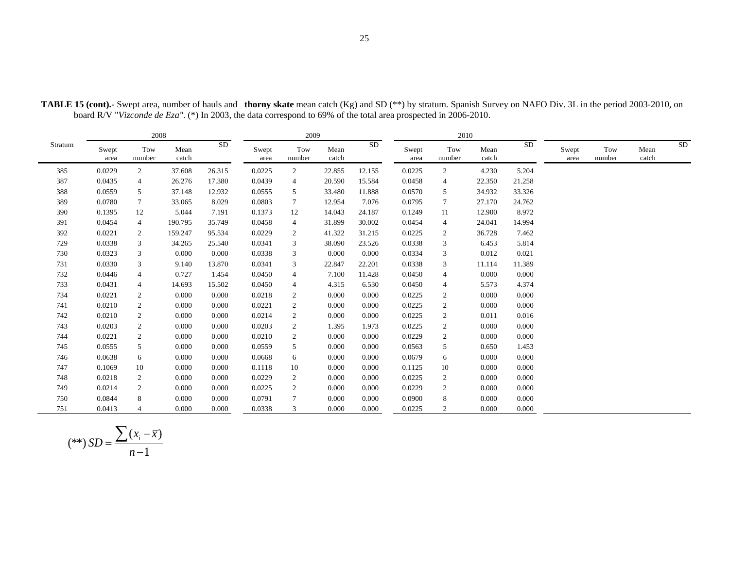**TABLE 15 (cont).-** Swept area, number of hauls and **thorny skate** mean catch (Kg) and SD (**) by stratum. Spanish Survey on NAFO Div. 3L in the period 2003-2010, on board R/V "*Vizconde de Eza"*. (*) In 2003, the data correspond to 69% of the total area prospected in 2006-2010.

| Stratum | 2008 | | | | 2009 | | | | 2010 | | | | | | | |
|---|---|---|---|---|---|---|---|---|---|---|---|---|---|---|---|---|
| | Swept area | Tow number | Mean catch | SD | Swept area | Tow number | Mean catch | SD | Swept area | Tow number | Mean catch | SD | Swept area | Tow number | Mean catch | SD |
| 385 | 0.0229 | 2 | 37.608 | 26.315 | 0.0225 | 2 | 22.855 | 12.155 | 0.0225 | 2 | 4.230 | 5.204 | | | | |
| 387 | 0.0435 | 4 | 26.276 | 17.380 | 0.0439 | 4 | 20.590 | 15.584 | 0.0458 | 4 | 22.350 | 21.258 | | | | |
| 388 | 0.0559 | 5 | 37.148 | 12.932 | 0.0555 | 5 | 33.480 | 11.888 | 0.0570 | 5 | 34.932 | 33.326 | | | | |
| 389 | 0.0780 | 7 | 33.065 | 8.029 | 0.0803 | 7 | 12.954 | 7.076 | 0.0795 | 7 | 27.170 | 24.762 | | | | |
| 390 | 0.1395 | 12 | 5.044 | 7.191 | 0.1373 | 12 | 14.043 | 24.187 | 0.1249 | 11 | 12.900 | 8.972 | | | | |
| 391 | 0.0454 | 4 | 190.795 | 35.749 | 0.0458 | 4 | 31.899 | 30.002 | 0.0454 | 4 | 24.041 | 14.994 | | | | |
| 392 | 0.0221 | 2 | 159.247 | 95.534 | 0.0229 | 2 | 41.322 | 31.215 | 0.0225 | 2 | 36.728 | 7.462 | | | | |
| 729 | 0.0338 | 3 | 34.265 | 25.540 | 0.0341 | 3 | 38.090 | 23.526 | 0.0338 | 3 | 6.453 | 5.814 | | | | |
| 730 | 0.0323 | 3 | 0.000 | 0.000 | 0.0338 | 3 | 0.000 | 0.000 | 0.0334 | 3 | 0.012 | 0.021 | | | | |
| 731 | 0.0330 | 3 | 9.140 | 13.870 | 0.0341 | 3 | 22.847 | 22.201 | 0.0338 | 3 | 11.114 | 11.389 | | | | |
| 732 | 0.0446 | 4 | 0.727 | 1.454 | 0.0450 | 4 | 7.100 | 11.428 | 0.0450 | 4 | 0.000 | 0.000 | | | | |
| 733 | 0.0431 | 4 | 14.693 | 15.502 | 0.0450 | 4 | 4.315 | 6.530 | 0.0450 | 4 | 5.573 | 4.374 | | | | |
| 734 | 0.0221 | 2 | 0.000 | 0.000 | 0.0218 | 2 | 0.000 | 0.000 | 0.0225 | 2 | 0.000 | 0.000 | | | | |
| 741 | 0.0210 | 2 | 0.000 | 0.000 | 0.0221 | 2 | 0.000 | 0.000 | 0.0225 | 2 | 0.000 | 0.000 | | | | |
| 742 | 0.0210 | 2 | 0.000 | 0.000 | 0.0214 | 2 | 0.000 | 0.000 | 0.0225 | 2 | 0.011 | 0.016 | | | | |
| 743 | 0.0203 | 2 | 0.000 | 0.000 | 0.0203 | 2 | 1.395 | 1.973 | 0.0225 | 2 | 0.000 | 0.000 | | | | |
| 744 | 0.0221 | 2 | 0.000 | 0.000 | 0.0210 | 2 | 0.000 | 0.000 | 0.0229 | 2 | 0.000 | 0.000 | | | | |
| 745 | 0.0555 | 5 | 0.000 | 0.000 | 0.0559 | 5 | 0.000 | 0.000 | 0.0563 | 5 | 0.650 | 1.453 | | | | |
| 746 | 0.0638 | 6 | 0.000 | 0.000 | 0.0668 | 6 | 0.000 | 0.000 | 0.0679 | 6 | 0.000 | 0.000 | | | | |
| 747 | 0.1069 | 10 | 0.000 | 0.000 | 0.1118 | 10 | 0.000 | 0.000 | 0.1125 | 10 | 0.000 | 0.000 | | | | |
| 748 | 0.0218 | 2 | 0.000 | 0.000 | 0.0229 | 2 | 0.000 | 0.000 | 0.0225 | 2 | 0.000 | 0.000 | | | | |
| 749 | 0.0214 | 2 | 0.000 | 0.000 | 0.0225 | 2 | 0.000 | 0.000 | 0.0229 | 2 | 0.000 | 0.000 | | | | |
| 750 | 0.0844 | 8 | 0.000 | 0.000 | 0.0791 | 7 | 0.000 | 0.000 | 0.0900 | 8 | 0.000 | 0.000 | | | | |
| 751 | 0.0413 | 4 | 0.000 | 0.000 | 0.0338 | 3 | 0.000 | 0.000 | 0.0225 | 2 | 0.000 | 0.000 | | | | |

$$(^{**})\ SD = \frac{\sum (x_i - \overline{x})}{n-1}$$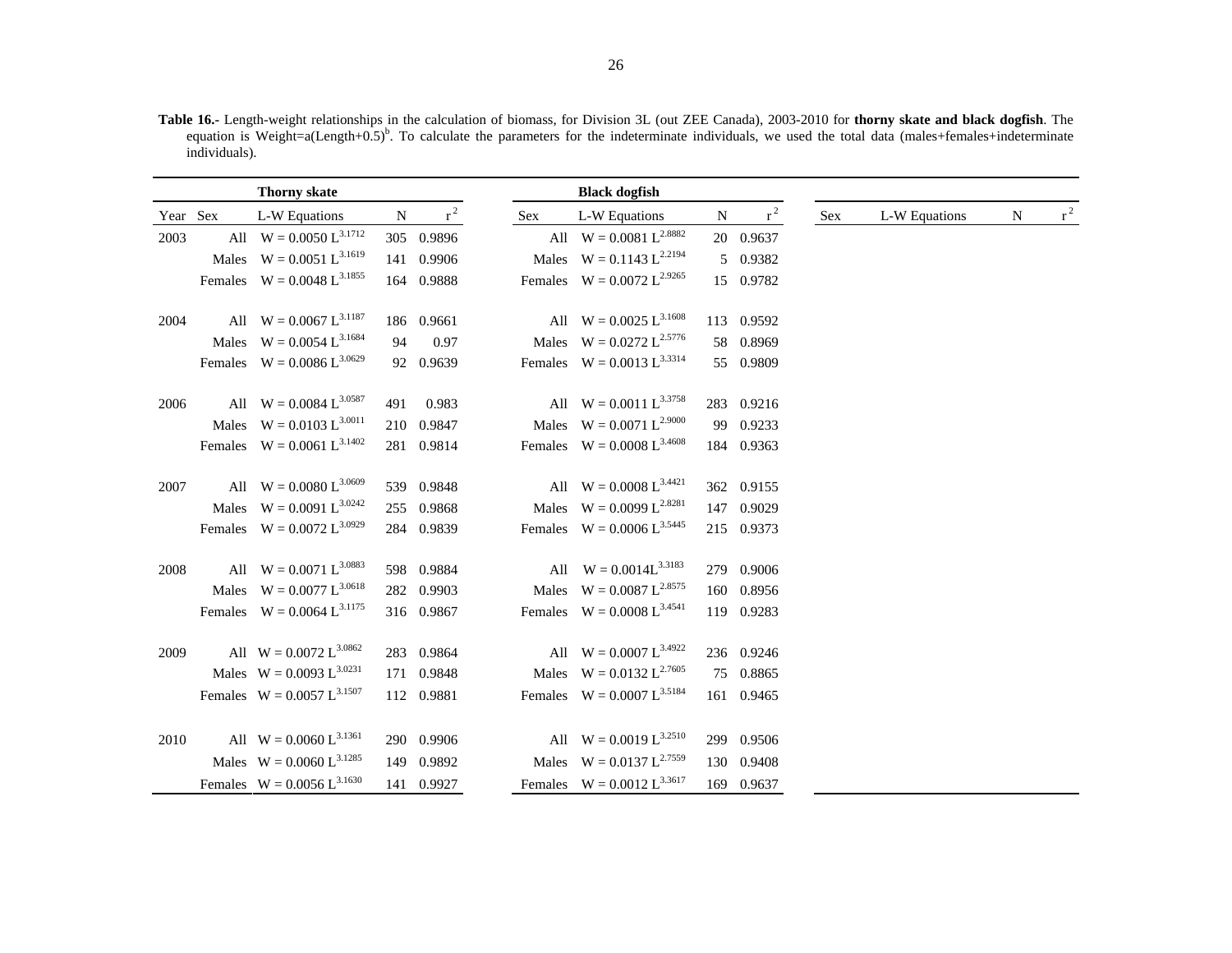**Table 16.-** Length-weight relationships in the calculation of biomass, for Division 3L (out ZEE Canada), 2003-2010 for **thorny skate and black dogfish**. The equation is Weight=a(Length+0.5)$^b$. To calculate the parameters for the indeterminate individuals, we used the total data (males+females+indeterminate individuals).

| | | **Thorny skate** | | | | **Black dogfish** | | | | | | |
|---|---|---|---|---|---|---|---|---|---|---|---|---|
| Year | Sex | L-W Equations | N | $r^2$ | Sex | L-W Equations | N | $r^2$ | Sex | L-W Equations | N | $r^2$ |
| 2003 | All | $W = 0.0050\ L^{3.1712}$ | 305 | 0.9896 | All | $W = 0.0081\ L^{2.8882}$ | 20 | 0.9637 | | | | |
| | Males | $W = 0.0051\ L^{3.1619}$ | 141 | 0.9906 | Males | $W = 0.1143\ L^{2.2194}$ | 5 | 0.9382 | | | | |
| | Females | $W = 0.0048\ L^{3.1855}$ | 164 | 0.9888 | Females | $W = 0.0072\ L^{2.9265}$ | 15 | 0.9782 | | | | |
| 2004 | All | $W = 0.0067\ L^{3.1187}$ | 186 | 0.9661 | All | $W = 0.0025\ L^{3.1608}$ | 113 | 0.9592 | | | | |
| | Males | $W = 0.0054\ L^{3.1684}$ | 94 | 0.97 | Males | $W = 0.0272\ L^{2.5776}$ | 58 | 0.8969 | | | | |
| | Females | $W = 0.0086\ L^{3.0629}$ | 92 | 0.9639 | Females | $W = 0.0013\ L^{3.3314}$ | 55 | 0.9809 | | | | |
| 2006 | All | $W = 0.0084\ L^{3.0587}$ | 491 | 0.983 | All | $W = 0.0011\ L^{3.3758}$ | 283 | 0.9216 | | | | |
| | Males | $W = 0.0103\ L^{3.0011}$ | 210 | 0.9847 | Males | $W = 0.0071\ L^{2.9000}$ | 99 | 0.9233 | | | | |
| | Females | $W = 0.0061\ L^{3.1402}$ | 281 | 0.9814 | Females | $W = 0.0008\ L^{3.4608}$ | 184 | 0.9363 | | | | |
| 2007 | All | $W = 0.0080\ L^{3.0609}$ | 539 | 0.9848 | All | $W = 0.0008\ L^{3.4421}$ | 362 | 0.9155 | | | | |
| | Males | $W = 0.0091\ L^{3.0242}$ | 255 | 0.9868 | Males | $W = 0.0099\ L^{2.8281}$ | 147 | 0.9029 | | | | |
| | Females | $W = 0.0072\ L^{3.0929}$ | 284 | 0.9839 | Females | $W = 0.0006\ L^{3.5445}$ | 215 | 0.9373 | | | | |
| 2008 | All | $W = 0.0071\ L^{3.0883}$ | 598 | 0.9884 | All | $W = 0.0014L^{3.3183}$ | 279 | 0.9006 | | | | |
| | Males | $W = 0.0077\ L^{3.0618}$ | 282 | 0.9903 | Males | $W = 0.0087\ L^{2.8575}$ | 160 | 0.8956 | | | | |
| | Females | $W = 0.0064\ L^{3.1175}$ | 316 | 0.9867 | Females | $W = 0.0008\ L^{3.4541}$ | 119 | 0.9283 | | | | |
| 2009 | All | $W = 0.0072\ L^{3.0862}$ | 283 | 0.9864 | All | $W = 0.0007\ L^{3.4922}$ | 236 | 0.9246 | | | | |
| | Males | $W = 0.0093\ L^{3.0231}$ | 171 | 0.9848 | Males | $W = 0.0132\ L^{2.7605}$ | 75 | 0.8865 | | | | |
| | Females | $W = 0.0057\ L^{3.1507}$ | 112 | 0.9881 | Females | $W = 0.0007\ L^{3.5184}$ | 161 | 0.9465 | | | | |
| 2010 | All | $W = 0.0060\ L^{3.1361}$ | 290 | 0.9906 | All | $W = 0.0019\ L^{3.2510}$ | 299 | 0.9506 | | | | |
| | Males | $W = 0.0060\ L^{3.1285}$ | 149 | 0.9892 | Males | $W = 0.0137\ L^{2.7559}$ | 130 | 0.9408 | | | | |
| | Females | $W = 0.0056\ L^{3.1630}$ | 141 | 0.9927 | Females | $W = 0.0012\ L^{3.3617}$ | 169 | 0.9637 | | | | |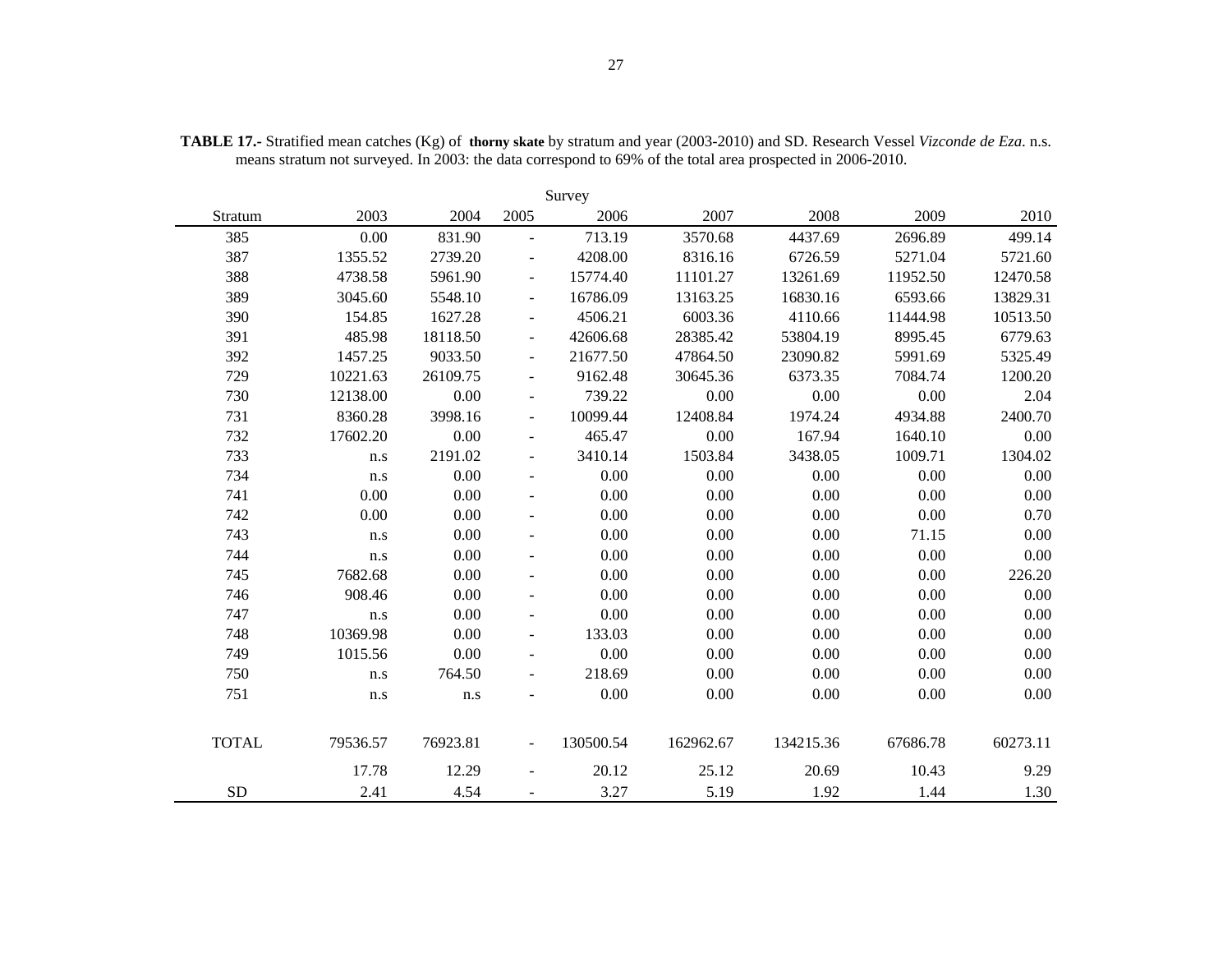**TABLE 17.-** Stratified mean catches (Kg) of **thorny skate** by stratum and year (2003-2010) and SD. Research Vessel *Vizconde de Eza*. n.s. means stratum not surveyed. In 2003: the data correspond to 69% of the total area prospected in 2006-2010.

| | Survey | | | | | | | |
|---|---|---|---|---|---|---|---|---|
| Stratum | 2003 | 2004 | 2005 | 2006 | 2007 | 2008 | 2009 | 2010 |
| 385 | 0.00 | 831.90 | - | 713.19 | 3570.68 | 4437.69 | 2696.89 | 499.14 |
| 387 | 1355.52 | 2739.20 | - | 4208.00 | 8316.16 | 6726.59 | 5271.04 | 5721.60 |
| 388 | 4738.58 | 5961.90 | - | 15774.40 | 11101.27 | 13261.69 | 11952.50 | 12470.58 |
| 389 | 3045.60 | 5548.10 | - | 16786.09 | 13163.25 | 16830.16 | 6593.66 | 13829.31 |
| 390 | 154.85 | 1627.28 | - | 4506.21 | 6003.36 | 4110.66 | 11444.98 | 10513.50 |
| 391 | 485.98 | 18118.50 | - | 42606.68 | 28385.42 | 53804.19 | 8995.45 | 6779.63 |
| 392 | 1457.25 | 9033.50 | - | 21677.50 | 47864.50 | 23090.82 | 5991.69 | 5325.49 |
| 729 | 10221.63 | 26109.75 | - | 9162.48 | 30645.36 | 6373.35 | 7084.74 | 1200.20 |
| 730 | 12138.00 | 0.00 | - | 739.22 | 0.00 | 0.00 | 0.00 | 2.04 |
| 731 | 8360.28 | 3998.16 | - | 10099.44 | 12408.84 | 1974.24 | 4934.88 | 2400.70 |
| 732 | 17602.20 | 0.00 | - | 465.47 | 0.00 | 167.94 | 1640.10 | 0.00 |
| 733 | n.s | 2191.02 | - | 3410.14 | 1503.84 | 3438.05 | 1009.71 | 1304.02 |
| 734 | n.s | 0.00 | - | 0.00 | 0.00 | 0.00 | 0.00 | 0.00 |
| 741 | 0.00 | 0.00 | - | 0.00 | 0.00 | 0.00 | 0.00 | 0.00 |
| 742 | 0.00 | 0.00 | - | 0.00 | 0.00 | 0.00 | 0.00 | 0.70 |
| 743 | n.s | 0.00 | - | 0.00 | 0.00 | 0.00 | 71.15 | 0.00 |
| 744 | n.s | 0.00 | - | 0.00 | 0.00 | 0.00 | 0.00 | 0.00 |
| 745 | 7682.68 | 0.00 | - | 0.00 | 0.00 | 0.00 | 0.00 | 226.20 |
| 746 | 908.46 | 0.00 | - | 0.00 | 0.00 | 0.00 | 0.00 | 0.00 |
| 747 | n.s | 0.00 | - | 0.00 | 0.00 | 0.00 | 0.00 | 0.00 |
| 748 | 10369.98 | 0.00 | - | 133.03 | 0.00 | 0.00 | 0.00 | 0.00 |
| 749 | 1015.56 | 0.00 | - | 0.00 | 0.00 | 0.00 | 0.00 | 0.00 |
| 750 | n.s | 764.50 | - | 218.69 | 0.00 | 0.00 | 0.00 | 0.00 |
| 751 | n.s | n.s | - | 0.00 | 0.00 | 0.00 | 0.00 | 0.00 |
| TOTAL | 79536.57 | 76923.81 | - | 130500.54 | 162962.67 | 134215.36 | 67686.78 | 60273.11 |
| | 17.78 | 12.29 | - | 20.12 | 25.12 | 20.69 | 10.43 | 9.29 |
| SD | 2.41 | 4.54 | - | 3.27 | 5.19 | 1.92 | 1.44 | 1.30 |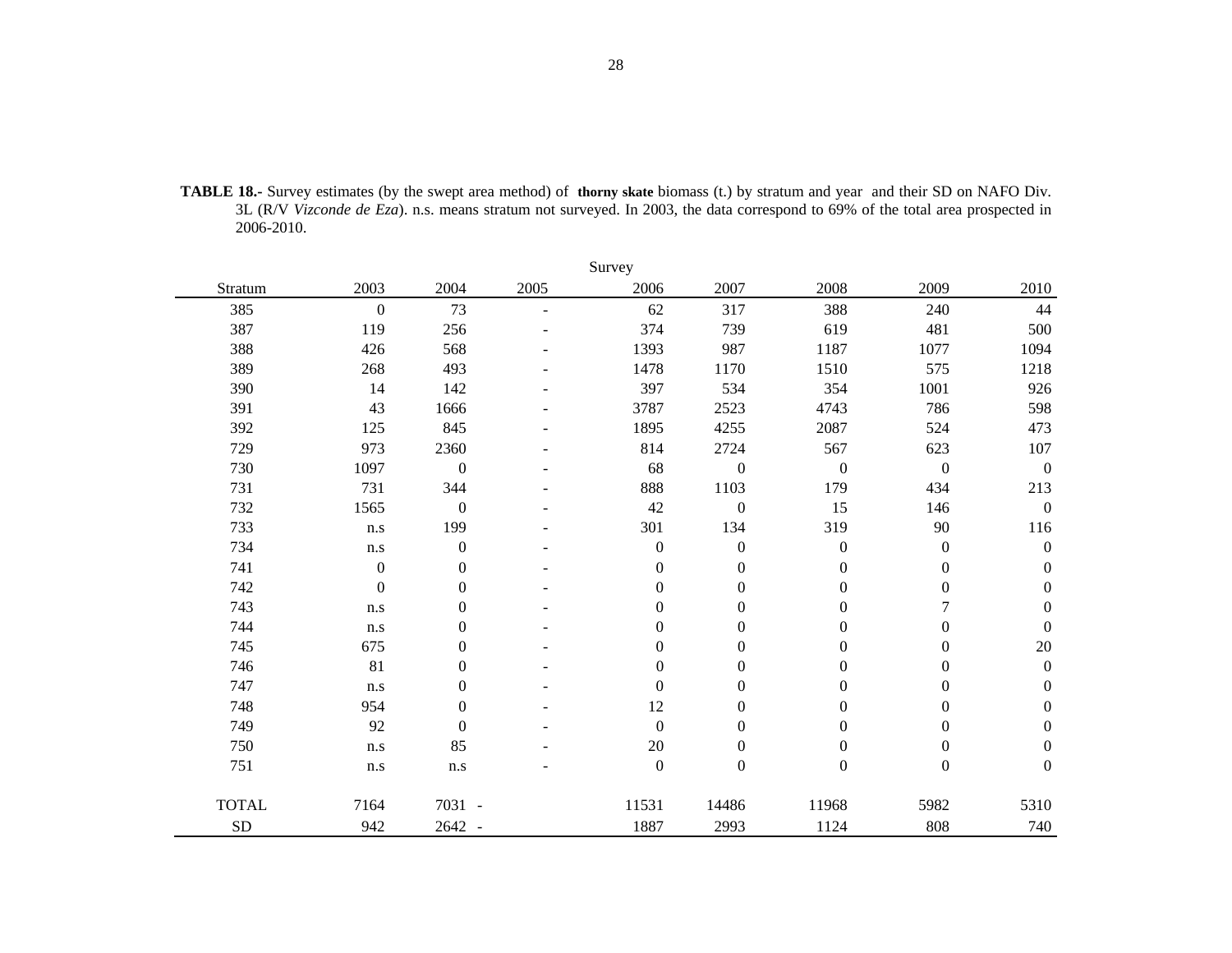**TABLE 18.-** Survey estimates (by the swept area method) of **thorny skate** biomass (t.) by stratum and year and their SD on NAFO Div. 3L (R/V *Vizconde de Eza*). n.s. means stratum not surveyed. In 2003, the data correspond to 69% of the total area prospected in 2006-2010.

| | Survey | | | | | | | |
|---|---|---|---|---|---|---|---|---|
| Stratum | 2003 | 2004 | 2005 | 2006 | 2007 | 2008 | 2009 | 2010 |
| 385 | 0 | 73 | - | 62 | 317 | 388 | 240 | 44 |
| 387 | 119 | 256 | - | 374 | 739 | 619 | 481 | 500 |
| 388 | 426 | 568 | - | 1393 | 987 | 1187 | 1077 | 1094 |
| 389 | 268 | 493 | - | 1478 | 1170 | 1510 | 575 | 1218 |
| 390 | 14 | 142 | - | 397 | 534 | 354 | 1001 | 926 |
| 391 | 43 | 1666 | - | 3787 | 2523 | 4743 | 786 | 598 |
| 392 | 125 | 845 | - | 1895 | 4255 | 2087 | 524 | 473 |
| 729 | 973 | 2360 | - | 814 | 2724 | 567 | 623 | 107 |
| 730 | 1097 | 0 | - | 68 | 0 | 0 | 0 | 0 |
| 731 | 731 | 344 | - | 888 | 1103 | 179 | 434 | 213 |
| 732 | 1565 | 0 | - | 42 | 0 | 15 | 146 | 0 |
| 733 | n.s | 199 | - | 301 | 134 | 319 | 90 | 116 |
| 734 | n.s | 0 | - | 0 | 0 | 0 | 0 | 0 |
| 741 | 0 | 0 | - | 0 | 0 | 0 | 0 | 0 |
| 742 | 0 | 0 | - | 0 | 0 | 0 | 0 | 0 |
| 743 | n.s | 0 | - | 0 | 0 | 0 | 7 | 0 |
| 744 | n.s | 0 | - | 0 | 0 | 0 | 0 | 0 |
| 745 | 675 | 0 | - | 0 | 0 | 0 | 0 | 20 |
| 746 | 81 | 0 | - | 0 | 0 | 0 | 0 | 0 |
| 747 | n.s | 0 | - | 0 | 0 | 0 | 0 | 0 |
| 748 | 954 | 0 | - | 12 | 0 | 0 | 0 | 0 |
| 749 | 92 | 0 | - | 0 | 0 | 0 | 0 | 0 |
| 750 | n.s | 85 | - | 20 | 0 | 0 | 0 | 0 |
| 751 | n.s | n.s | - | 0 | 0 | 0 | 0 | 0 |
| TOTAL | 7164 | 7031 | - | 11531 | 14486 | 11968 | 5982 | 5310 |
| SD | 942 | 2642 | - | 1887 | 2993 | 1124 | 808 | 740 |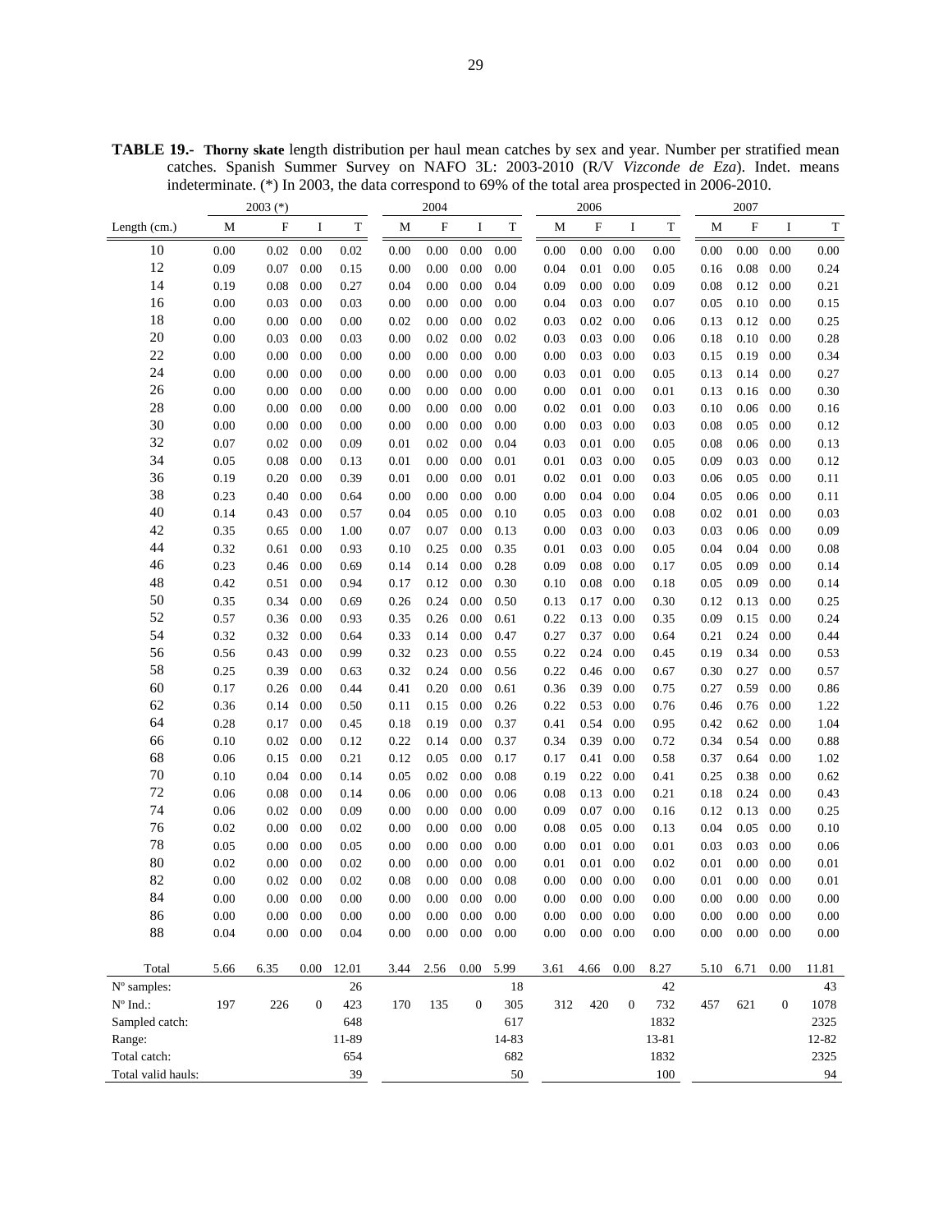**TABLE 19.- Thorny skate** length distribution per haul mean catches by sex and year. Number per stratified mean catches. Spanish Summer Survey on NAFO 3L: 2003-2010 (R/V *Vizconde de Eza*). Indet. means indeterminate. (*) In 2003, the data correspond to 69% of the total area prospected in 2006-2010.

| | 2003 (*) | | | | 2004 | | | | 2006 | | | | 2007 | | | |
|---|---|---|---|---|---|---|---|---|---|---|---|---|---|---|---|---|
| Length (cm.) | M | F | I | T | M | F | I | T | M | F | I | T | M | F | I | T |
| 10 | 0.00 | 0.02 | 0.00 | 0.02 | 0.00 | 0.00 | 0.00 | 0.00 | 0.00 | 0.00 | 0.00 | 0.00 | 0.00 | 0.00 | 0.00 | 0.00 |
| 12 | 0.09 | 0.07 | 0.00 | 0.15 | 0.00 | 0.00 | 0.00 | 0.00 | 0.04 | 0.01 | 0.00 | 0.05 | 0.16 | 0.08 | 0.00 | 0.24 |
| 14 | 0.19 | 0.08 | 0.00 | 0.27 | 0.04 | 0.00 | 0.00 | 0.04 | 0.09 | 0.00 | 0.00 | 0.09 | 0.08 | 0.12 | 0.00 | 0.21 |
| 16 | 0.00 | 0.03 | 0.00 | 0.03 | 0.00 | 0.00 | 0.00 | 0.00 | 0.04 | 0.03 | 0.00 | 0.07 | 0.05 | 0.10 | 0.00 | 0.15 |
| 18 | 0.00 | 0.00 | 0.00 | 0.00 | 0.02 | 0.00 | 0.00 | 0.02 | 0.03 | 0.02 | 0.00 | 0.06 | 0.13 | 0.12 | 0.00 | 0.25 |
| 20 | 0.00 | 0.03 | 0.00 | 0.03 | 0.00 | 0.02 | 0.00 | 0.02 | 0.03 | 0.03 | 0.00 | 0.06 | 0.18 | 0.10 | 0.00 | 0.28 |
| 22 | 0.00 | 0.00 | 0.00 | 0.00 | 0.00 | 0.00 | 0.00 | 0.00 | 0.00 | 0.03 | 0.00 | 0.03 | 0.15 | 0.19 | 0.00 | 0.34 |
| 24 | 0.00 | 0.00 | 0.00 | 0.00 | 0.00 | 0.00 | 0.00 | 0.00 | 0.03 | 0.01 | 0.00 | 0.05 | 0.13 | 0.14 | 0.00 | 0.27 |
| 26 | 0.00 | 0.00 | 0.00 | 0.00 | 0.00 | 0.00 | 0.00 | 0.00 | 0.00 | 0.01 | 0.00 | 0.01 | 0.13 | 0.16 | 0.00 | 0.30 |
| 28 | 0.00 | 0.00 | 0.00 | 0.00 | 0.00 | 0.00 | 0.00 | 0.00 | 0.02 | 0.01 | 0.00 | 0.03 | 0.10 | 0.06 | 0.00 | 0.16 |
| 30 | 0.00 | 0.00 | 0.00 | 0.00 | 0.00 | 0.00 | 0.00 | 0.00 | 0.00 | 0.03 | 0.00 | 0.03 | 0.08 | 0.05 | 0.00 | 0.12 |
| 32 | 0.07 | 0.02 | 0.00 | 0.09 | 0.01 | 0.02 | 0.00 | 0.04 | 0.03 | 0.01 | 0.00 | 0.05 | 0.08 | 0.06 | 0.00 | 0.13 |
| 34 | 0.05 | 0.08 | 0.00 | 0.13 | 0.01 | 0.00 | 0.00 | 0.01 | 0.01 | 0.03 | 0.00 | 0.05 | 0.09 | 0.03 | 0.00 | 0.12 |
| 36 | 0.19 | 0.20 | 0.00 | 0.39 | 0.01 | 0.00 | 0.00 | 0.01 | 0.02 | 0.01 | 0.00 | 0.03 | 0.06 | 0.05 | 0.00 | 0.11 |
| 38 | 0.23 | 0.40 | 0.00 | 0.64 | 0.00 | 0.00 | 0.00 | 0.00 | 0.00 | 0.04 | 0.00 | 0.04 | 0.05 | 0.06 | 0.00 | 0.11 |
| 40 | 0.14 | 0.43 | 0.00 | 0.57 | 0.04 | 0.05 | 0.00 | 0.10 | 0.05 | 0.03 | 0.00 | 0.08 | 0.02 | 0.01 | 0.00 | 0.03 |
| 42 | 0.35 | 0.65 | 0.00 | 1.00 | 0.07 | 0.07 | 0.00 | 0.13 | 0.00 | 0.03 | 0.00 | 0.03 | 0.03 | 0.06 | 0.00 | 0.09 |
| 44 | 0.32 | 0.61 | 0.00 | 0.93 | 0.10 | 0.25 | 0.00 | 0.35 | 0.01 | 0.03 | 0.00 | 0.05 | 0.04 | 0.04 | 0.00 | 0.08 |
| 46 | 0.23 | 0.46 | 0.00 | 0.69 | 0.14 | 0.14 | 0.00 | 0.28 | 0.09 | 0.08 | 0.00 | 0.17 | 0.05 | 0.09 | 0.00 | 0.14 |
| 48 | 0.42 | 0.51 | 0.00 | 0.94 | 0.17 | 0.12 | 0.00 | 0.30 | 0.10 | 0.08 | 0.00 | 0.18 | 0.05 | 0.09 | 0.00 | 0.14 |
| 50 | 0.35 | 0.34 | 0.00 | 0.69 | 0.26 | 0.24 | 0.00 | 0.50 | 0.13 | 0.17 | 0.00 | 0.30 | 0.12 | 0.13 | 0.00 | 0.25 |
| 52 | 0.57 | 0.36 | 0.00 | 0.93 | 0.35 | 0.26 | 0.00 | 0.61 | 0.22 | 0.13 | 0.00 | 0.35 | 0.09 | 0.15 | 0.00 | 0.24 |
| 54 | 0.32 | 0.32 | 0.00 | 0.64 | 0.33 | 0.14 | 0.00 | 0.47 | 0.27 | 0.37 | 0.00 | 0.64 | 0.21 | 0.24 | 0.00 | 0.44 |
| 56 | 0.56 | 0.43 | 0.00 | 0.99 | 0.32 | 0.23 | 0.00 | 0.55 | 0.22 | 0.24 | 0.00 | 0.45 | 0.19 | 0.34 | 0.00 | 0.53 |
| 58 | 0.25 | 0.39 | 0.00 | 0.63 | 0.32 | 0.24 | 0.00 | 0.56 | 0.22 | 0.46 | 0.00 | 0.67 | 0.30 | 0.27 | 0.00 | 0.57 |
| 60 | 0.17 | 0.26 | 0.00 | 0.44 | 0.41 | 0.20 | 0.00 | 0.61 | 0.36 | 0.39 | 0.00 | 0.75 | 0.27 | 0.59 | 0.00 | 0.86 |
| 62 | 0.36 | 0.14 | 0.00 | 0.50 | 0.11 | 0.15 | 0.00 | 0.26 | 0.22 | 0.53 | 0.00 | 0.76 | 0.46 | 0.76 | 0.00 | 1.22 |
| 64 | 0.28 | 0.17 | 0.00 | 0.45 | 0.18 | 0.19 | 0.00 | 0.37 | 0.41 | 0.54 | 0.00 | 0.95 | 0.42 | 0.62 | 0.00 | 1.04 |
| 66 | 0.10 | 0.02 | 0.00 | 0.12 | 0.22 | 0.14 | 0.00 | 0.37 | 0.34 | 0.39 | 0.00 | 0.72 | 0.34 | 0.54 | 0.00 | 0.88 |
| 68 | 0.06 | 0.15 | 0.00 | 0.21 | 0.12 | 0.05 | 0.00 | 0.17 | 0.17 | 0.41 | 0.00 | 0.58 | 0.37 | 0.64 | 0.00 | 1.02 |
| 70 | 0.10 | 0.04 | 0.00 | 0.14 | 0.05 | 0.02 | 0.00 | 0.08 | 0.19 | 0.22 | 0.00 | 0.41 | 0.25 | 0.38 | 0.00 | 0.62 |
| 72 | 0.06 | 0.08 | 0.00 | 0.14 | 0.06 | 0.00 | 0.00 | 0.06 | 0.08 | 0.13 | 0.00 | 0.21 | 0.18 | 0.24 | 0.00 | 0.43 |
| 74 | 0.06 | 0.02 | 0.00 | 0.09 | 0.00 | 0.00 | 0.00 | 0.00 | 0.09 | 0.07 | 0.00 | 0.16 | 0.12 | 0.13 | 0.00 | 0.25 |
| 76 | 0.02 | 0.00 | 0.00 | 0.02 | 0.00 | 0.00 | 0.00 | 0.00 | 0.08 | 0.05 | 0.00 | 0.13 | 0.04 | 0.05 | 0.00 | 0.10 |
| 78 | 0.05 | 0.00 | 0.00 | 0.05 | 0.00 | 0.00 | 0.00 | 0.00 | 0.00 | 0.01 | 0.00 | 0.01 | 0.03 | 0.03 | 0.00 | 0.06 |
| 80 | 0.02 | 0.00 | 0.00 | 0.02 | 0.00 | 0.00 | 0.00 | 0.00 | 0.01 | 0.01 | 0.00 | 0.02 | 0.01 | 0.00 | 0.00 | 0.01 |
| 82 | 0.00 | 0.02 | 0.00 | 0.02 | 0.08 | 0.00 | 0.00 | 0.08 | 0.00 | 0.00 | 0.00 | 0.00 | 0.01 | 0.00 | 0.00 | 0.01 |
| 84 | 0.00 | 0.00 | 0.00 | 0.00 | 0.00 | 0.00 | 0.00 | 0.00 | 0.00 | 0.00 | 0.00 | 0.00 | 0.00 | 0.00 | 0.00 | 0.00 |
| 86 | 0.00 | 0.00 | 0.00 | 0.00 | 0.00 | 0.00 | 0.00 | 0.00 | 0.00 | 0.00 | 0.00 | 0.00 | 0.00 | 0.00 | 0.00 | 0.00 |
| 88 | 0.04 | 0.00 | 0.00 | 0.04 | 0.00 | 0.00 | 0.00 | 0.00 | 0.00 | 0.00 | 0.00 | 0.00 | 0.00 | 0.00 | 0.00 | 0.00 |
| Total | 5.66 | 6.35 | 0.00 | 12.01 | 3.44 | 2.56 | 0.00 | 5.99 | 3.61 | 4.66 | 0.00 | 8.27 | 5.10 | 6.71 | 0.00 | 11.81 |
| Nº samples: | | | | 26 | | | | 18 | | | | 42 | | | | 43 |
| Nº Ind.: | 197 | 226 | 0 | 423 | 170 | 135 | 0 | 305 | 312 | 420 | 0 | 732 | 457 | 621 | 0 | 1078 |
| Sampled catch: | | | | 648 | | | | 617 | | | | 1832 | | | | 2325 |
| Range: | | | | 11-89 | | | | 14-83 | | | | 13-81 | | | | 12-82 |
| Total catch: | | | | 654 | | | | 682 | | | | 1832 | | | | 2325 |
| Total valid hauls: | | | | 39 | | | | 50 | | | | 100 | | | | 94 |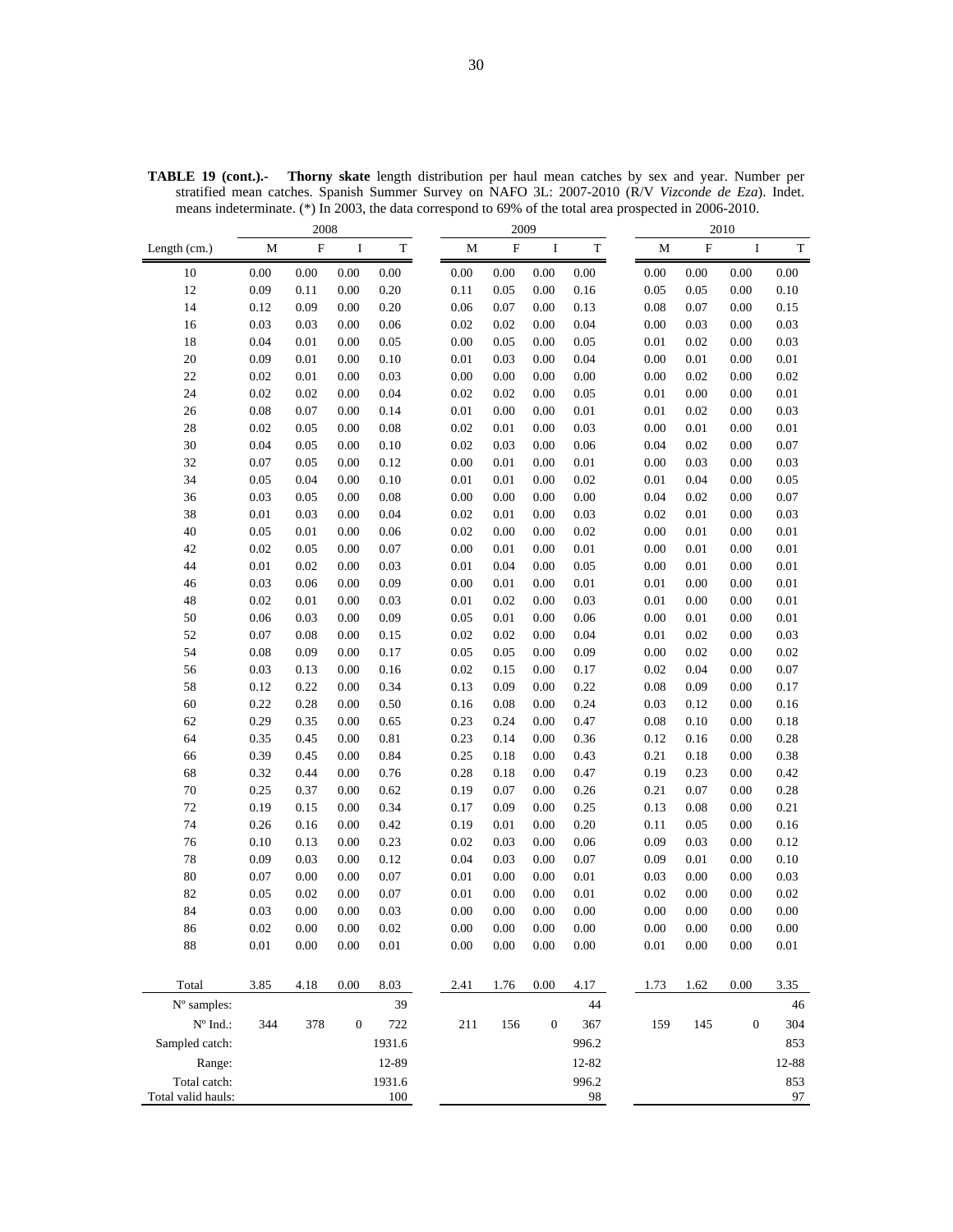**TABLE 19 (cont.).- Thorny skate** length distribution per haul mean catches by sex and year. Number per stratified mean catches. Spanish Summer Survey on NAFO 3L: 2007-2010 (R/V *Vizconde de Eza*). Indet. means indeterminate. (*) In 2003, the data correspond to 69% of the total area prospected in 2006-2010.

| | 2008 | | | | 2009 | | | | 2010 | | | |
|---|---|---|---|---|---|---|---|---|---|---|---|---|
| Length (cm.) | M | F | I | T | M | F | I | T | M | F | I | T |
| 10 | 0.00 | 0.00 | 0.00 | 0.00 | 0.00 | 0.00 | 0.00 | 0.00 | 0.00 | 0.00 | 0.00 | 0.00 |
| 12 | 0.09 | 0.11 | 0.00 | 0.20 | 0.11 | 0.05 | 0.00 | 0.16 | 0.05 | 0.05 | 0.00 | 0.10 |
| 14 | 0.12 | 0.09 | 0.00 | 0.20 | 0.06 | 0.07 | 0.00 | 0.13 | 0.08 | 0.07 | 0.00 | 0.15 |
| 16 | 0.03 | 0.03 | 0.00 | 0.06 | 0.02 | 0.02 | 0.00 | 0.04 | 0.00 | 0.03 | 0.00 | 0.03 |
| 18 | 0.04 | 0.01 | 0.00 | 0.05 | 0.00 | 0.05 | 0.00 | 0.05 | 0.01 | 0.02 | 0.00 | 0.03 |
| 20 | 0.09 | 0.01 | 0.00 | 0.10 | 0.01 | 0.03 | 0.00 | 0.04 | 0.00 | 0.01 | 0.00 | 0.01 |
| 22 | 0.02 | 0.01 | 0.00 | 0.03 | 0.00 | 0.00 | 0.00 | 0.00 | 0.00 | 0.02 | 0.00 | 0.02 |
| 24 | 0.02 | 0.02 | 0.00 | 0.04 | 0.02 | 0.02 | 0.00 | 0.05 | 0.01 | 0.00 | 0.00 | 0.01 |
| 26 | 0.08 | 0.07 | 0.00 | 0.14 | 0.01 | 0.00 | 0.00 | 0.01 | 0.01 | 0.02 | 0.00 | 0.03 |
| 28 | 0.02 | 0.05 | 0.00 | 0.08 | 0.02 | 0.01 | 0.00 | 0.03 | 0.00 | 0.01 | 0.00 | 0.01 |
| 30 | 0.04 | 0.05 | 0.00 | 0.10 | 0.02 | 0.03 | 0.00 | 0.06 | 0.04 | 0.02 | 0.00 | 0.07 |
| 32 | 0.07 | 0.05 | 0.00 | 0.12 | 0.00 | 0.01 | 0.00 | 0.01 | 0.00 | 0.03 | 0.00 | 0.03 |
| 34 | 0.05 | 0.04 | 0.00 | 0.10 | 0.01 | 0.01 | 0.00 | 0.02 | 0.01 | 0.04 | 0.00 | 0.05 |
| 36 | 0.03 | 0.05 | 0.00 | 0.08 | 0.00 | 0.00 | 0.00 | 0.00 | 0.04 | 0.02 | 0.00 | 0.07 |
| 38 | 0.01 | 0.03 | 0.00 | 0.04 | 0.02 | 0.01 | 0.00 | 0.03 | 0.02 | 0.01 | 0.00 | 0.03 |
| 40 | 0.05 | 0.01 | 0.00 | 0.06 | 0.02 | 0.00 | 0.00 | 0.02 | 0.00 | 0.01 | 0.00 | 0.01 |
| 42 | 0.02 | 0.05 | 0.00 | 0.07 | 0.00 | 0.01 | 0.00 | 0.01 | 0.00 | 0.01 | 0.00 | 0.01 |
| 44 | 0.01 | 0.02 | 0.00 | 0.03 | 0.01 | 0.04 | 0.00 | 0.05 | 0.00 | 0.01 | 0.00 | 0.01 |
| 46 | 0.03 | 0.06 | 0.00 | 0.09 | 0.00 | 0.01 | 0.00 | 0.01 | 0.01 | 0.00 | 0.00 | 0.01 |
| 48 | 0.02 | 0.01 | 0.00 | 0.03 | 0.01 | 0.02 | 0.00 | 0.03 | 0.01 | 0.00 | 0.00 | 0.01 |
| 50 | 0.06 | 0.03 | 0.00 | 0.09 | 0.05 | 0.01 | 0.00 | 0.06 | 0.00 | 0.01 | 0.00 | 0.01 |
| 52 | 0.07 | 0.08 | 0.00 | 0.15 | 0.02 | 0.02 | 0.00 | 0.04 | 0.01 | 0.02 | 0.00 | 0.03 |
| 54 | 0.08 | 0.09 | 0.00 | 0.17 | 0.05 | 0.05 | 0.00 | 0.09 | 0.00 | 0.02 | 0.00 | 0.02 |
| 56 | 0.03 | 0.13 | 0.00 | 0.16 | 0.02 | 0.15 | 0.00 | 0.17 | 0.02 | 0.04 | 0.00 | 0.07 |
| 58 | 0.12 | 0.22 | 0.00 | 0.34 | 0.13 | 0.09 | 0.00 | 0.22 | 0.08 | 0.09 | 0.00 | 0.17 |
| 60 | 0.22 | 0.28 | 0.00 | 0.50 | 0.16 | 0.08 | 0.00 | 0.24 | 0.03 | 0.12 | 0.00 | 0.16 |
| 62 | 0.29 | 0.35 | 0.00 | 0.65 | 0.23 | 0.24 | 0.00 | 0.47 | 0.08 | 0.10 | 0.00 | 0.18 |
| 64 | 0.35 | 0.45 | 0.00 | 0.81 | 0.23 | 0.14 | 0.00 | 0.36 | 0.12 | 0.16 | 0.00 | 0.28 |
| 66 | 0.39 | 0.45 | 0.00 | 0.84 | 0.25 | 0.18 | 0.00 | 0.43 | 0.21 | 0.18 | 0.00 | 0.38 |
| 68 | 0.32 | 0.44 | 0.00 | 0.76 | 0.28 | 0.18 | 0.00 | 0.47 | 0.19 | 0.23 | 0.00 | 0.42 |
| 70 | 0.25 | 0.37 | 0.00 | 0.62 | 0.19 | 0.07 | 0.00 | 0.26 | 0.21 | 0.07 | 0.00 | 0.28 |
| 72 | 0.19 | 0.15 | 0.00 | 0.34 | 0.17 | 0.09 | 0.00 | 0.25 | 0.13 | 0.08 | 0.00 | 0.21 |
| 74 | 0.26 | 0.16 | 0.00 | 0.42 | 0.19 | 0.01 | 0.00 | 0.20 | 0.11 | 0.05 | 0.00 | 0.16 |
| 76 | 0.10 | 0.13 | 0.00 | 0.23 | 0.02 | 0.03 | 0.00 | 0.06 | 0.09 | 0.03 | 0.00 | 0.12 |
| 78 | 0.09 | 0.03 | 0.00 | 0.12 | 0.04 | 0.03 | 0.00 | 0.07 | 0.09 | 0.01 | 0.00 | 0.10 |
| 80 | 0.07 | 0.00 | 0.00 | 0.07 | 0.01 | 0.00 | 0.00 | 0.01 | 0.03 | 0.00 | 0.00 | 0.03 |
| 82 | 0.05 | 0.02 | 0.00 | 0.07 | 0.01 | 0.00 | 0.00 | 0.01 | 0.02 | 0.00 | 0.00 | 0.02 |
| 84 | 0.03 | 0.00 | 0.00 | 0.03 | 0.00 | 0.00 | 0.00 | 0.00 | 0.00 | 0.00 | 0.00 | 0.00 |
| 86 | 0.02 | 0.00 | 0.00 | 0.02 | 0.00 | 0.00 | 0.00 | 0.00 | 0.00 | 0.00 | 0.00 | 0.00 |
| 88 | 0.01 | 0.00 | 0.00 | 0.01 | 0.00 | 0.00 | 0.00 | 0.00 | 0.01 | 0.00 | 0.00 | 0.01 |
| Total | 3.85 | 4.18 | 0.00 | 8.03 | 2.41 | 1.76 | 0.00 | 4.17 | 1.73 | 1.62 | 0.00 | 3.35 |
| Nº samples: | | | | 39 | | | | 44 | | | | 46 |
| Nº Ind.: | 344 | 378 | 0 | 722 | 211 | 156 | 0 | 367 | 159 | 145 | 0 | 304 |
| Sampled catch: | | | | 1931.6 | | | | 996.2 | | | | 853 |
| Range: | | | | 12-89 | | | | 12-82 | | | | 12-88 |
| Total catch: | | | | 1931.6 | | | | 996.2 | | | | 853 |
| Total valid hauls: | | | | 100 | | | | 98 | | | | 97 |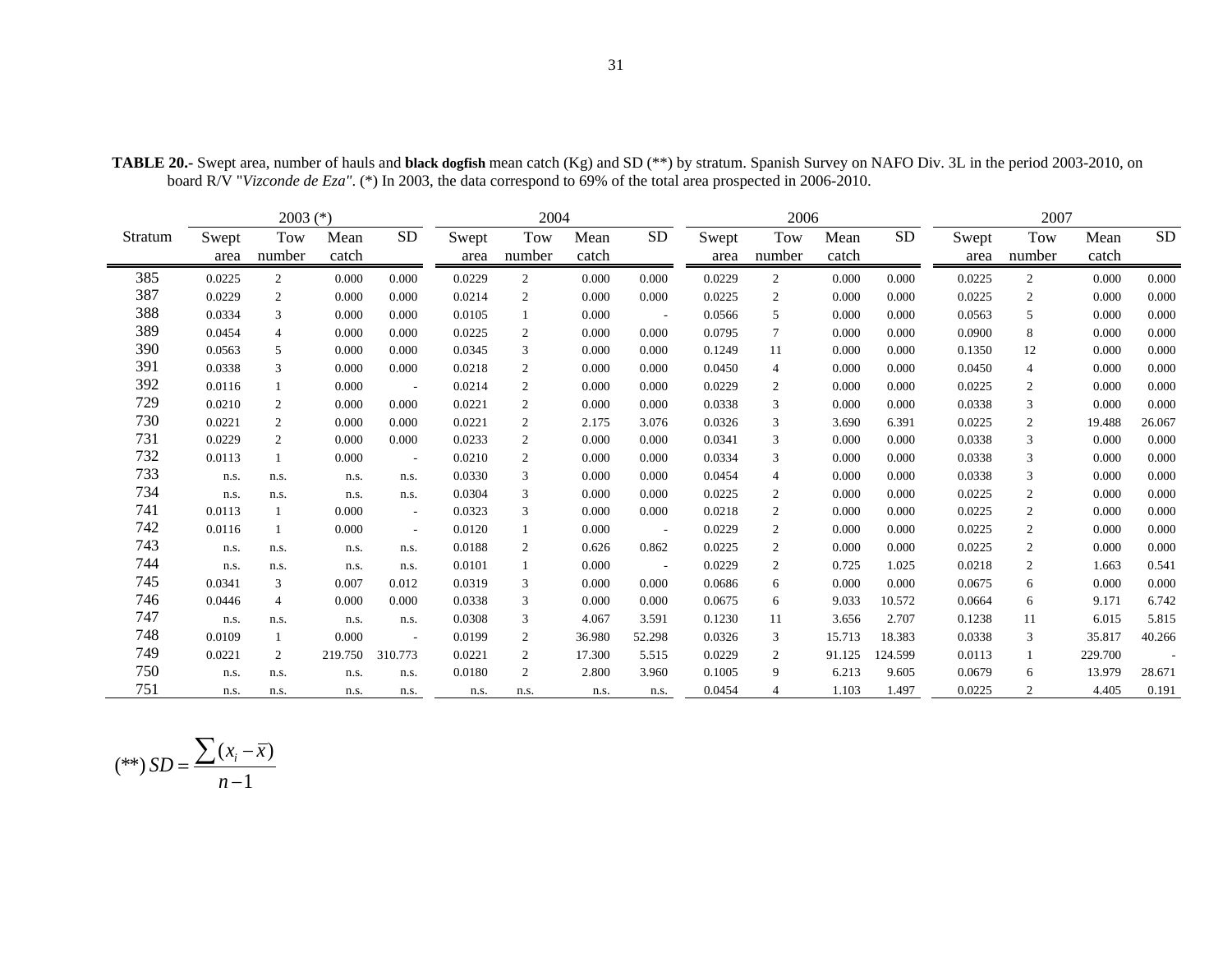**TABLE 20.-** Swept area, number of hauls and **black dogfish** mean catch (Kg) and SD (**) by stratum. Spanish Survey on NAFO Div. 3L in the period 2003-2010, on board R/V "*Vizconde de Eza"*. (*) In 2003, the data correspond to 69% of the total area prospected in 2006-2010.

| Stratum | 2003 (*) | | | | 2004 | | | | 2006 | | | | 2007 | | | |
|---|---|---|---|---|---|---|---|---|---|---|---|---|---|---|---|---|
| | Swept area | Tow number | Mean catch | SD | Swept area | Tow number | Mean catch | SD | Swept area | Tow number | Mean catch | SD | Swept area | Tow number | Mean catch | SD |
| 385 | 0.0225 | 2 | 0.000 | 0.000 | 0.0229 | 2 | 0.000 | 0.000 | 0.0229 | 2 | 0.000 | 0.000 | 0.0225 | 2 | 0.000 | 0.000 |
| 387 | 0.0229 | 2 | 0.000 | 0.000 | 0.0214 | 2 | 0.000 | 0.000 | 0.0225 | 2 | 0.000 | 0.000 | 0.0225 | 2 | 0.000 | 0.000 |
| 388 | 0.0334 | 3 | 0.000 | 0.000 | 0.0105 | 1 | 0.000 | - | 0.0566 | 5 | 0.000 | 0.000 | 0.0563 | 5 | 0.000 | 0.000 |
| 389 | 0.0454 | 4 | 0.000 | 0.000 | 0.0225 | 2 | 0.000 | 0.000 | 0.0795 | 7 | 0.000 | 0.000 | 0.0900 | 8 | 0.000 | 0.000 |
| 390 | 0.0563 | 5 | 0.000 | 0.000 | 0.0345 | 3 | 0.000 | 0.000 | 0.1249 | 11 | 0.000 | 0.000 | 0.1350 | 12 | 0.000 | 0.000 |
| 391 | 0.0338 | 3 | 0.000 | 0.000 | 0.0218 | 2 | 0.000 | 0.000 | 0.0450 | 4 | 0.000 | 0.000 | 0.0450 | 4 | 0.000 | 0.000 |
| 392 | 0.0116 | 1 | 0.000 | - | 0.0214 | 2 | 0.000 | 0.000 | 0.0229 | 2 | 0.000 | 0.000 | 0.0225 | 2 | 0.000 | 0.000 |
| 729 | 0.0210 | 2 | 0.000 | 0.000 | 0.0221 | 2 | 0.000 | 0.000 | 0.0338 | 3 | 0.000 | 0.000 | 0.0338 | 3 | 0.000 | 0.000 |
| 730 | 0.0221 | 2 | 0.000 | 0.000 | 0.0221 | 2 | 2.175 | 3.076 | 0.0326 | 3 | 3.690 | 6.391 | 0.0225 | 2 | 19.488 | 26.067 |
| 731 | 0.0229 | 2 | 0.000 | 0.000 | 0.0233 | 2 | 0.000 | 0.000 | 0.0341 | 3 | 0.000 | 0.000 | 0.0338 | 3 | 0.000 | 0.000 |
| 732 | 0.0113 | 1 | 0.000 | - | 0.0210 | 2 | 0.000 | 0.000 | 0.0334 | 3 | 0.000 | 0.000 | 0.0338 | 3 | 0.000 | 0.000 |
| 733 | n.s. | n.s. | n.s. | n.s. | 0.0330 | 3 | 0.000 | 0.000 | 0.0454 | 4 | 0.000 | 0.000 | 0.0338 | 3 | 0.000 | 0.000 |
| 734 | n.s. | n.s. | n.s. | n.s. | 0.0304 | 3 | 0.000 | 0.000 | 0.0225 | 2 | 0.000 | 0.000 | 0.0225 | 2 | 0.000 | 0.000 |
| 741 | 0.0113 | 1 | 0.000 | - | 0.0323 | 3 | 0.000 | 0.000 | 0.0218 | 2 | 0.000 | 0.000 | 0.0225 | 2 | 0.000 | 0.000 |
| 742 | 0.0116 | 1 | 0.000 | - | 0.0120 | 1 | 0.000 | - | 0.0229 | 2 | 0.000 | 0.000 | 0.0229 | 2 | 0.000 | 0.000 |
| 743 | n.s. | n.s. | n.s. | n.s. | 0.0188 | 2 | 0.626 | 0.862 | 0.0225 | 2 | 0.000 | 0.000 | 0.0225 | 2 | 0.000 | 0.000 |
| 744 | n.s. | n.s. | n.s. | n.s. | 0.0101 | 1 | 0.000 | - | 0.0229 | 2 | 0.725 | 1.025 | 0.0218 | 2 | 1.663 | 0.541 |
| 745 | 0.0341 | 3 | 0.007 | 0.012 | 0.0319 | 3 | 0.000 | 0.000 | 0.0686 | 6 | 0.000 | 0.000 | 0.0675 | 6 | 0.000 | 0.000 |
| 746 | 0.0446 | 4 | 0.000 | 0.000 | 0.0338 | 3 | 0.000 | 0.000 | 0.0675 | 6 | 9.033 | 10.572 | 0.0664 | 6 | 9.171 | 6.742 |
| 747 | n.s. | n.s. | n.s. | n.s. | 0.0308 | 3 | 4.067 | 3.591 | 0.1230 | 11 | 3.656 | 2.707 | 0.1238 | 11 | 6.015 | 5.815 |
| 748 | 0.0109 | 1 | 0.000 | - | 0.0199 | 2 | 36.980 | 52.298 | 0.0326 | 3 | 15.713 | 18.383 | 0.0338 | 3 | 35.817 | 40.266 |
| 749 | 0.0221 | 2 | 219.750 | 310.773 | 0.0221 | 2 | 17.300 | 5.515 | 0.0229 | 2 | 91.125 | 124.599 | 0.0113 | 1 | 229.700 | - |
| 750 | n.s. | n.s. | n.s. | n.s. | 0.0180 | 2 | 2.800 | 3.960 | 0.1005 | 9 | 6.213 | 9.605 | 0.0679 | 6 | 13.979 | 28.671 |
| 751 | n.s. | n.s. | n.s. | n.s. | n.s. | n.s. | n.s. | n.s. | 0.0454 | 4 | 1.103 | 1.497 | 0.0225 | 2 | 4.405 | 0.191 |

$$(^{**})\ SD = \frac{\sum (x_i - \overline{x})}{n-1}$$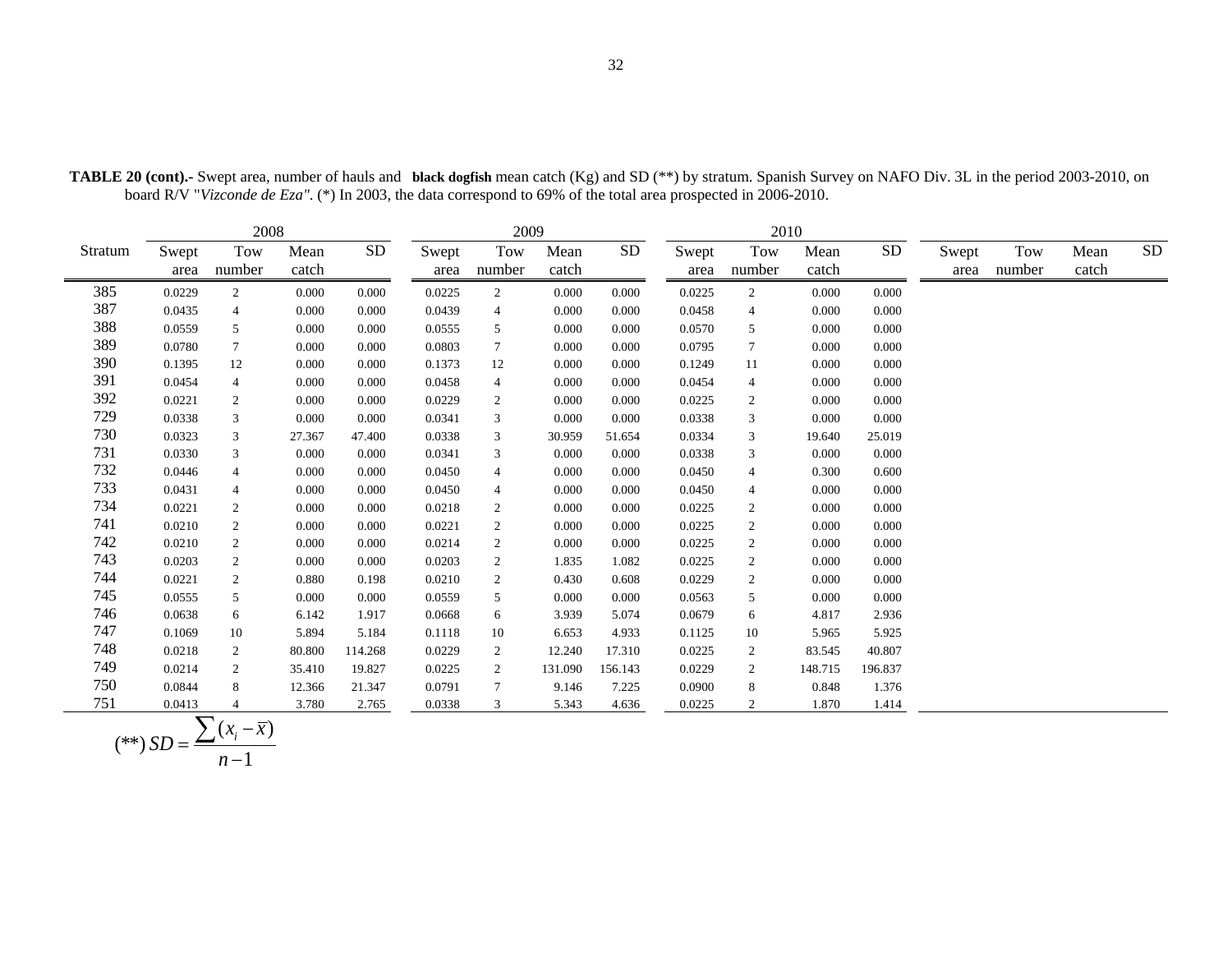**TABLE 20 (cont).-** Swept area, number of hauls and **black dogfish** mean catch (Kg) and SD (**) by stratum. Spanish Survey on NAFO Div. 3L in the period 2003-2010, on board R/V "*Vizconde de Eza"*. (*) In 2003, the data correspond to 69% of the total area prospected in 2006-2010.

| Stratum | 2008 | | | | 2009 | | | | 2010 | | | | | | | |
|---|---|---|---|---|---|---|---|---|---|---|---|---|---|---|---|---|
| | Swept area | Tow number | Mean catch | SD | Swept area | Tow number | Mean catch | SD | Swept area | Tow number | Mean catch | SD | Swept area | Tow number | Mean catch | SD |
| 385 | 0.0229 | 2 | 0.000 | 0.000 | 0.0225 | 2 | 0.000 | 0.000 | 0.0225 | 2 | 0.000 | 0.000 | | | | |
| 387 | 0.0435 | 4 | 0.000 | 0.000 | 0.0439 | 4 | 0.000 | 0.000 | 0.0458 | 4 | 0.000 | 0.000 | | | | |
| 388 | 0.0559 | 5 | 0.000 | 0.000 | 0.0555 | 5 | 0.000 | 0.000 | 0.0570 | 5 | 0.000 | 0.000 | | | | |
| 389 | 0.0780 | 7 | 0.000 | 0.000 | 0.0803 | 7 | 0.000 | 0.000 | 0.0795 | 7 | 0.000 | 0.000 | | | | |
| 390 | 0.1395 | 12 | 0.000 | 0.000 | 0.1373 | 12 | 0.000 | 0.000 | 0.1249 | 11 | 0.000 | 0.000 | | | | |
| 391 | 0.0454 | 4 | 0.000 | 0.000 | 0.0458 | 4 | 0.000 | 0.000 | 0.0454 | 4 | 0.000 | 0.000 | | | | |
| 392 | 0.0221 | 2 | 0.000 | 0.000 | 0.0229 | 2 | 0.000 | 0.000 | 0.0225 | 2 | 0.000 | 0.000 | | | | |
| 729 | 0.0338 | 3 | 0.000 | 0.000 | 0.0341 | 3 | 0.000 | 0.000 | 0.0338 | 3 | 0.000 | 0.000 | | | | |
| 730 | 0.0323 | 3 | 27.367 | 47.400 | 0.0338 | 3 | 30.959 | 51.654 | 0.0334 | 3 | 19.640 | 25.019 | | | | |
| 731 | 0.0330 | 3 | 0.000 | 0.000 | 0.0341 | 3 | 0.000 | 0.000 | 0.0338 | 3 | 0.000 | 0.000 | | | | |
| 732 | 0.0446 | 4 | 0.000 | 0.000 | 0.0450 | 4 | 0.000 | 0.000 | 0.0450 | 4 | 0.300 | 0.600 | | | | |
| 733 | 0.0431 | 4 | 0.000 | 0.000 | 0.0450 | 4 | 0.000 | 0.000 | 0.0450 | 4 | 0.000 | 0.000 | | | | |
| 734 | 0.0221 | 2 | 0.000 | 0.000 | 0.0218 | 2 | 0.000 | 0.000 | 0.0225 | 2 | 0.000 | 0.000 | | | | |
| 741 | 0.0210 | 2 | 0.000 | 0.000 | 0.0221 | 2 | 0.000 | 0.000 | 0.0225 | 2 | 0.000 | 0.000 | | | | |
| 742 | 0.0210 | 2 | 0.000 | 0.000 | 0.0214 | 2 | 0.000 | 0.000 | 0.0225 | 2 | 0.000 | 0.000 | | | | |
| 743 | 0.0203 | 2 | 0.000 | 0.000 | 0.0203 | 2 | 1.835 | 1.082 | 0.0225 | 2 | 0.000 | 0.000 | | | | |
| 744 | 0.0221 | 2 | 0.880 | 0.198 | 0.0210 | 2 | 0.430 | 0.608 | 0.0229 | 2 | 0.000 | 0.000 | | | | |
| 745 | 0.0555 | 5 | 0.000 | 0.000 | 0.0559 | 5 | 0.000 | 0.000 | 0.0563 | 5 | 0.000 | 0.000 | | | | |
| 746 | 0.0638 | 6 | 6.142 | 1.917 | 0.0668 | 6 | 3.939 | 5.074 | 0.0679 | 6 | 4.817 | 2.936 | | | | |
| 747 | 0.1069 | 10 | 5.894 | 5.184 | 0.1118 | 10 | 6.653 | 4.933 | 0.1125 | 10 | 5.965 | 5.925 | | | | |
| 748 | 0.0218 | 2 | 80.800 | 114.268 | 0.0229 | 2 | 12.240 | 17.310 | 0.0225 | 2 | 83.545 | 40.807 | | | | |
| 749 | 0.0214 | 2 | 35.410 | 19.827 | 0.0225 | 2 | 131.090 | 156.143 | 0.0229 | 2 | 148.715 | 196.837 | | | | |
| 750 | 0.0844 | 8 | 12.366 | 21.347 | 0.0791 | 7 | 9.146 | 7.225 | 0.0900 | 8 | 0.848 | 1.376 | | | | |
| 751 | 0.0413 | 4 | 3.780 | 2.765 | 0.0338 | 3 | 5.343 | 4.636 | 0.0225 | 2 | 1.870 | 1.414 | | | | |

$$(**)\ SD = \frac{\sum (x_i - \overline{x})}{n-1}$$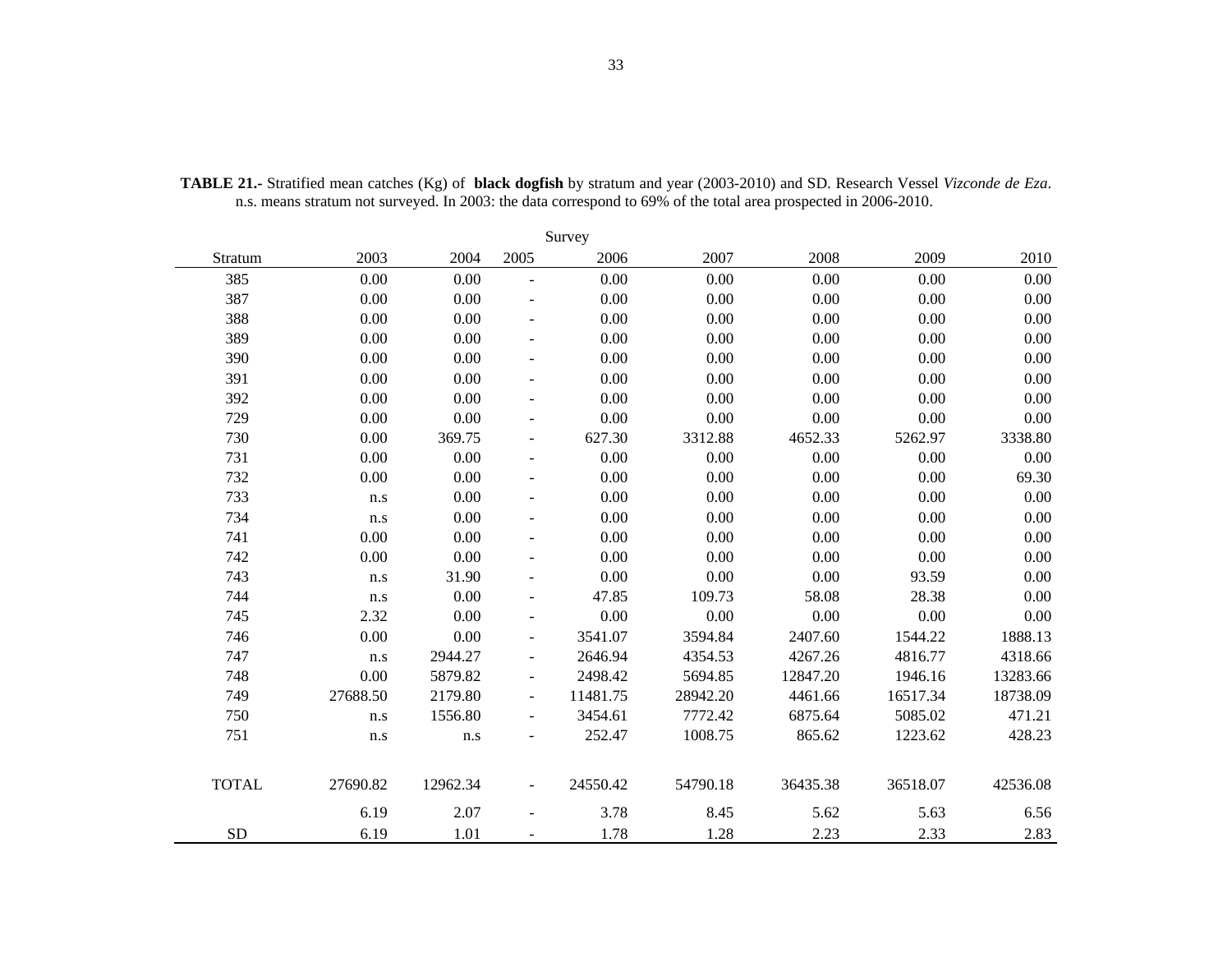**TABLE 21.-** Stratified mean catches (Kg) of **black dogfish** by stratum and year (2003-2010) and SD. Research Vessel *Vizconde de Eza*. n.s. means stratum not surveyed. In 2003: the data correspond to 69% of the total area prospected in 2006-2010.

| | Survey | | | | | | | |
|---|---|---|---|---|---|---|---|---|
| Stratum | 2003 | 2004 | 2005 | 2006 | 2007 | 2008 | 2009 | 2010 |
| 385 | 0.00 | 0.00 | - | 0.00 | 0.00 | 0.00 | 0.00 | 0.00 |
| 387 | 0.00 | 0.00 | - | 0.00 | 0.00 | 0.00 | 0.00 | 0.00 |
| 388 | 0.00 | 0.00 | - | 0.00 | 0.00 | 0.00 | 0.00 | 0.00 |
| 389 | 0.00 | 0.00 | - | 0.00 | 0.00 | 0.00 | 0.00 | 0.00 |
| 390 | 0.00 | 0.00 | - | 0.00 | 0.00 | 0.00 | 0.00 | 0.00 |
| 391 | 0.00 | 0.00 | - | 0.00 | 0.00 | 0.00 | 0.00 | 0.00 |
| 392 | 0.00 | 0.00 | - | 0.00 | 0.00 | 0.00 | 0.00 | 0.00 |
| 729 | 0.00 | 0.00 | - | 0.00 | 0.00 | 0.00 | 0.00 | 0.00 |
| 730 | 0.00 | 369.75 | - | 627.30 | 3312.88 | 4652.33 | 5262.97 | 3338.80 |
| 731 | 0.00 | 0.00 | - | 0.00 | 0.00 | 0.00 | 0.00 | 0.00 |
| 732 | 0.00 | 0.00 | - | 0.00 | 0.00 | 0.00 | 0.00 | 69.30 |
| 733 | n.s | 0.00 | - | 0.00 | 0.00 | 0.00 | 0.00 | 0.00 |
| 734 | n.s | 0.00 | - | 0.00 | 0.00 | 0.00 | 0.00 | 0.00 |
| 741 | 0.00 | 0.00 | - | 0.00 | 0.00 | 0.00 | 0.00 | 0.00 |
| 742 | 0.00 | 0.00 | - | 0.00 | 0.00 | 0.00 | 0.00 | 0.00 |
| 743 | n.s | 31.90 | - | 0.00 | 0.00 | 0.00 | 93.59 | 0.00 |
| 744 | n.s | 0.00 | - | 47.85 | 109.73 | 58.08 | 28.38 | 0.00 |
| 745 | 2.32 | 0.00 | - | 0.00 | 0.00 | 0.00 | 0.00 | 0.00 |
| 746 | 0.00 | 0.00 | - | 3541.07 | 3594.84 | 2407.60 | 1544.22 | 1888.13 |
| 747 | n.s | 2944.27 | - | 2646.94 | 4354.53 | 4267.26 | 4816.77 | 4318.66 |
| 748 | 0.00 | 5879.82 | - | 2498.42 | 5694.85 | 12847.20 | 1946.16 | 13283.66 |
| 749 | 27688.50 | 2179.80 | - | 11481.75 | 28942.20 | 4461.66 | 16517.34 | 18738.09 |
| 750 | n.s | 1556.80 | - | 3454.61 | 7772.42 | 6875.64 | 5085.02 | 471.21 |
| 751 | n.s | n.s | - | 252.47 | 1008.75 | 865.62 | 1223.62 | 428.23 |
| TOTAL | 27690.82 | 12962.34 | - | 24550.42 | 54790.18 | 36435.38 | 36518.07 | 42536.08 |
| | 6.19 | 2.07 | - | 3.78 | 8.45 | 5.62 | 5.63 | 6.56 |
| SD | 6.19 | 1.01 | - | 1.78 | 1.28 | 2.23 | 2.33 | 2.83 |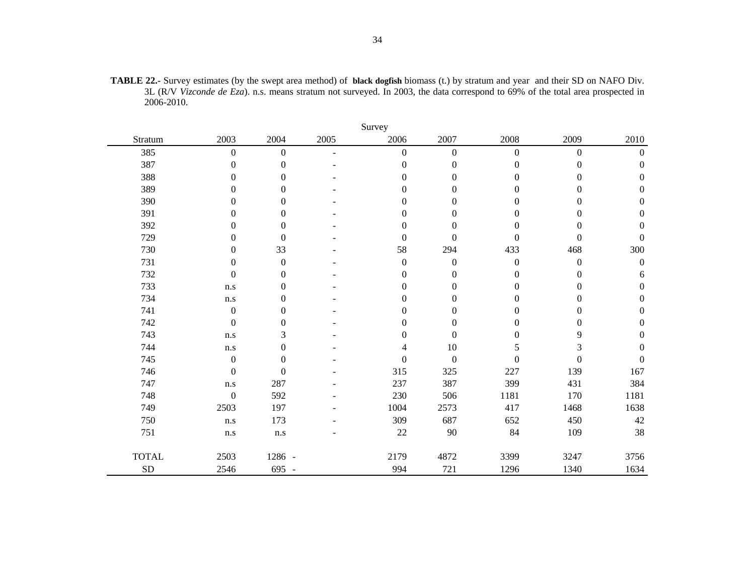**TABLE 22.-** Survey estimates (by the swept area method) of **black dogfish** biomass (t.) by stratum and year and their SD on NAFO Div. 3L (R/V *Vizconde de Eza*). n.s. means stratum not surveyed. In 2003, the data correspond to 69% of the total area prospected in 2006-2010.

| | Survey | | | | | | | |
|---|---|---|---|---|---|---|---|---|
| Stratum | 2003 | 2004 | 2005 | 2006 | 2007 | 2008 | 2009 | 2010 |
| 385 | 0 | 0 | - | 0 | 0 | 0 | 0 | 0 |
| 387 | 0 | 0 | - | 0 | 0 | 0 | 0 | 0 |
| 388 | 0 | 0 | - | 0 | 0 | 0 | 0 | 0 |
| 389 | 0 | 0 | - | 0 | 0 | 0 | 0 | 0 |
| 390 | 0 | 0 | - | 0 | 0 | 0 | 0 | 0 |
| 391 | 0 | 0 | - | 0 | 0 | 0 | 0 | 0 |
| 392 | 0 | 0 | - | 0 | 0 | 0 | 0 | 0 |
| 729 | 0 | 0 | - | 0 | 0 | 0 | 0 | 0 |
| 730 | 0 | 33 | - | 58 | 294 | 433 | 468 | 300 |
| 731 | 0 | 0 | - | 0 | 0 | 0 | 0 | 0 |
| 732 | 0 | 0 | - | 0 | 0 | 0 | 0 | 6 |
| 733 | n.s | 0 | - | 0 | 0 | 0 | 0 | 0 |
| 734 | n.s | 0 | - | 0 | 0 | 0 | 0 | 0 |
| 741 | 0 | 0 | - | 0 | 0 | 0 | 0 | 0 |
| 742 | 0 | 0 | - | 0 | 0 | 0 | 0 | 0 |
| 743 | n.s | 3 | - | 0 | 0 | 0 | 9 | 0 |
| 744 | n.s | 0 | - | 4 | 10 | 5 | 3 | 0 |
| 745 | 0 | 0 | - | 0 | 0 | 0 | 0 | 0 |
| 746 | 0 | 0 | - | 315 | 325 | 227 | 139 | 167 |
| 747 | n.s | 287 | - | 237 | 387 | 399 | 431 | 384 |
| 748 | 0 | 592 | - | 230 | 506 | 1181 | 170 | 1181 |
| 749 | 2503 | 197 | - | 1004 | 2573 | 417 | 1468 | 1638 |
| 750 | n.s | 173 | - | 309 | 687 | 652 | 450 | 42 |
| 751 | n.s | n.s | - | 22 | 90 | 84 | 109 | 38 |
| TOTAL | 2503 | 1286 | - | 2179 | 4872 | 3399 | 3247 | 3756 |
| SD | 2546 | 695 | - | 994 | 721 | 1296 | 1340 | 1634 |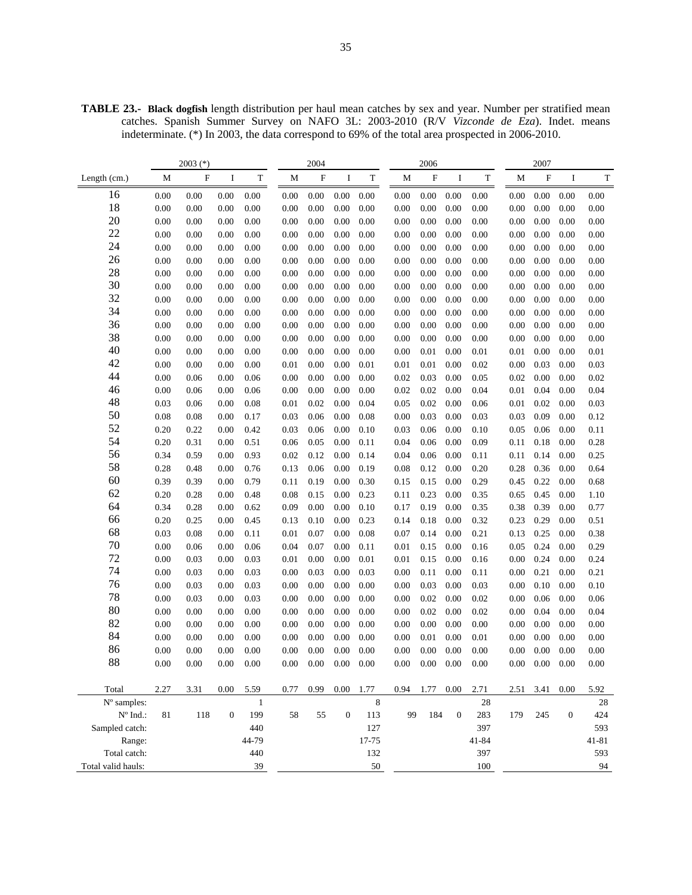**TABLE 23.- Black dogfish** length distribution per haul mean catches by sex and year. Number per stratified mean catches. Spanish Summer Survey on NAFO 3L: 2003-2010 (R/V *Vizconde de Eza*). Indet. means indeterminate. (*) In 2003, the data correspond to 69% of the total area prospected in 2006-2010.

| | 2003 (*) | | | | 2004 | | | | 2006 | | | | 2007 | | | |
|---|---|---|---|---|---|---|---|---|---|---|---|---|---|---|---|---|
| Length (cm.) | M | F | I | T | M | F | I | T | M | F | I | T | M | F | I | T |
| 16 | 0.00 | 0.00 | 0.00 | 0.00 | 0.00 | 0.00 | 0.00 | 0.00 | 0.00 | 0.00 | 0.00 | 0.00 | 0.00 | 0.00 | 0.00 | 0.00 |
| 18 | 0.00 | 0.00 | 0.00 | 0.00 | 0.00 | 0.00 | 0.00 | 0.00 | 0.00 | 0.00 | 0.00 | 0.00 | 0.00 | 0.00 | 0.00 | 0.00 |
| 20 | 0.00 | 0.00 | 0.00 | 0.00 | 0.00 | 0.00 | 0.00 | 0.00 | 0.00 | 0.00 | 0.00 | 0.00 | 0.00 | 0.00 | 0.00 | 0.00 |
| 22 | 0.00 | 0.00 | 0.00 | 0.00 | 0.00 | 0.00 | 0.00 | 0.00 | 0.00 | 0.00 | 0.00 | 0.00 | 0.00 | 0.00 | 0.00 | 0.00 |
| 24 | 0.00 | 0.00 | 0.00 | 0.00 | 0.00 | 0.00 | 0.00 | 0.00 | 0.00 | 0.00 | 0.00 | 0.00 | 0.00 | 0.00 | 0.00 | 0.00 |
| 26 | 0.00 | 0.00 | 0.00 | 0.00 | 0.00 | 0.00 | 0.00 | 0.00 | 0.00 | 0.00 | 0.00 | 0.00 | 0.00 | 0.00 | 0.00 | 0.00 |
| 28 | 0.00 | 0.00 | 0.00 | 0.00 | 0.00 | 0.00 | 0.00 | 0.00 | 0.00 | 0.00 | 0.00 | 0.00 | 0.00 | 0.00 | 0.00 | 0.00 |
| 30 | 0.00 | 0.00 | 0.00 | 0.00 | 0.00 | 0.00 | 0.00 | 0.00 | 0.00 | 0.00 | 0.00 | 0.00 | 0.00 | 0.00 | 0.00 | 0.00 |
| 32 | 0.00 | 0.00 | 0.00 | 0.00 | 0.00 | 0.00 | 0.00 | 0.00 | 0.00 | 0.00 | 0.00 | 0.00 | 0.00 | 0.00 | 0.00 | 0.00 |
| 34 | 0.00 | 0.00 | 0.00 | 0.00 | 0.00 | 0.00 | 0.00 | 0.00 | 0.00 | 0.00 | 0.00 | 0.00 | 0.00 | 0.00 | 0.00 | 0.00 |
| 36 | 0.00 | 0.00 | 0.00 | 0.00 | 0.00 | 0.00 | 0.00 | 0.00 | 0.00 | 0.00 | 0.00 | 0.00 | 0.00 | 0.00 | 0.00 | 0.00 |
| 38 | 0.00 | 0.00 | 0.00 | 0.00 | 0.00 | 0.00 | 0.00 | 0.00 | 0.00 | 0.00 | 0.00 | 0.00 | 0.00 | 0.00 | 0.00 | 0.00 |
| 40 | 0.00 | 0.00 | 0.00 | 0.00 | 0.00 | 0.00 | 0.00 | 0.00 | 0.00 | 0.01 | 0.00 | 0.01 | 0.01 | 0.00 | 0.00 | 0.01 |
| 42 | 0.00 | 0.00 | 0.00 | 0.00 | 0.01 | 0.00 | 0.00 | 0.01 | 0.01 | 0.01 | 0.00 | 0.02 | 0.00 | 0.03 | 0.00 | 0.03 |
| 44 | 0.00 | 0.06 | 0.00 | 0.06 | 0.00 | 0.00 | 0.00 | 0.00 | 0.02 | 0.03 | 0.00 | 0.05 | 0.02 | 0.00 | 0.00 | 0.02 |
| 46 | 0.00 | 0.06 | 0.00 | 0.06 | 0.00 | 0.00 | 0.00 | 0.00 | 0.02 | 0.02 | 0.00 | 0.04 | 0.01 | 0.04 | 0.00 | 0.04 |
| 48 | 0.03 | 0.06 | 0.00 | 0.08 | 0.01 | 0.02 | 0.00 | 0.04 | 0.05 | 0.02 | 0.00 | 0.06 | 0.01 | 0.02 | 0.00 | 0.03 |
| 50 | 0.08 | 0.08 | 0.00 | 0.17 | 0.03 | 0.06 | 0.00 | 0.08 | 0.00 | 0.03 | 0.00 | 0.03 | 0.03 | 0.09 | 0.00 | 0.12 |
| 52 | 0.20 | 0.22 | 0.00 | 0.42 | 0.03 | 0.06 | 0.00 | 0.10 | 0.03 | 0.06 | 0.00 | 0.10 | 0.05 | 0.06 | 0.00 | 0.11 |
| 54 | 0.20 | 0.31 | 0.00 | 0.51 | 0.06 | 0.05 | 0.00 | 0.11 | 0.04 | 0.06 | 0.00 | 0.09 | 0.11 | 0.18 | 0.00 | 0.28 |
| 56 | 0.34 | 0.59 | 0.00 | 0.93 | 0.02 | 0.12 | 0.00 | 0.14 | 0.04 | 0.06 | 0.00 | 0.11 | 0.11 | 0.14 | 0.00 | 0.25 |
| 58 | 0.28 | 0.48 | 0.00 | 0.76 | 0.13 | 0.06 | 0.00 | 0.19 | 0.08 | 0.12 | 0.00 | 0.20 | 0.28 | 0.36 | 0.00 | 0.64 |
| 60 | 0.39 | 0.39 | 0.00 | 0.79 | 0.11 | 0.19 | 0.00 | 0.30 | 0.15 | 0.15 | 0.00 | 0.29 | 0.45 | 0.22 | 0.00 | 0.68 |
| 62 | 0.20 | 0.28 | 0.00 | 0.48 | 0.08 | 0.15 | 0.00 | 0.23 | 0.11 | 0.23 | 0.00 | 0.35 | 0.65 | 0.45 | 0.00 | 1.10 |
| 64 | 0.34 | 0.28 | 0.00 | 0.62 | 0.09 | 0.00 | 0.00 | 0.10 | 0.17 | 0.19 | 0.00 | 0.35 | 0.38 | 0.39 | 0.00 | 0.77 |
| 66 | 0.20 | 0.25 | 0.00 | 0.45 | 0.13 | 0.10 | 0.00 | 0.23 | 0.14 | 0.18 | 0.00 | 0.32 | 0.23 | 0.29 | 0.00 | 0.51 |
| 68 | 0.03 | 0.08 | 0.00 | 0.11 | 0.01 | 0.07 | 0.00 | 0.08 | 0.07 | 0.14 | 0.00 | 0.21 | 0.13 | 0.25 | 0.00 | 0.38 |
| 70 | 0.00 | 0.06 | 0.00 | 0.06 | 0.04 | 0.07 | 0.00 | 0.11 | 0.01 | 0.15 | 0.00 | 0.16 | 0.05 | 0.24 | 0.00 | 0.29 |
| 72 | 0.00 | 0.03 | 0.00 | 0.03 | 0.01 | 0.00 | 0.00 | 0.01 | 0.01 | 0.15 | 0.00 | 0.16 | 0.00 | 0.24 | 0.00 | 0.24 |
| 74 | 0.00 | 0.03 | 0.00 | 0.03 | 0.00 | 0.03 | 0.00 | 0.03 | 0.00 | 0.11 | 0.00 | 0.11 | 0.00 | 0.21 | 0.00 | 0.21 |
| 76 | 0.00 | 0.03 | 0.00 | 0.03 | 0.00 | 0.00 | 0.00 | 0.00 | 0.00 | 0.03 | 0.00 | 0.03 | 0.00 | 0.10 | 0.00 | 0.10 |
| 78 | 0.00 | 0.03 | 0.00 | 0.03 | 0.00 | 0.00 | 0.00 | 0.00 | 0.00 | 0.02 | 0.00 | 0.02 | 0.00 | 0.06 | 0.00 | 0.06 |
| 80 | 0.00 | 0.00 | 0.00 | 0.00 | 0.00 | 0.00 | 0.00 | 0.00 | 0.00 | 0.02 | 0.00 | 0.02 | 0.00 | 0.04 | 0.00 | 0.04 |
| 82 | 0.00 | 0.00 | 0.00 | 0.00 | 0.00 | 0.00 | 0.00 | 0.00 | 0.00 | 0.00 | 0.00 | 0.00 | 0.00 | 0.00 | 0.00 | 0.00 |
| 84 | 0.00 | 0.00 | 0.00 | 0.00 | 0.00 | 0.00 | 0.00 | 0.00 | 0.00 | 0.01 | 0.00 | 0.01 | 0.00 | 0.00 | 0.00 | 0.00 |
| 86 | 0.00 | 0.00 | 0.00 | 0.00 | 0.00 | 0.00 | 0.00 | 0.00 | 0.00 | 0.00 | 0.00 | 0.00 | 0.00 | 0.00 | 0.00 | 0.00 |
| 88 | 0.00 | 0.00 | 0.00 | 0.00 | 0.00 | 0.00 | 0.00 | 0.00 | 0.00 | 0.00 | 0.00 | 0.00 | 0.00 | 0.00 | 0.00 | 0.00 |
| Total | 2.27 | 3.31 | 0.00 | 5.59 | 0.77 | 0.99 | 0.00 | 1.77 | 0.94 | 1.77 | 0.00 | 2.71 | 2.51 | 3.41 | 0.00 | 5.92 |
| Nº samples: | | | | 1 | | | | 8 | | | | 28 | | | | 28 |
| Nº Ind.: | 81 | 118 | 0 | 199 | 58 | 55 | 0 | 113 | 99 | 184 | 0 | 283 | 179 | 245 | 0 | 424 |
| Sampled catch: | | | | 440 | | | | 127 | | | | 397 | | | | 593 |
| Range: | | | | 44-79 | | | | 17-75 | | | | 41-84 | | | | 41-81 |
| Total catch: | | | | 440 | | | | 132 | | | | 397 | | | | 593 |
| Total valid hauls: | | | | 39 | | | | 50 | | | | 100 | | | | 94 |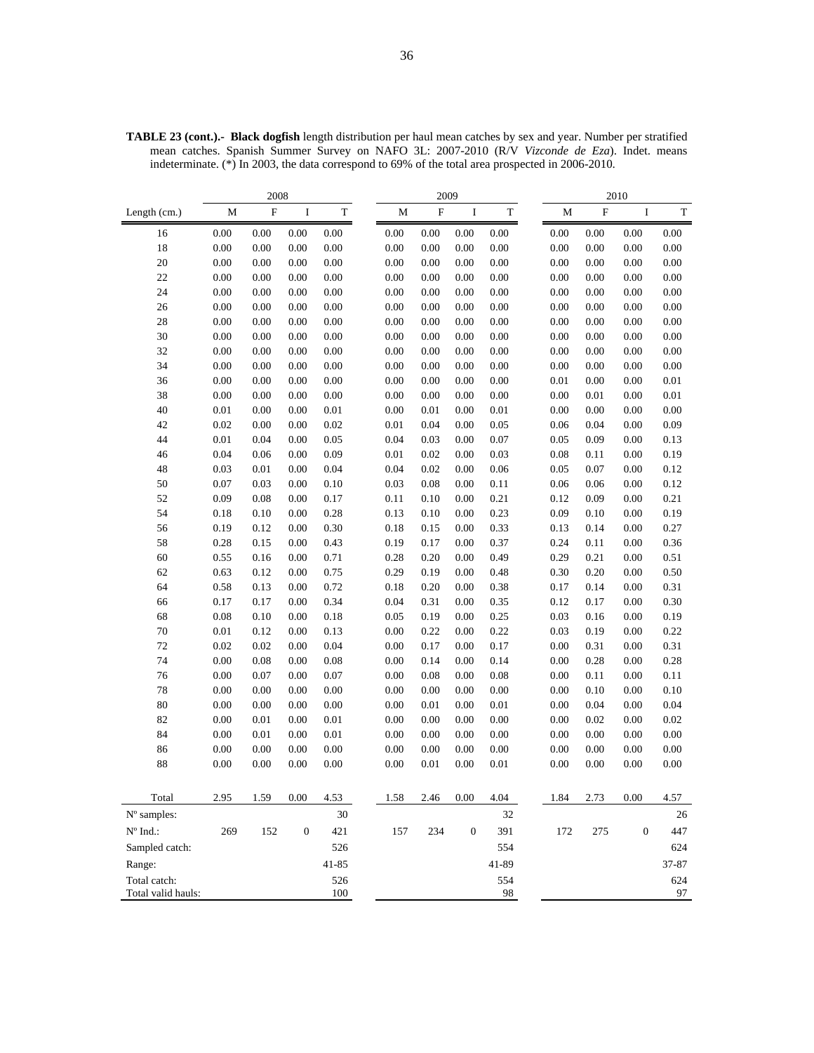**TABLE 23 (cont.).- Black dogfish** length distribution per haul mean catches by sex and year. Number per stratified mean catches. Spanish Summer Survey on NAFO 3L: 2007-2010 (R/V *Vizconde de Eza*). Indet. means indeterminate. (*) In 2003, the data correspond to 69% of the total area prospected in 2006-2010.

| | 2008 | | | | 2009 | | | | 2010 | | | |
|---|---|---|---|---|---|---|---|---|---|---|---|---|
| Length (cm.) | M | F | I | T | M | F | I | T | M | F | I | T |
| 16 | 0.00 | 0.00 | 0.00 | 0.00 | 0.00 | 0.00 | 0.00 | 0.00 | 0.00 | 0.00 | 0.00 | 0.00 |
| 18 | 0.00 | 0.00 | 0.00 | 0.00 | 0.00 | 0.00 | 0.00 | 0.00 | 0.00 | 0.00 | 0.00 | 0.00 |
| 20 | 0.00 | 0.00 | 0.00 | 0.00 | 0.00 | 0.00 | 0.00 | 0.00 | 0.00 | 0.00 | 0.00 | 0.00 |
| 22 | 0.00 | 0.00 | 0.00 | 0.00 | 0.00 | 0.00 | 0.00 | 0.00 | 0.00 | 0.00 | 0.00 | 0.00 |
| 24 | 0.00 | 0.00 | 0.00 | 0.00 | 0.00 | 0.00 | 0.00 | 0.00 | 0.00 | 0.00 | 0.00 | 0.00 |
| 26 | 0.00 | 0.00 | 0.00 | 0.00 | 0.00 | 0.00 | 0.00 | 0.00 | 0.00 | 0.00 | 0.00 | 0.00 |
| 28 | 0.00 | 0.00 | 0.00 | 0.00 | 0.00 | 0.00 | 0.00 | 0.00 | 0.00 | 0.00 | 0.00 | 0.00 |
| 30 | 0.00 | 0.00 | 0.00 | 0.00 | 0.00 | 0.00 | 0.00 | 0.00 | 0.00 | 0.00 | 0.00 | 0.00 |
| 32 | 0.00 | 0.00 | 0.00 | 0.00 | 0.00 | 0.00 | 0.00 | 0.00 | 0.00 | 0.00 | 0.00 | 0.00 |
| 34 | 0.00 | 0.00 | 0.00 | 0.00 | 0.00 | 0.00 | 0.00 | 0.00 | 0.00 | 0.00 | 0.00 | 0.00 |
| 36 | 0.00 | 0.00 | 0.00 | 0.00 | 0.00 | 0.00 | 0.00 | 0.00 | 0.01 | 0.00 | 0.00 | 0.01 |
| 38 | 0.00 | 0.00 | 0.00 | 0.00 | 0.00 | 0.00 | 0.00 | 0.00 | 0.00 | 0.01 | 0.00 | 0.01 |
| 40 | 0.01 | 0.00 | 0.00 | 0.01 | 0.00 | 0.01 | 0.00 | 0.01 | 0.00 | 0.00 | 0.00 | 0.00 |
| 42 | 0.02 | 0.00 | 0.00 | 0.02 | 0.01 | 0.04 | 0.00 | 0.05 | 0.06 | 0.04 | 0.00 | 0.09 |
| 44 | 0.01 | 0.04 | 0.00 | 0.05 | 0.04 | 0.03 | 0.00 | 0.07 | 0.05 | 0.09 | 0.00 | 0.13 |
| 46 | 0.04 | 0.06 | 0.00 | 0.09 | 0.01 | 0.02 | 0.00 | 0.03 | 0.08 | 0.11 | 0.00 | 0.19 |
| 48 | 0.03 | 0.01 | 0.00 | 0.04 | 0.04 | 0.02 | 0.00 | 0.06 | 0.05 | 0.07 | 0.00 | 0.12 |
| 50 | 0.07 | 0.03 | 0.00 | 0.10 | 0.03 | 0.08 | 0.00 | 0.11 | 0.06 | 0.06 | 0.00 | 0.12 |
| 52 | 0.09 | 0.08 | 0.00 | 0.17 | 0.11 | 0.10 | 0.00 | 0.21 | 0.12 | 0.09 | 0.00 | 0.21 |
| 54 | 0.18 | 0.10 | 0.00 | 0.28 | 0.13 | 0.10 | 0.00 | 0.23 | 0.09 | 0.10 | 0.00 | 0.19 |
| 56 | 0.19 | 0.12 | 0.00 | 0.30 | 0.18 | 0.15 | 0.00 | 0.33 | 0.13 | 0.14 | 0.00 | 0.27 |
| 58 | 0.28 | 0.15 | 0.00 | 0.43 | 0.19 | 0.17 | 0.00 | 0.37 | 0.24 | 0.11 | 0.00 | 0.36 |
| 60 | 0.55 | 0.16 | 0.00 | 0.71 | 0.28 | 0.20 | 0.00 | 0.49 | 0.29 | 0.21 | 0.00 | 0.51 |
| 62 | 0.63 | 0.12 | 0.00 | 0.75 | 0.29 | 0.19 | 0.00 | 0.48 | 0.30 | 0.20 | 0.00 | 0.50 |
| 64 | 0.58 | 0.13 | 0.00 | 0.72 | 0.18 | 0.20 | 0.00 | 0.38 | 0.17 | 0.14 | 0.00 | 0.31 |
| 66 | 0.17 | 0.17 | 0.00 | 0.34 | 0.04 | 0.31 | 0.00 | 0.35 | 0.12 | 0.17 | 0.00 | 0.30 |
| 68 | 0.08 | 0.10 | 0.00 | 0.18 | 0.05 | 0.19 | 0.00 | 0.25 | 0.03 | 0.16 | 0.00 | 0.19 |
| 70 | 0.01 | 0.12 | 0.00 | 0.13 | 0.00 | 0.22 | 0.00 | 0.22 | 0.03 | 0.19 | 0.00 | 0.22 |
| 72 | 0.02 | 0.02 | 0.00 | 0.04 | 0.00 | 0.17 | 0.00 | 0.17 | 0.00 | 0.31 | 0.00 | 0.31 |
| 74 | 0.00 | 0.08 | 0.00 | 0.08 | 0.00 | 0.14 | 0.00 | 0.14 | 0.00 | 0.28 | 0.00 | 0.28 |
| 76 | 0.00 | 0.07 | 0.00 | 0.07 | 0.00 | 0.08 | 0.00 | 0.08 | 0.00 | 0.11 | 0.00 | 0.11 |
| 78 | 0.00 | 0.00 | 0.00 | 0.00 | 0.00 | 0.00 | 0.00 | 0.00 | 0.00 | 0.10 | 0.00 | 0.10 |
| 80 | 0.00 | 0.00 | 0.00 | 0.00 | 0.00 | 0.01 | 0.00 | 0.01 | 0.00 | 0.04 | 0.00 | 0.04 |
| 82 | 0.00 | 0.01 | 0.00 | 0.01 | 0.00 | 0.00 | 0.00 | 0.00 | 0.00 | 0.02 | 0.00 | 0.02 |
| 84 | 0.00 | 0.01 | 0.00 | 0.01 | 0.00 | 0.00 | 0.00 | 0.00 | 0.00 | 0.00 | 0.00 | 0.00 |
| 86 | 0.00 | 0.00 | 0.00 | 0.00 | 0.00 | 0.00 | 0.00 | 0.00 | 0.00 | 0.00 | 0.00 | 0.00 |
| 88 | 0.00 | 0.00 | 0.00 | 0.00 | 0.00 | 0.01 | 0.00 | 0.01 | 0.00 | 0.00 | 0.00 | 0.00 |
| Total | 2.95 | 1.59 | 0.00 | 4.53 | 1.58 | 2.46 | 0.00 | 4.04 | 1.84 | 2.73 | 0.00 | 4.57 |
| Nº samples: | | | | 30 | | | | 32 | | | | 26 |
| Nº Ind.: | 269 | 152 | 0 | 421 | 157 | 234 | 0 | 391 | 172 | 275 | 0 | 447 |
| Sampled catch: | | | | 526 | | | | 554 | | | | 624 |
| Range: | | | | 41-85 | | | | 41-89 | | | | 37-87 |
| Total catch: | | | | 526 | | | | 554 | | | | 624 |
| Total valid hauls: | | | | 100 | | | | 98 | | | | 97 |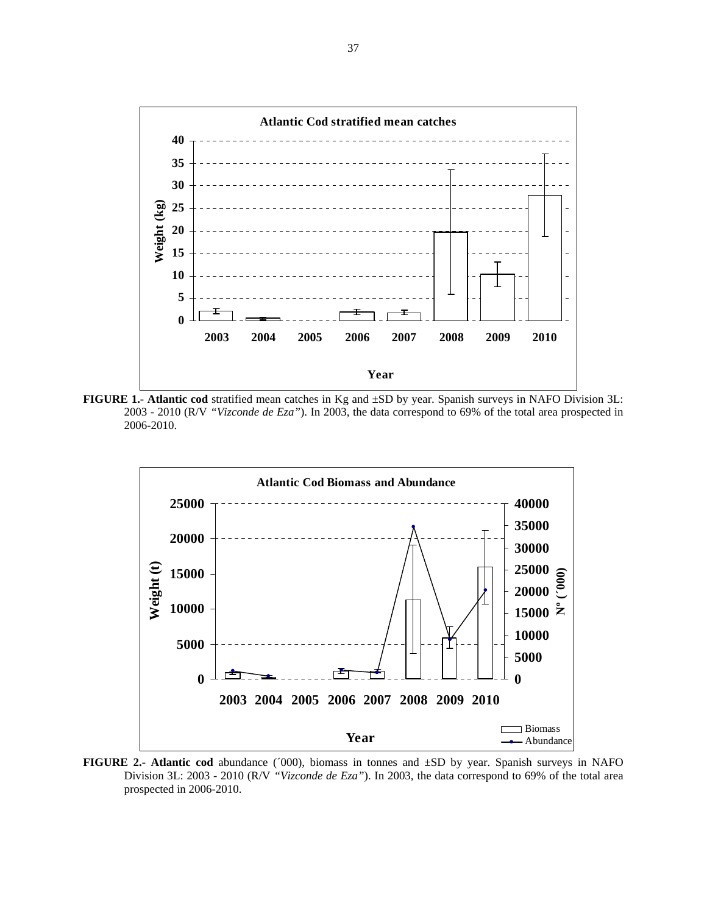**FIGURE 1.- Atlantic cod** stratified mean catches in Kg and ±SD by year. Spanish surveys in NAFO Division 3L: 2003 - 2010 (R/V *"Vizconde de Eza"*). In 2003, the data correspond to 69% of the total area prospected in 2006-2010.

**FIGURE 2.- Atlantic cod** abundance (´000), biomass in tonnes and ±SD by year. Spanish surveys in NAFO Division 3L: 2003 - 2010 (R/V *"Vizconde de Eza"*). In 2003, the data correspond to 69% of the total area prospected in 2006-2010.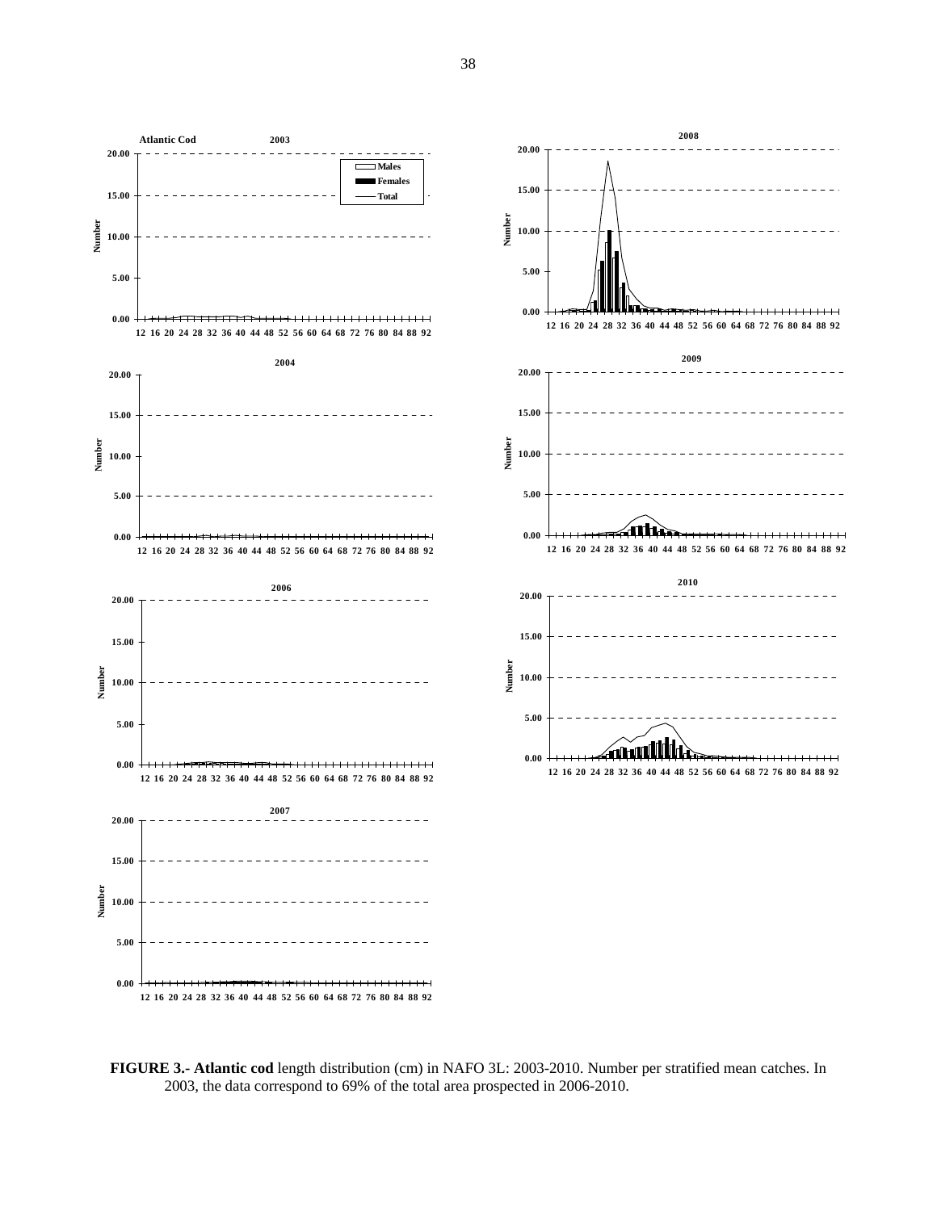**FIGURE 3.- Atlantic cod** length distribution (cm) in NAFO 3L: 2003-2010. Number per stratified mean catches. In 2003, the data correspond to 69% of the total area prospected in 2006-2010.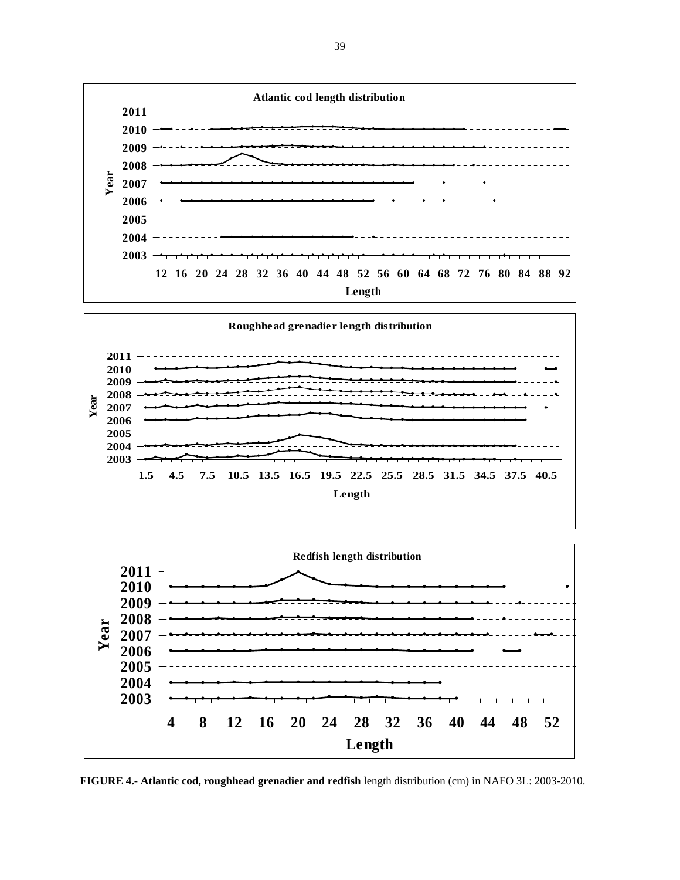**FIGURE 4.- Atlantic cod, roughhead grenadier and redfish** length distribution (cm) in NAFO 3L: 2003-2010.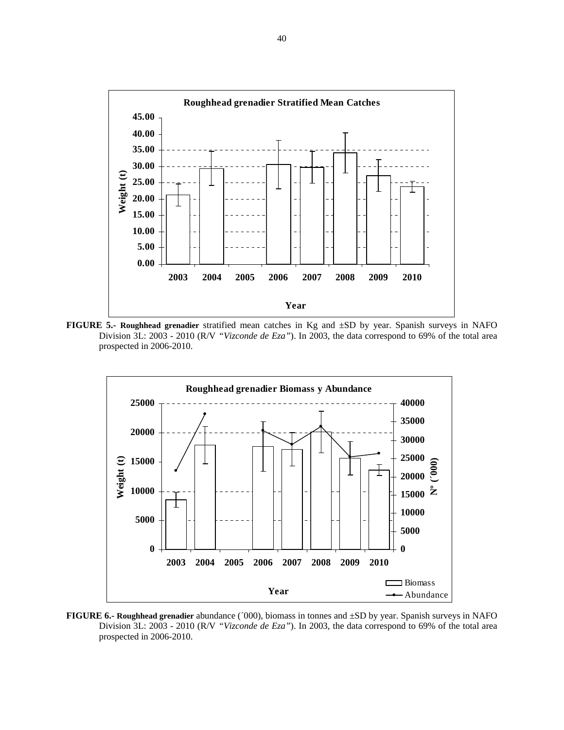**FIGURE 5.- Roughhead grenadier** stratified mean catches in Kg and ±SD by year. Spanish surveys in NAFO Division 3L: 2003 - 2010 (R/V *"Vizconde de Eza"*). In 2003, the data correspond to 69% of the total area prospected in 2006-2010.

**FIGURE 6.- Roughhead grenadier** abundance (´000), biomass in tonnes and ±SD by year. Spanish surveys in NAFO Division 3L: 2003 - 2010 (R/V *"Vizconde de Eza"*). In 2003, the data correspond to 69% of the total area prospected in 2006-2010.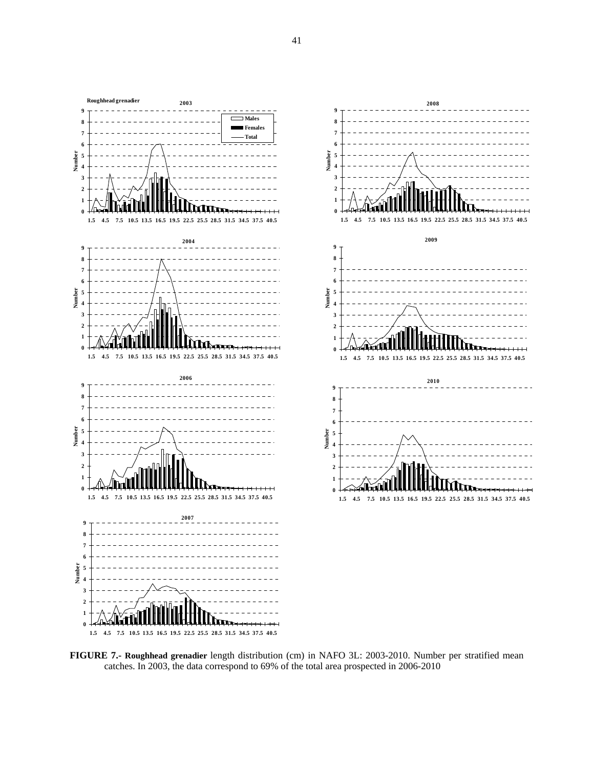**FIGURE 7.- Roughhead grenadier** length distribution (cm) in NAFO 3L: 2003-2010. Number per stratified mean catches. In 2003, the data correspond to 69% of the total area prospected in 2006-2010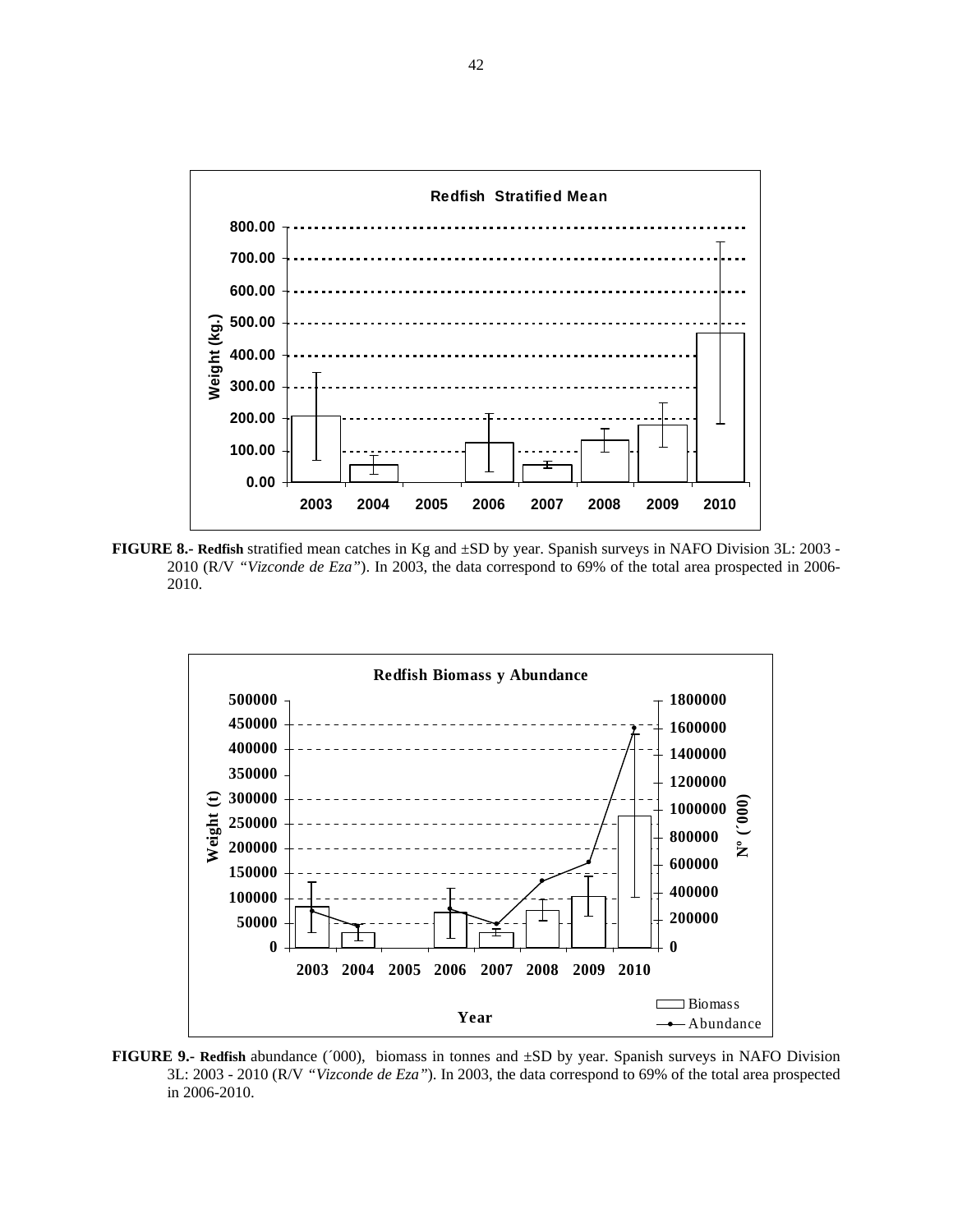**FIGURE 8.- Redfish** stratified mean catches in Kg and ±SD by year. Spanish surveys in NAFO Division 3L: 2003 - 2010 (R/V *"Vizconde de Eza"*). In 2003, the data correspond to 69% of the total area prospected in 2006-2010.

**FIGURE 9.- Redfish** abundance (´000), biomass in tonnes and ±SD by year. Spanish surveys in NAFO Division 3L: 2003 - 2010 (R/V *"Vizconde de Eza"*). In 2003, the data correspond to 69% of the total area prospected in 2006-2010.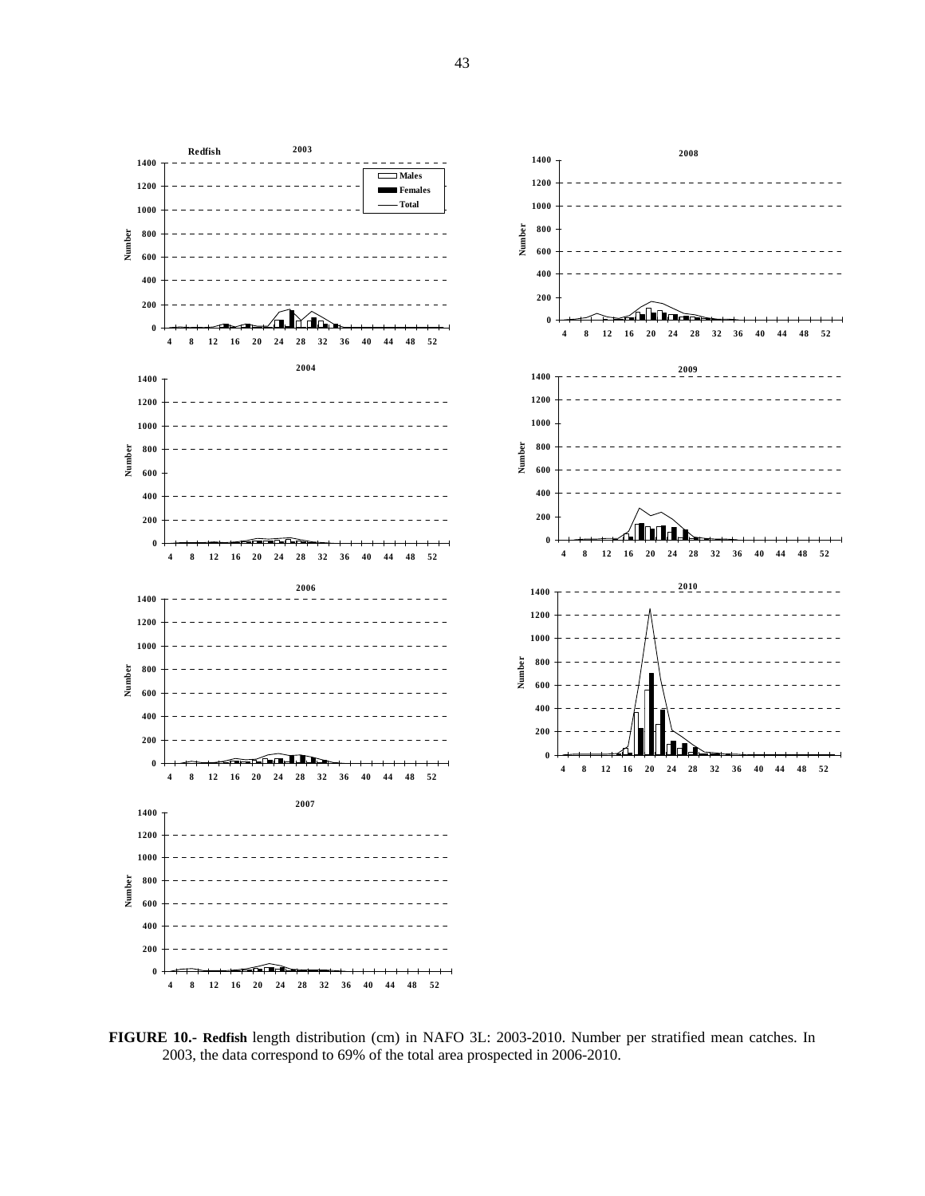**FIGURE 10.- Redfish** length distribution (cm) in NAFO 3L: 2003-2010. Number per stratified mean catches. In 2003, the data correspond to 69% of the total area prospected in 2006-2010.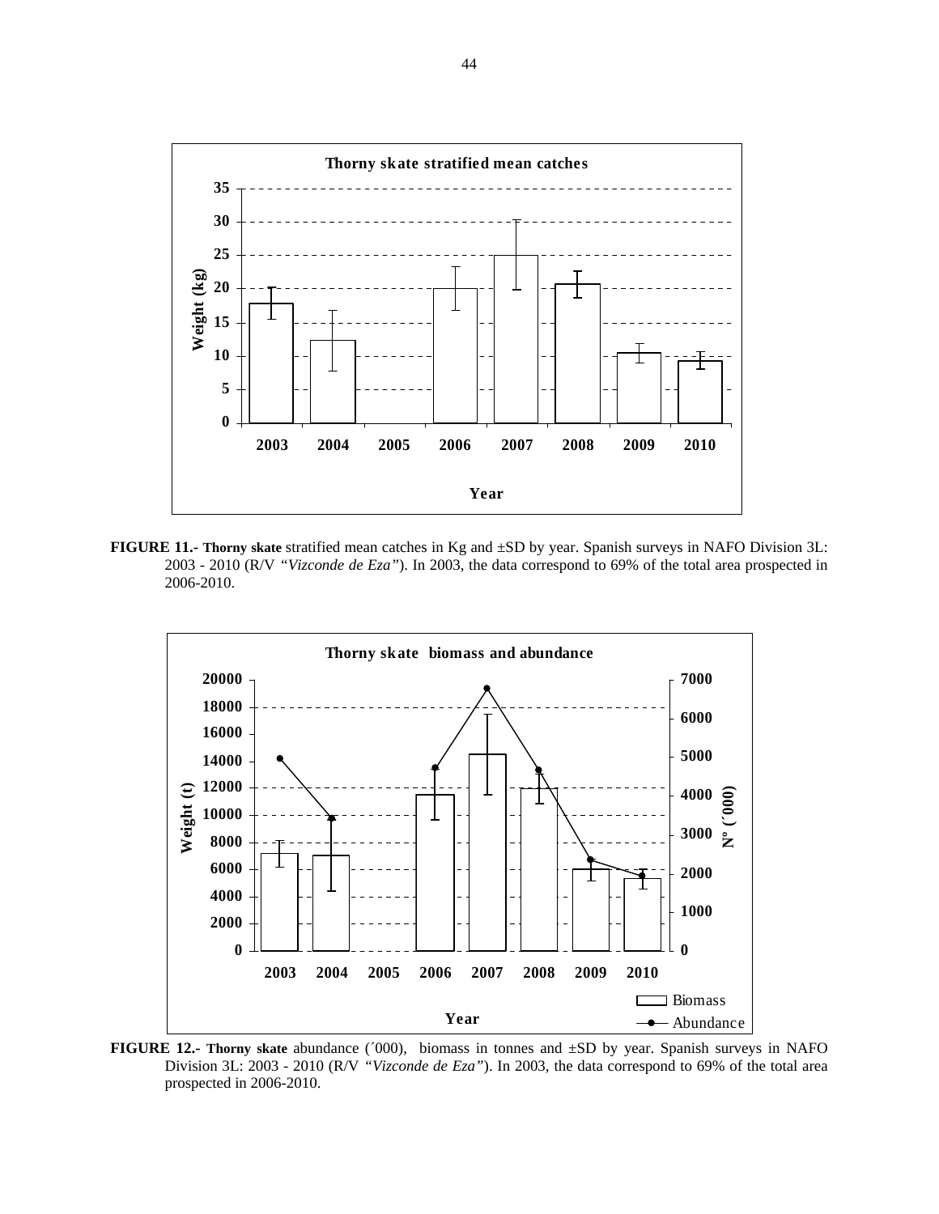**FIGURE 11.- Thorny skate** stratified mean catches in Kg and ±SD by year. Spanish surveys in NAFO Division 3L: 2003 - 2010 (R/V *"Vizconde de Eza"*). In 2003, the data correspond to 69% of the total area prospected in 2006-2010.

**FIGURE 12.- Thorny skate** abundance (´000), biomass in tonnes and ±SD by year. Spanish surveys in NAFO Division 3L: 2003 - 2010 (R/V *"Vizconde de Eza"*). In 2003, the data correspond to 69% of the total area prospected in 2006-2010.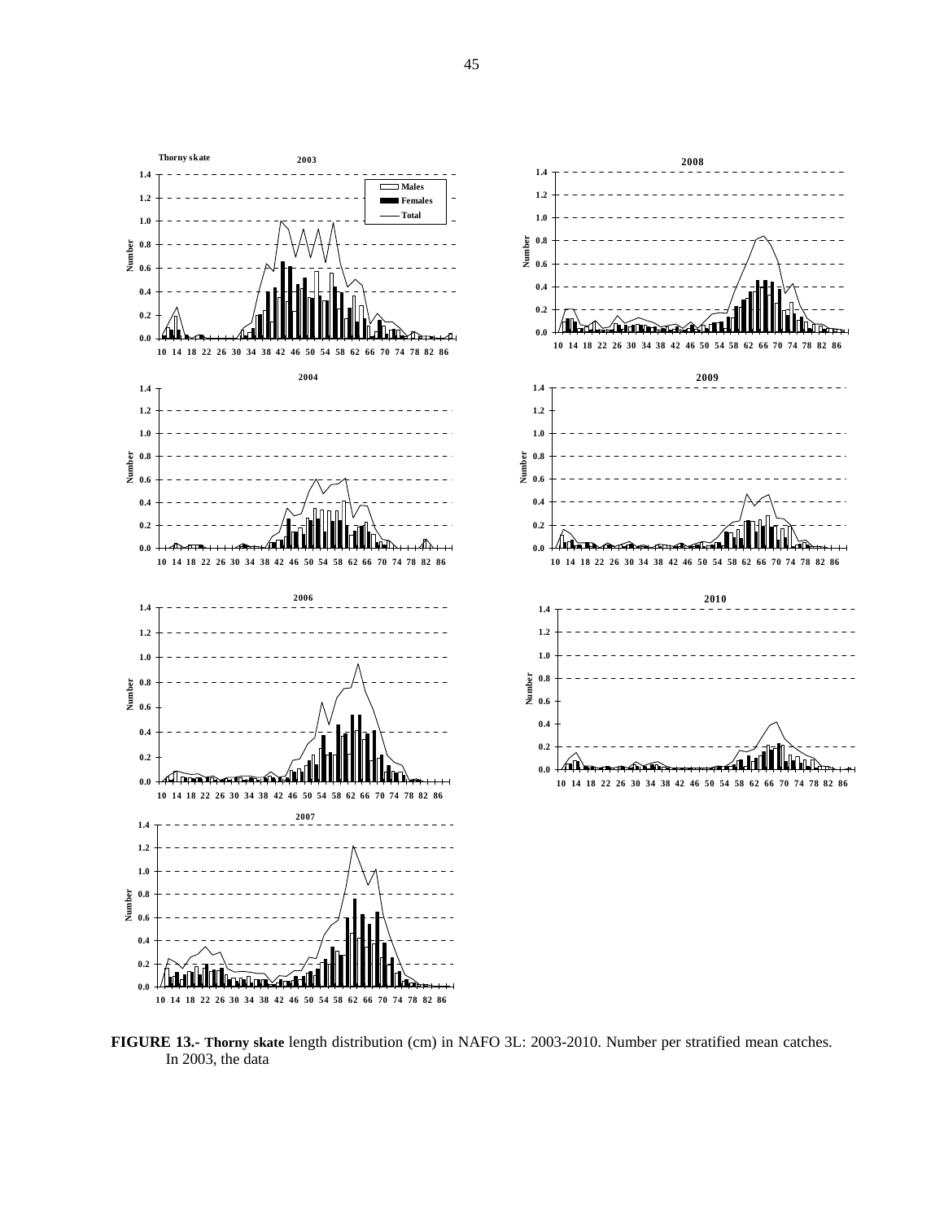**FIGURE 13.- Thorny skate** length distribution (cm) in NAFO 3L: 2003-2010. Number per stratified mean catches. In 2003, the data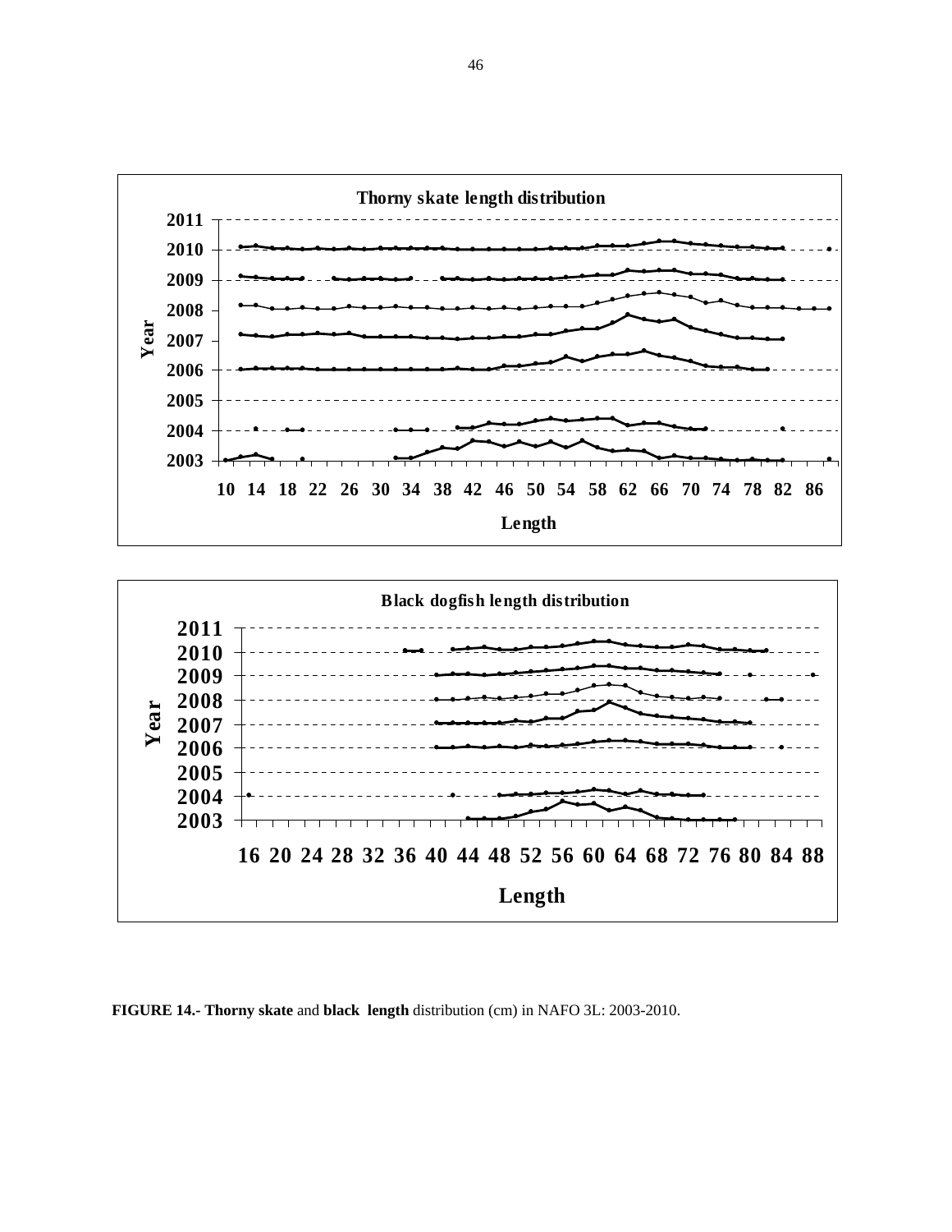**FIGURE 14.- Thorny skate** and **black length** distribution (cm) in NAFO 3L: 2003-2010.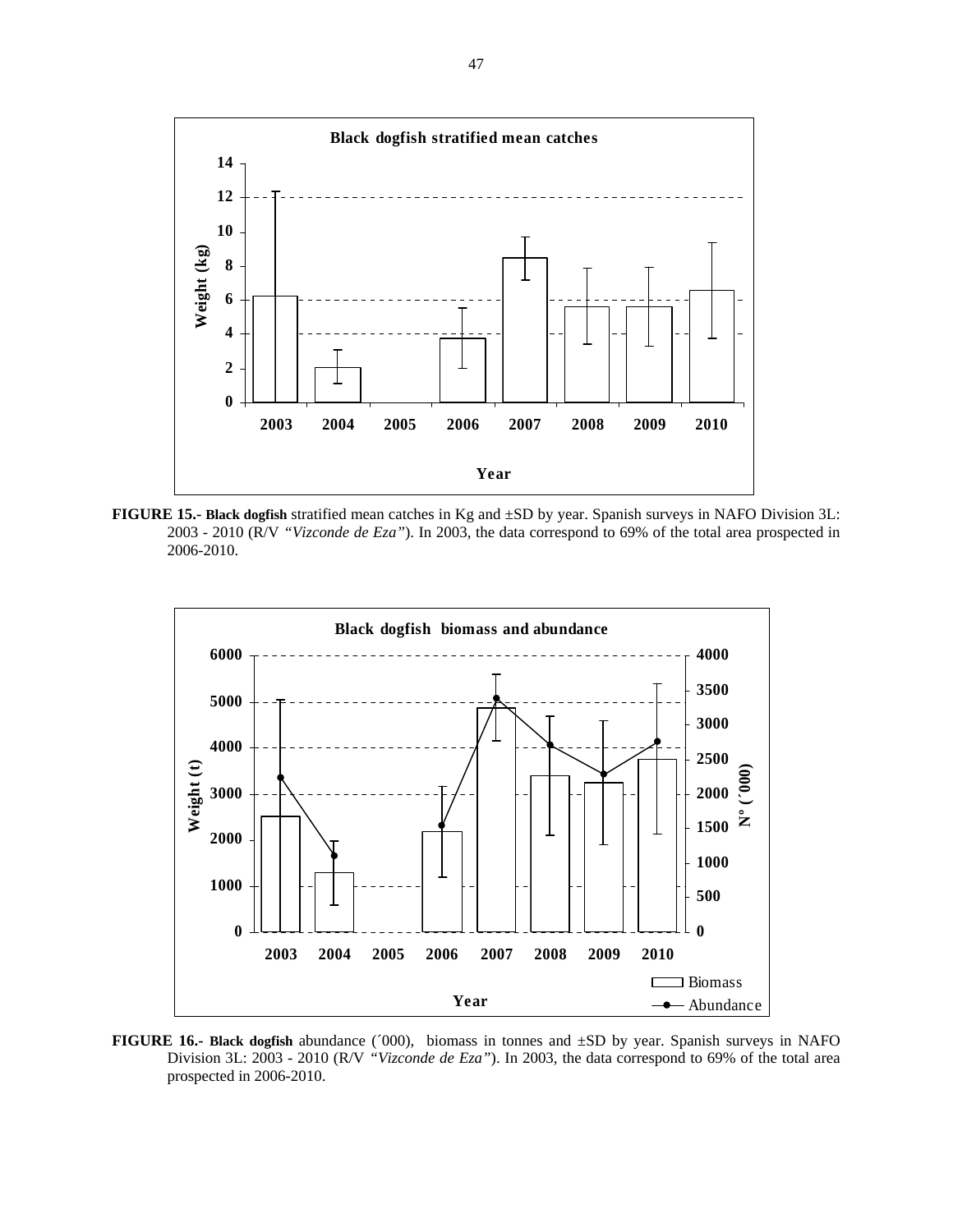**FIGURE 15.- Black dogfish** stratified mean catches in Kg and ±SD by year. Spanish surveys in NAFO Division 3L: 2003 - 2010 (R/V *"Vizconde de Eza"*). In 2003, the data correspond to 69% of the total area prospected in 2006-2010.

**FIGURE 16.- Black dogfish** abundance (´000), biomass in tonnes and ±SD by year. Spanish surveys in NAFO Division 3L: 2003 - 2010 (R/V *"Vizconde de Eza"*). In 2003, the data correspond to 69% of the total area prospected in 2006-2010.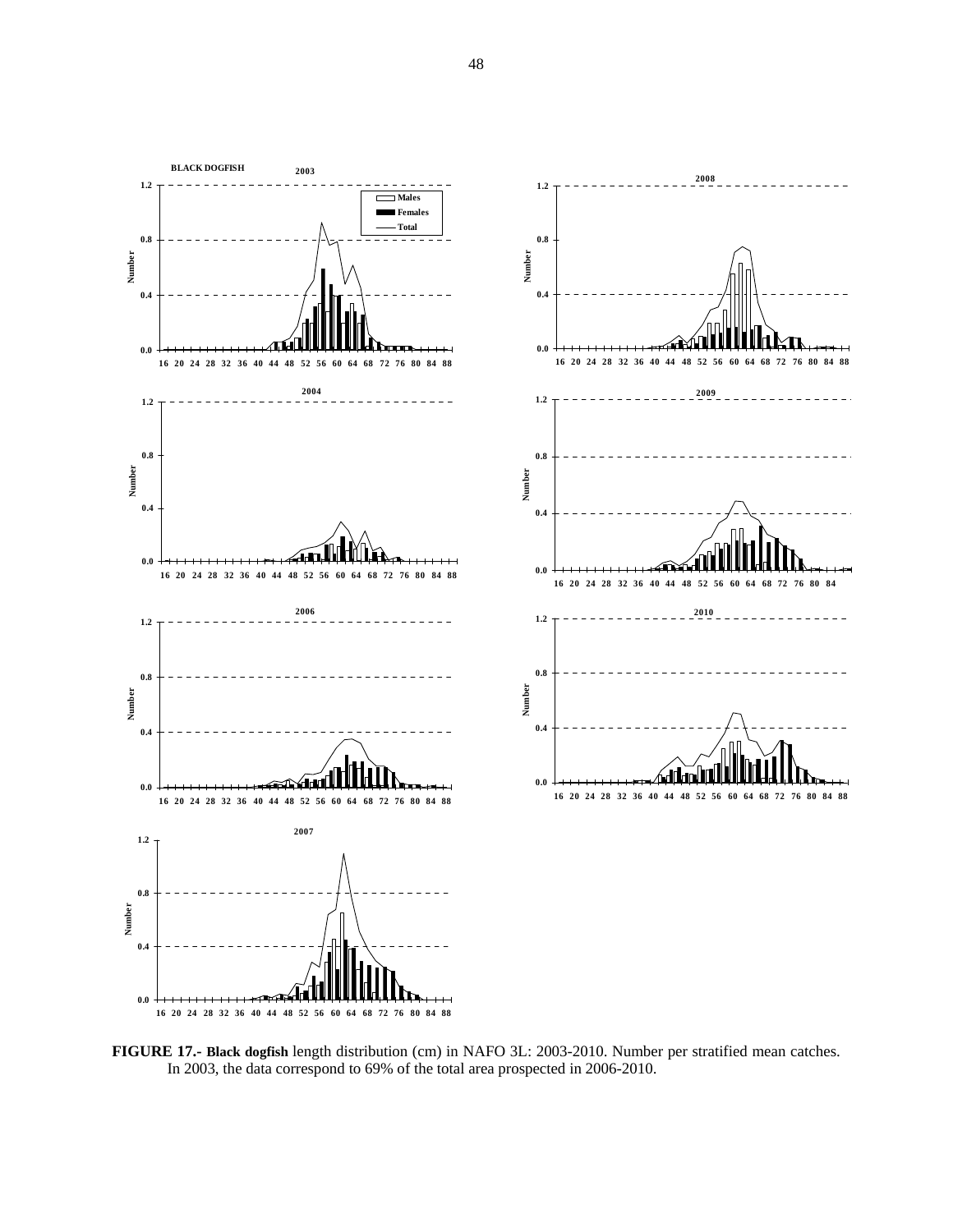BLACK DOGFISH

2003

Males

Females

Total

1.2

0.8

0.4

0.0

Number

16 20 24 28 32 36 40 44 48 52 56 60 64 68 72 76 80 84 88

2004

1.2

0.8

0.4

0.0

Number

16 20 24 28 32 36 40 44 48 52 56 60 64 68 72 76 80 84 88

2006

1.2

0.8

0.4

0.0

Number

16 20 24 28 32 36 40 44 48 52 56 60 64 68 72 76 80 84 88

2007

1.2

0.8

0.4

0.0

Number

16 20 24 28 32 36 40 44 48 52 56 60 64 68 72 76 80 84 88

2008

1.2

0.8

0.4

0.0

Number

16 20 24 28 32 36 40 44 48 52 56 60 64 68 72 76 80 84 88

2009

1.2

0.8

0.4

0.0

Number

16 20 24 28 32 36 40 44 48 52 56 60 64 68 72 76 80 84

2010

1.2

0.8

0.4

0.0

Number

16 20 24 28 32 36 40 44 48 52 56 60 64 68 72 76 80 84 88

**FIGURE 17.- Black dogfish** length distribution (cm) in NAFO 3L: 2003-2010. Number per stratified mean catches. In 2003, the data correspond to 69% of the total area prospected in 2006-2010.